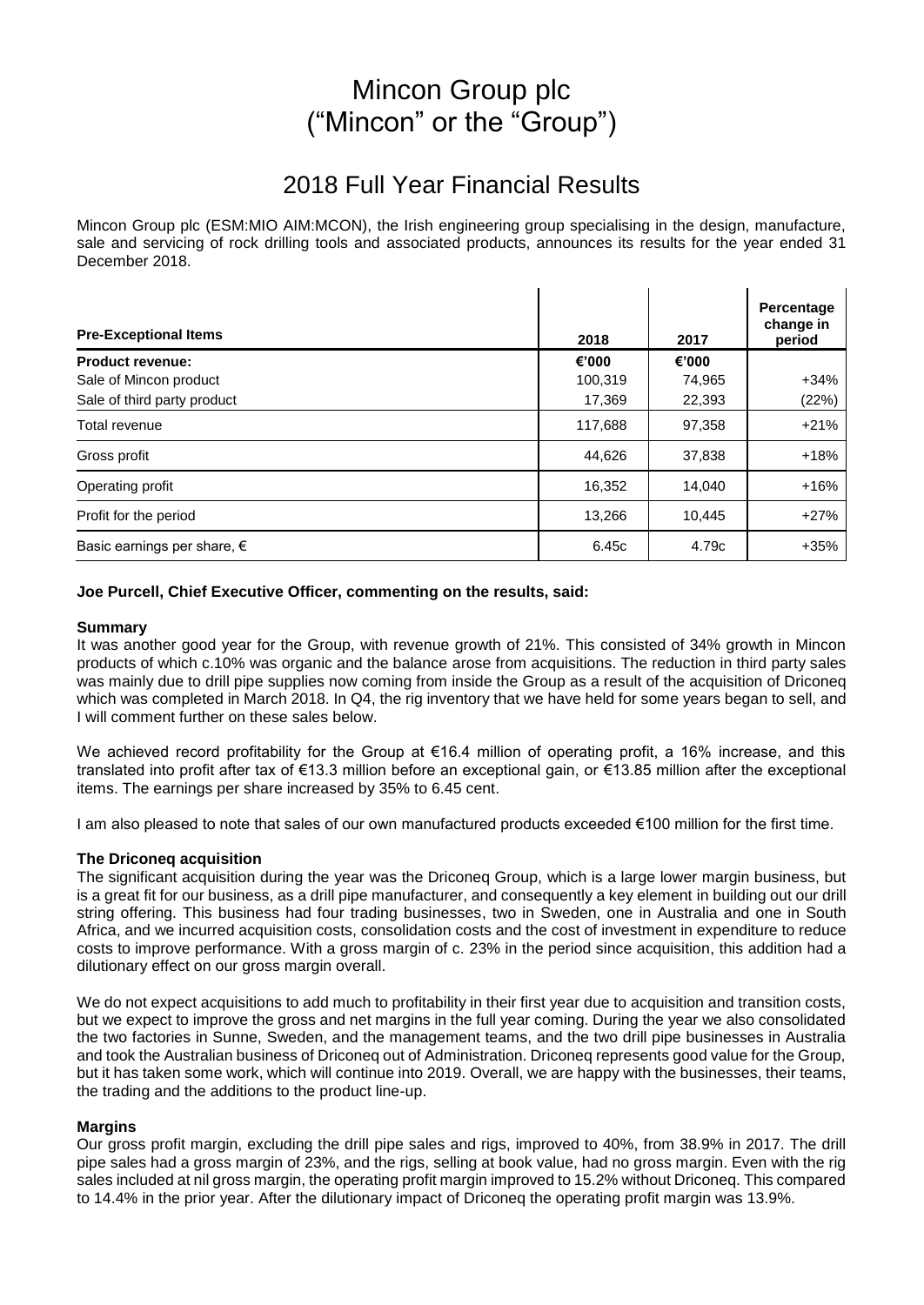# Mincon Group plc
# ("Mincon" or the "Group")

## 2018 Full Year Financial Results

Mincon Group plc (ESM:MIO AIM:MCON), the Irish engineering group specialising in the design, manufacture, sale and servicing of rock drilling tools and associated products, announces its results for the year ended 31 December 2018.

| Pre-Exceptional Items | 2018 | 2017 | Percentage change in period |
|---|---|---|---|
| **Product revenue:** | **€'000** | **€'000** | |
| Sale of Mincon product | 100,319 | 74,965 | +34% |
| Sale of third party product | 17,369 | 22,393 | (22%) |
| Total revenue | 117,688 | 97,358 | +21% |
| Gross profit | 44,626 | 37,838 | +18% |
| Operating profit | 16,352 | 14,040 | +16% |
| Profit for the period | 13,266 | 10,445 | +27% |
| Basic earnings per share, € | 6.45c | 4.79c | +35% |

**Joe Purcell, Chief Executive Officer, commenting on the results, said:**

**Summary**

It was another good year for the Group, with revenue growth of 21%. This consisted of 34% growth in Mincon products of which c.10% was organic and the balance arose from acquisitions. The reduction in third party sales was mainly due to drill pipe supplies now coming from inside the Group as a result of the acquisition of Driconeq which was completed in March 2018. In Q4, the rig inventory that we have held for some years began to sell, and I will comment further on these sales below.

We achieved record profitability for the Group at €16.4 million of operating profit, a 16% increase, and this translated into profit after tax of €13.3 million before an exceptional gain, or €13.85 million after the exceptional items. The earnings per share increased by 35% to 6.45 cent.

I am also pleased to note that sales of our own manufactured products exceeded €100 million for the first time.

**The Driconeq acquisition**

The significant acquisition during the year was the Driconeq Group, which is a large lower margin business, but is a great fit for our business, as a drill pipe manufacturer, and consequently a key element in building out our drill string offering. This business had four trading businesses, two in Sweden, one in Australia and one in South Africa, and we incurred acquisition costs, consolidation costs and the cost of investment in expenditure to reduce costs to improve performance. With a gross margin of c. 23% in the period since acquisition, this addition had a dilutionary effect on our gross margin overall.

We do not expect acquisitions to add much to profitability in their first year due to acquisition and transition costs, but we expect to improve the gross and net margins in the full year coming. During the year we also consolidated the two factories in Sunne, Sweden, and the management teams, and the two drill pipe businesses in Australia and took the Australian business of Driconeq out of Administration. Driconeq represents good value for the Group, but it has taken some work, which will continue into 2019. Overall, we are happy with the businesses, their teams, the trading and the additions to the product line-up.

**Margins**

Our gross profit margin, excluding the drill pipe sales and rigs, improved to 40%, from 38.9% in 2017. The drill pipe sales had a gross margin of 23%, and the rigs, selling at book value, had no gross margin. Even with the rig sales included at nil gross margin, the operating profit margin improved to 15.2% without Driconeq. This compared to 14.4% in the prior year. After the dilutionary impact of Driconeq the operating profit margin was 13.9%.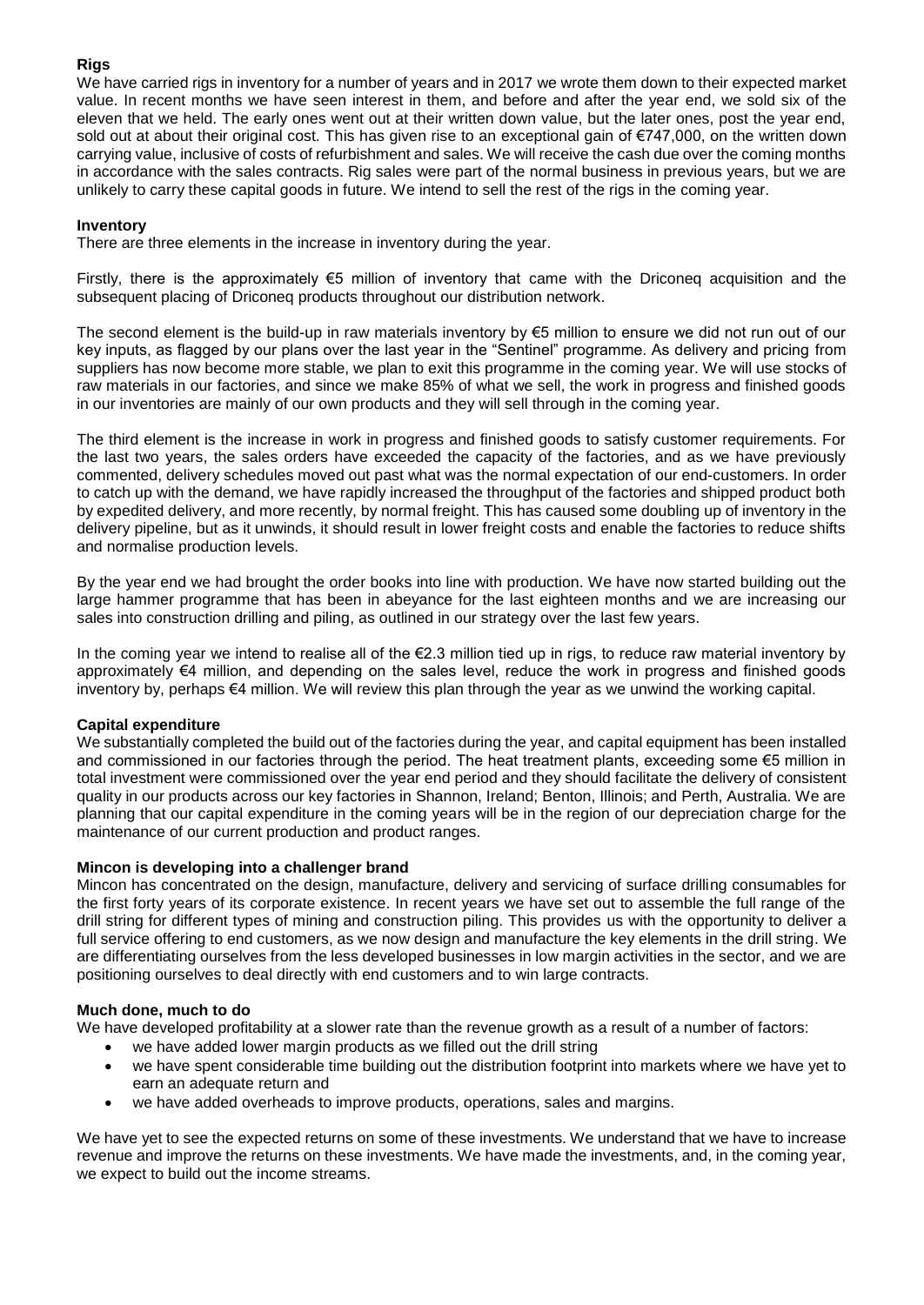**Rigs**

We have carried rigs in inventory for a number of years and in 2017 we wrote them down to their expected market value. In recent months we have seen interest in them, and before and after the year end, we sold six of the eleven that we held. The early ones went out at their written down value, but the later ones, post the year end, sold out at about their original cost. This has given rise to an exceptional gain of €747,000, on the written down carrying value, inclusive of costs of refurbishment and sales. We will receive the cash due over the coming months in accordance with the sales contracts. Rig sales were part of the normal business in previous years, but we are unlikely to carry these capital goods in future. We intend to sell the rest of the rigs in the coming year.

**Inventory**

There are three elements in the increase in inventory during the year.

Firstly, there is the approximately €5 million of inventory that came with the Driconeq acquisition and the subsequent placing of Driconeq products throughout our distribution network.

The second element is the build-up in raw materials inventory by €5 million to ensure we did not run out of our key inputs, as flagged by our plans over the last year in the "Sentinel" programme. As delivery and pricing from suppliers has now become more stable, we plan to exit this programme in the coming year. We will use stocks of raw materials in our factories, and since we make 85% of what we sell, the work in progress and finished goods in our inventories are mainly of our own products and they will sell through in the coming year.

The third element is the increase in work in progress and finished goods to satisfy customer requirements. For the last two years, the sales orders have exceeded the capacity of the factories, and as we have previously commented, delivery schedules moved out past what was the normal expectation of our end-customers. In order to catch up with the demand, we have rapidly increased the throughput of the factories and shipped product both by expedited delivery, and more recently, by normal freight. This has caused some doubling up of inventory in the delivery pipeline, but as it unwinds, it should result in lower freight costs and enable the factories to reduce shifts and normalise production levels.

By the year end we had brought the order books into line with production. We have now started building out the large hammer programme that has been in abeyance for the last eighteen months and we are increasing our sales into construction drilling and piling, as outlined in our strategy over the last few years.

In the coming year we intend to realise all of the €2.3 million tied up in rigs, to reduce raw material inventory by approximately €4 million, and depending on the sales level, reduce the work in progress and finished goods inventory by, perhaps €4 million. We will review this plan through the year as we unwind the working capital.

**Capital expenditure**

We substantially completed the build out of the factories during the year, and capital equipment has been installed and commissioned in our factories through the period. The heat treatment plants, exceeding some €5 million in total investment were commissioned over the year end period and they should facilitate the delivery of consistent quality in our products across our key factories in Shannon, Ireland; Benton, Illinois; and Perth, Australia. We are planning that our capital expenditure in the coming years will be in the region of our depreciation charge for the maintenance of our current production and product ranges.

**Mincon is developing into a challenger brand**

Mincon has concentrated on the design, manufacture, delivery and servicing of surface drilling consumables for the first forty years of its corporate existence. In recent years we have set out to assemble the full range of the drill string for different types of mining and construction piling. This provides us with the opportunity to deliver a full service offering to end customers, as we now design and manufacture the key elements in the drill string. We are differentiating ourselves from the less developed businesses in low margin activities in the sector, and we are positioning ourselves to deal directly with end customers and to win large contracts.

**Much done, much to do**

We have developed profitability at a slower rate than the revenue growth as a result of a number of factors:

- we have added lower margin products as we filled out the drill string
- we have spent considerable time building out the distribution footprint into markets where we have yet to earn an adequate return and
- we have added overheads to improve products, operations, sales and margins.

We have yet to see the expected returns on some of these investments. We understand that we have to increase revenue and improve the returns on these investments. We have made the investments, and, in the coming year, we expect to build out the income streams.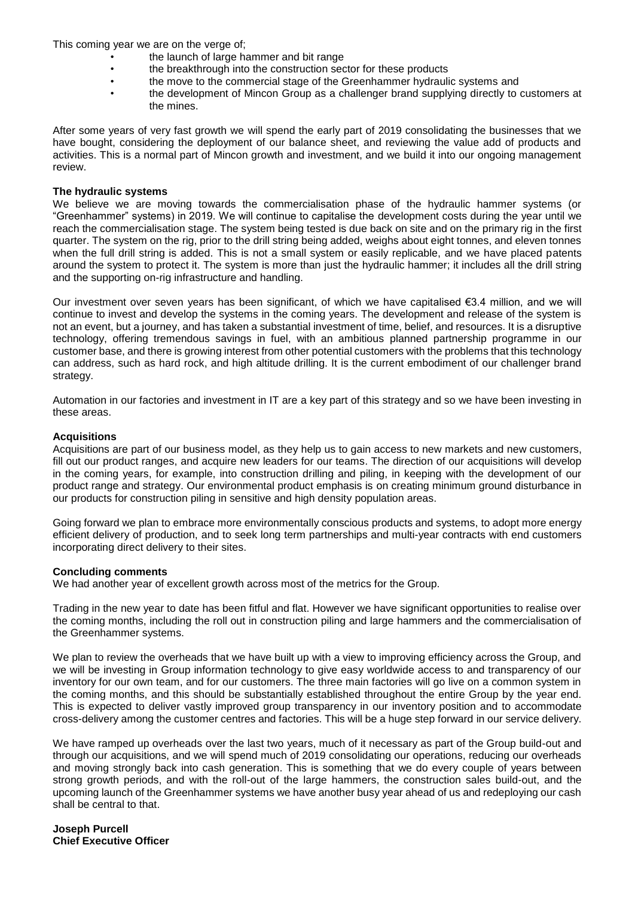This coming year we are on the verge of;

- the launch of large hammer and bit range
- the breakthrough into the construction sector for these products
- the move to the commercial stage of the Greenhammer hydraulic systems and
- the development of Mincon Group as a challenger brand supplying directly to customers at the mines.

After some years of very fast growth we will spend the early part of 2019 consolidating the businesses that we have bought, considering the deployment of our balance sheet, and reviewing the value add of products and activities. This is a normal part of Mincon growth and investment, and we build it into our ongoing management review.

**The hydraulic systems**

We believe we are moving towards the commercialisation phase of the hydraulic hammer systems (or "Greenhammer" systems) in 2019. We will continue to capitalise the development costs during the year until we reach the commercialisation stage. The system being tested is due back on site and on the primary rig in the first quarter. The system on the rig, prior to the drill string being added, weighs about eight tonnes, and eleven tonnes when the full drill string is added. This is not a small system or easily replicable, and we have placed patents around the system to protect it. The system is more than just the hydraulic hammer; it includes all the drill string and the supporting on-rig infrastructure and handling.

Our investment over seven years has been significant, of which we have capitalised €3.4 million, and we will continue to invest and develop the systems in the coming years. The development and release of the system is not an event, but a journey, and has taken a substantial investment of time, belief, and resources. It is a disruptive technology, offering tremendous savings in fuel, with an ambitious planned partnership programme in our customer base, and there is growing interest from other potential customers with the problems that this technology can address, such as hard rock, and high altitude drilling. It is the current embodiment of our challenger brand strategy.

Automation in our factories and investment in IT are a key part of this strategy and so we have been investing in these areas.

**Acquisitions**

Acquisitions are part of our business model, as they help us to gain access to new markets and new customers, fill out our product ranges, and acquire new leaders for our teams. The direction of our acquisitions will develop in the coming years, for example, into construction drilling and piling, in keeping with the development of our product range and strategy. Our environmental product emphasis is on creating minimum ground disturbance in our products for construction piling in sensitive and high density population areas.

Going forward we plan to embrace more environmentally conscious products and systems, to adopt more energy efficient delivery of production, and to seek long term partnerships and multi-year contracts with end customers incorporating direct delivery to their sites.

**Concluding comments**

We had another year of excellent growth across most of the metrics for the Group.

Trading in the new year to date has been fitful and flat. However we have significant opportunities to realise over the coming months, including the roll out in construction piling and large hammers and the commercialisation of the Greenhammer systems.

We plan to review the overheads that we have built up with a view to improving efficiency across the Group, and we will be investing in Group information technology to give easy worldwide access to and transparency of our inventory for our own team, and for our customers. The three main factories will go live on a common system in the coming months, and this should be substantially established throughout the entire Group by the year end. This is expected to deliver vastly improved group transparency in our inventory position and to accommodate cross-delivery among the customer centres and factories. This will be a huge step forward in our service delivery.

We have ramped up overheads over the last two years, much of it necessary as part of the Group build-out and through our acquisitions, and we will spend much of 2019 consolidating our operations, reducing our overheads and moving strongly back into cash generation. This is something that we do every couple of years between strong growth periods, and with the roll-out of the large hammers, the construction sales build-out, and the upcoming launch of the Greenhammer systems we have another busy year ahead of us and redeploying our cash shall be central to that.

**Joseph Purcell**
**Chief Executive Officer**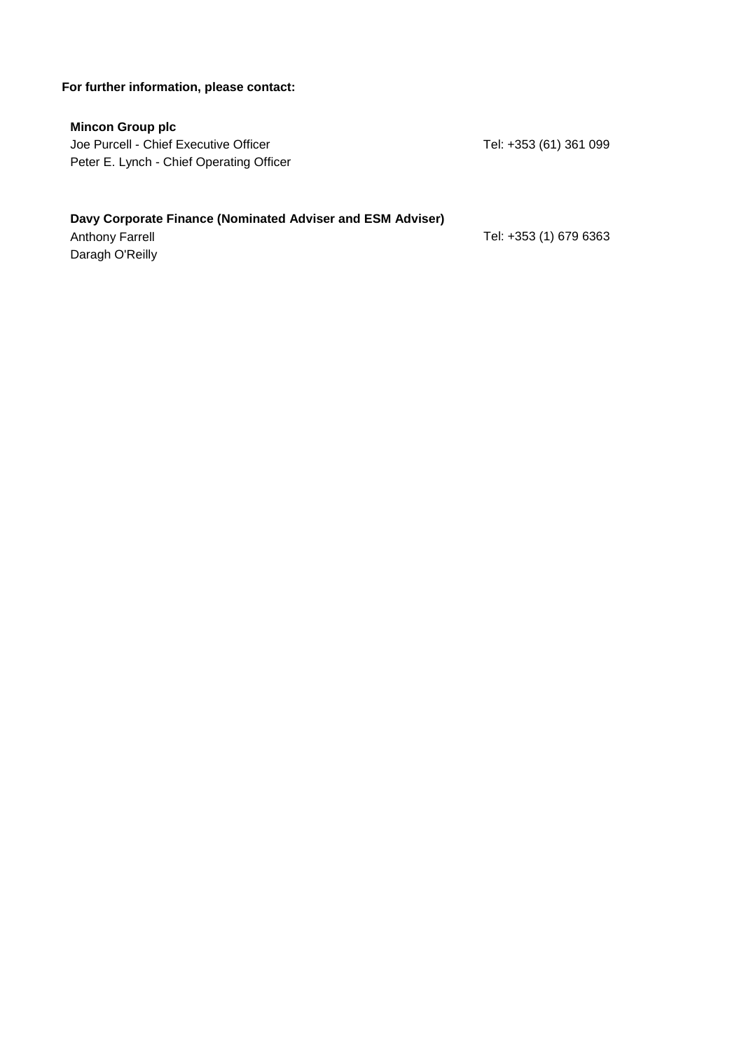**For further information, please contact:**

**Mincon Group plc**

Joe Purcell - Chief Executive Officer — Tel: +353 (61) 361 099

Peter E. Lynch - Chief Operating Officer

**Davy Corporate Finance (Nominated Adviser and ESM Adviser)**

Anthony Farrell — Tel: +353 (1) 679 6363

Daragh O'Reilly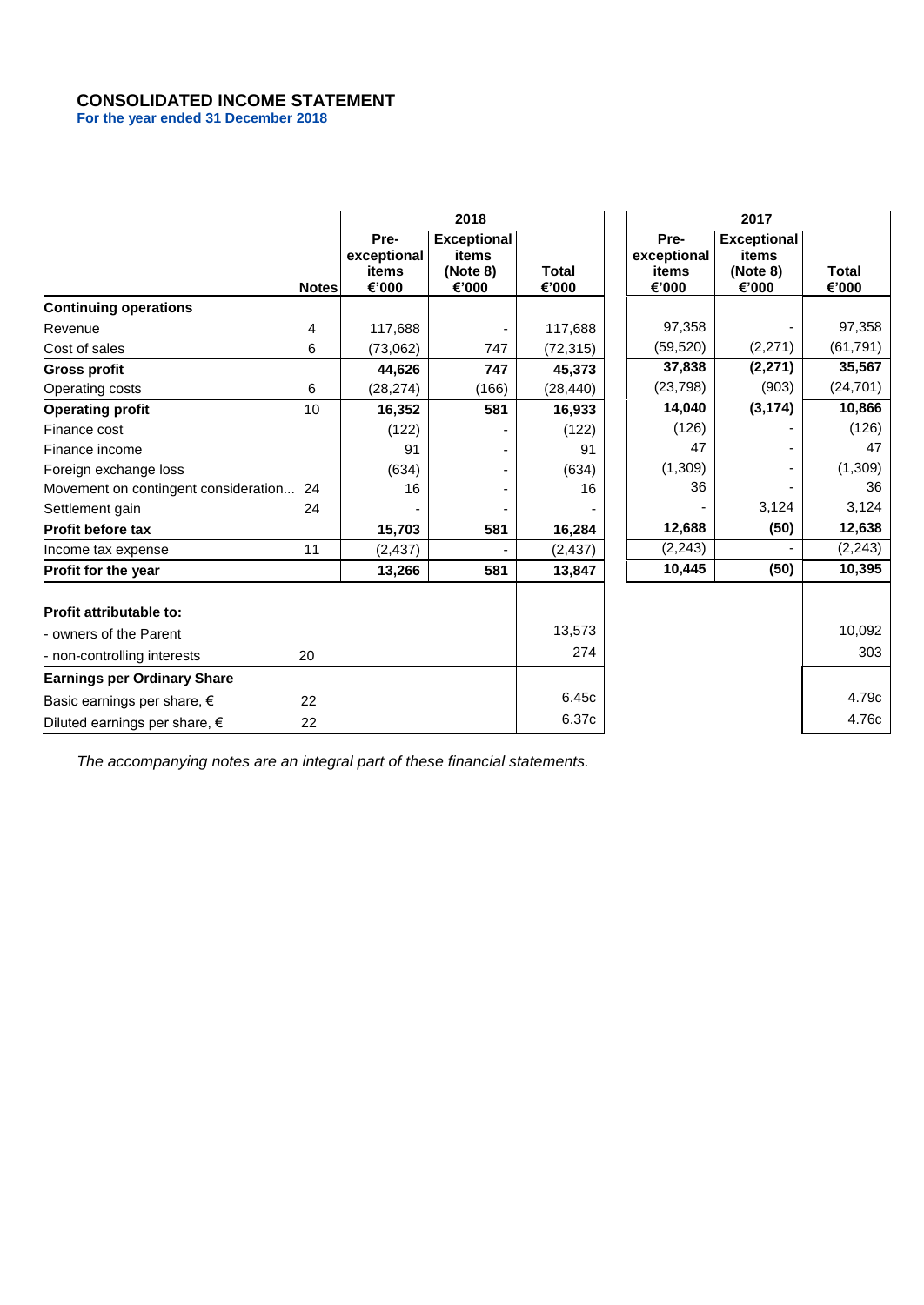# CONSOLIDATED INCOME STATEMENT

**For the year ended 31 December 2018**

| | | 2018 | | | 2017 | | |
|---|---|---|---|---|---|---|---|
| | **Notes** | **Pre-exceptional items €'000** | **Exceptional items (Note 8) €'000** | **Total €'000** | **Pre-exceptional items €'000** | **Exceptional items (Note 8) €'000** | **Total €'000** |
| **Continuing operations** | | | | | | | |
| Revenue | 4 | 117,688 | - | 117,688 | 97,358 | - | 97,358 |
| Cost of sales | 6 | (73,062) | 747 | (72,315) | (59,520) | (2,271) | (61,791) |
| **Gross profit** | | **44,626** | **747** | **45,373** | **37,838** | **(2,271)** | **35,567** |
| Operating costs | 6 | (28,274) | (166) | (28,440) | (23,798) | (903) | (24,701) |
| **Operating profit** | 10 | **16,352** | **581** | **16,933** | **14,040** | **(3,174)** | **10,866** |
| Finance cost | | (122) | - | (122) | (126) | - | (126) |
| Finance income | | 91 | - | 91 | 47 | - | 47 |
| Foreign exchange loss | | (634) | - | (634) | (1,309) | - | (1,309) |
| Movement on contingent consideration... | 24 | 16 | - | 16 | 36 | - | 36 |
| Settlement gain | 24 | - | - | - | - | 3,124 | 3,124 |
| **Profit before tax** | | **15,703** | **581** | **16,284** | **12,688** | **(50)** | **12,638** |
| Income tax expense | 11 | (2,437) | - | (2,437) | (2,243) | - | (2,243) |
| **Profit for the year** | | **13,266** | **581** | **13,847** | **10,445** | **(50)** | **10,395** |
| | | | | | | | |
| **Profit attributable to:** | | | | | | | |
| - owners of the Parent | | | | 13,573 | | | 10,092 |
| - non-controlling interests | 20 | | | 274 | | | 303 |
| **Earnings per Ordinary Share** | | | | | | | |
| Basic earnings per share, € | 22 | | | 6.45c | | | 4.79c |
| Diluted earnings per share, € | 22 | | | 6.37c | | | 4.76c |

*The accompanying notes are an integral part of these financial statements.*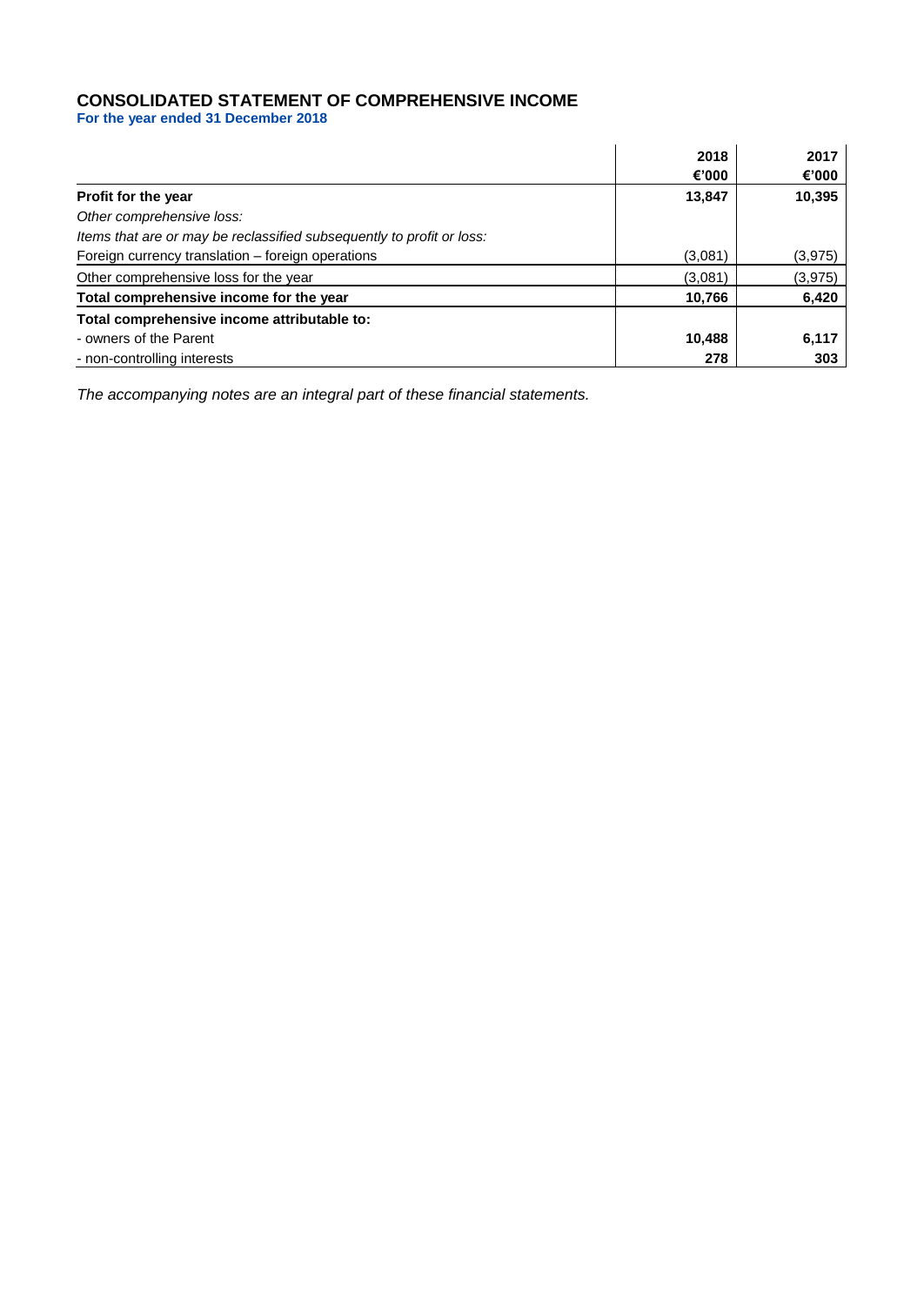# CONSOLIDATED STATEMENT OF COMPREHENSIVE INCOME

**For the year ended 31 December 2018**

| | 2018<br>€'000 | 2017<br>€'000 |
|---|---|---|
| **Profit for the year** | **13,847** | **10,395** |
| *Other comprehensive loss:* | | |
| *Items that are or may be reclassified subsequently to profit or loss:* | | |
| Foreign currency translation – foreign operations | (3,081) | (3,975) |
| Other comprehensive loss for the year | (3,081) | (3,975) |
| **Total comprehensive income for the year** | **10,766** | **6,420** |
| **Total comprehensive income attributable to:** | | |
| - owners of the Parent | **10,488** | **6,117** |
| - non-controlling interests | **278** | **303** |

*The accompanying notes are an integral part of these financial statements.*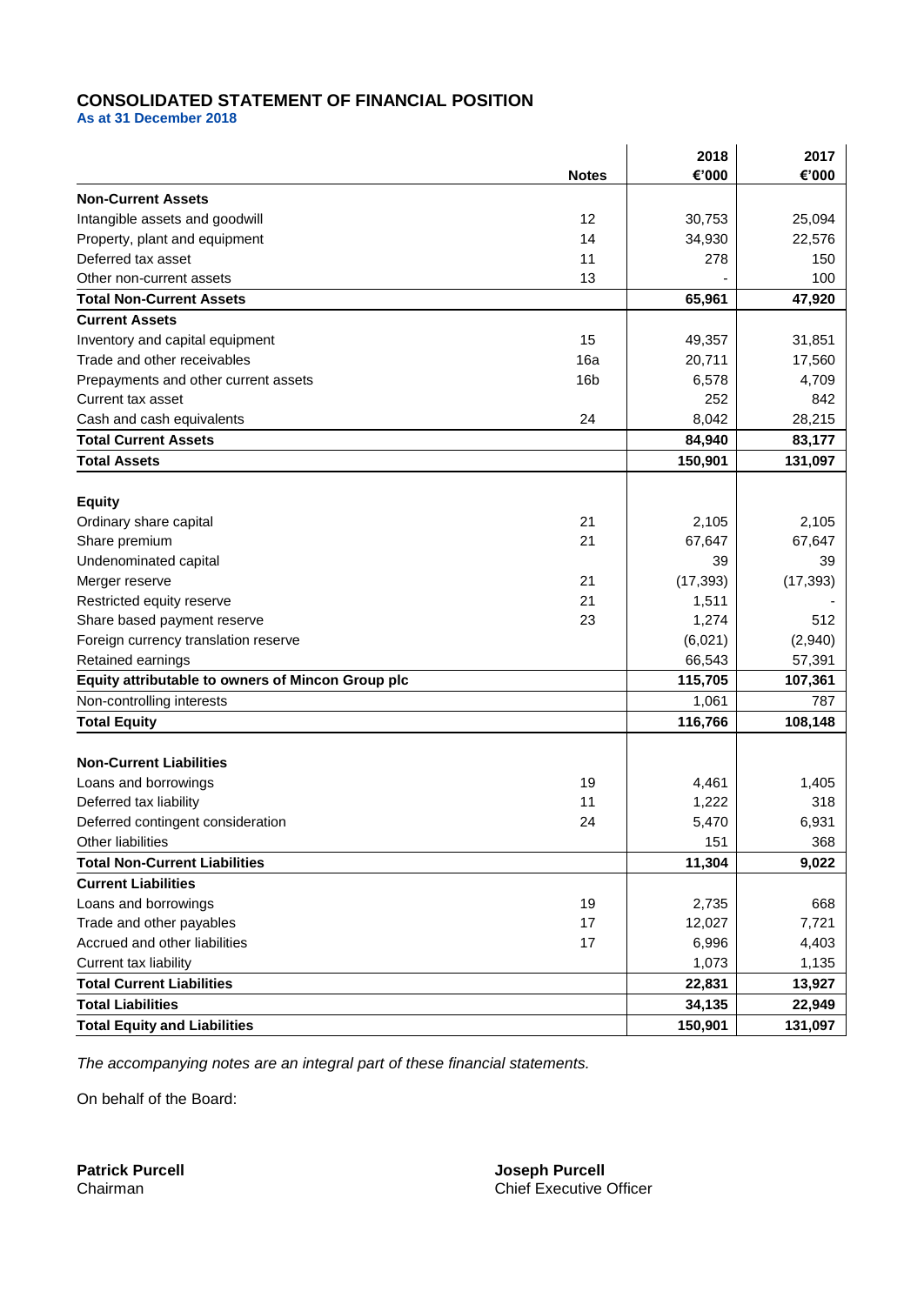# CONSOLIDATED STATEMENT OF FINANCIAL POSITION

**As at 31 December 2018**

| | Notes | 2018 €'000 | 2017 €'000 |
|---|---|---|---|
| **Non-Current Assets** | | | |
| Intangible assets and goodwill | 12 | 30,753 | 25,094 |
| Property, plant and equipment | 14 | 34,930 | 22,576 |
| Deferred tax asset | 11 | 278 | 150 |
| Other non-current assets | 13 | - | 100 |
| **Total Non-Current Assets** | | **65,961** | **47,920** |
| **Current Assets** | | | |
| Inventory and capital equipment | 15 | 49,357 | 31,851 |
| Trade and other receivables | 16a | 20,711 | 17,560 |
| Prepayments and other current assets | 16b | 6,578 | 4,709 |
| Current tax asset | | 252 | 842 |
| Cash and cash equivalents | 24 | 8,042 | 28,215 |
| **Total Current Assets** | | **84,940** | **83,177** |
| **Total Assets** | | **150,901** | **131,097** |
| | | | |
| **Equity** | | | |
| Ordinary share capital | 21 | 2,105 | 2,105 |
| Share premium | 21 | 67,647 | 67,647 |
| Undenominated capital | | 39 | 39 |
| Merger reserve | 21 | (17,393) | (17,393) |
| Restricted equity reserve | 21 | 1,511 | - |
| Share based payment reserve | 23 | 1,274 | 512 |
| Foreign currency translation reserve | | (6,021) | (2,940) |
| Retained earnings | | 66,543 | 57,391 |
| **Equity attributable to owners of Mincon Group plc** | | **115,705** | **107,361** |
| Non-controlling interests | | 1,061 | 787 |
| **Total Equity** | | **116,766** | **108,148** |
| | | | |
| **Non-Current Liabilities** | | | |
| Loans and borrowings | 19 | 4,461 | 1,405 |
| Deferred tax liability | 11 | 1,222 | 318 |
| Deferred contingent consideration | 24 | 5,470 | 6,931 |
| Other liabilities | | 151 | 368 |
| **Total Non-Current Liabilities** | | **11,304** | **9,022** |
| **Current Liabilities** | | | |
| Loans and borrowings | 19 | 2,735 | 668 |
| Trade and other payables | 17 | 12,027 | 7,721 |
| Accrued and other liabilities | 17 | 6,996 | 4,403 |
| Current tax liability | | 1,073 | 1,135 |
| **Total Current Liabilities** | | **22,831** | **13,927** |
| **Total Liabilities** | | **34,135** | **22,949** |
| **Total Equity and Liabilities** | | **150,901** | **131,097** |

*The accompanying notes are an integral part of these financial statements.*

On behalf of the Board:

**Patrick Purcell**
Chairman

**Joseph Purcell**
Chief Executive Officer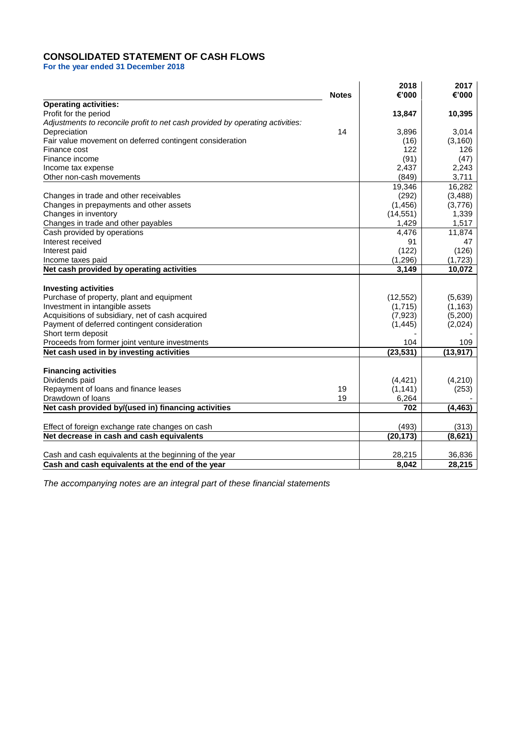# CONSOLIDATED STATEMENT OF CASH FLOWS

**For the year ended 31 December 2018**

| | Notes | 2018 €'000 | 2017 €'000 |
|---|---|---|---|
| **Operating activities:** | | | |
| Profit for the period | | **13,847** | **10,395** |
| *Adjustments to reconcile profit to net cash provided by operating activities:* | | | |
| Depreciation | 14 | 3,896 | 3,014 |
| Fair value movement on deferred contingent consideration | | (16) | (3,160) |
| Finance cost | | 122 | 126 |
| Finance income | | (91) | (47) |
| Income tax expense | | 2,437 | 2,243 |
| Other non-cash movements | | (849) | 3,711 |
| | | 19,346 | 16,282 |
| Changes in trade and other receivables | | (292) | (3,488) |
| Changes in prepayments and other assets | | (1,456) | (3,776) |
| Changes in inventory | | (14,551) | 1,339 |
| Changes in trade and other payables | | 1,429 | 1,517 |
| Cash provided by operations | | 4,476 | 11,874 |
| Interest received | | 91 | 47 |
| Interest paid | | (122) | (126) |
| Income taxes paid | | (1,296) | (1,723) |
| **Net cash provided by operating activities** | | **3,149** | **10,072** |
| | | | |
| **Investing activities** | | | |
| Purchase of property, plant and equipment | | (12,552) | (5,639) |
| Investment in intangible assets | | (1,715) | (1,163) |
| Acquisitions of subsidiary, net of cash acquired | | (7,923) | (5,200) |
| Payment of deferred contingent consideration | | (1,445) | (2,024) |
| Short term deposit | | - | - |
| Proceeds from former joint venture investments | | 104 | 109 |
| **Net cash used in by investing activities** | | **(23,531)** | **(13,917)** |
| | | | |
| **Financing activities** | | | |
| Dividends paid | | (4,421) | (4,210) |
| Repayment of loans and finance leases | 19 | (1,141) | (253) |
| Drawdown of loans | 19 | 6,264 | - |
| **Net cash provided by/(used in) financing activities** | | **702** | **(4,463)** |
| | | | |
| Effect of foreign exchange rate changes on cash | | (493) | (313) |
| **Net decrease in cash and cash equivalents** | | **(20,173)** | **(8,621)** |
| | | | |
| Cash and cash equivalents at the beginning of the year | | 28,215 | 36,836 |
| **Cash and cash equivalents at the end of the year** | | **8,042** | **28,215** |

*The accompanying notes are an integral part of these financial statements*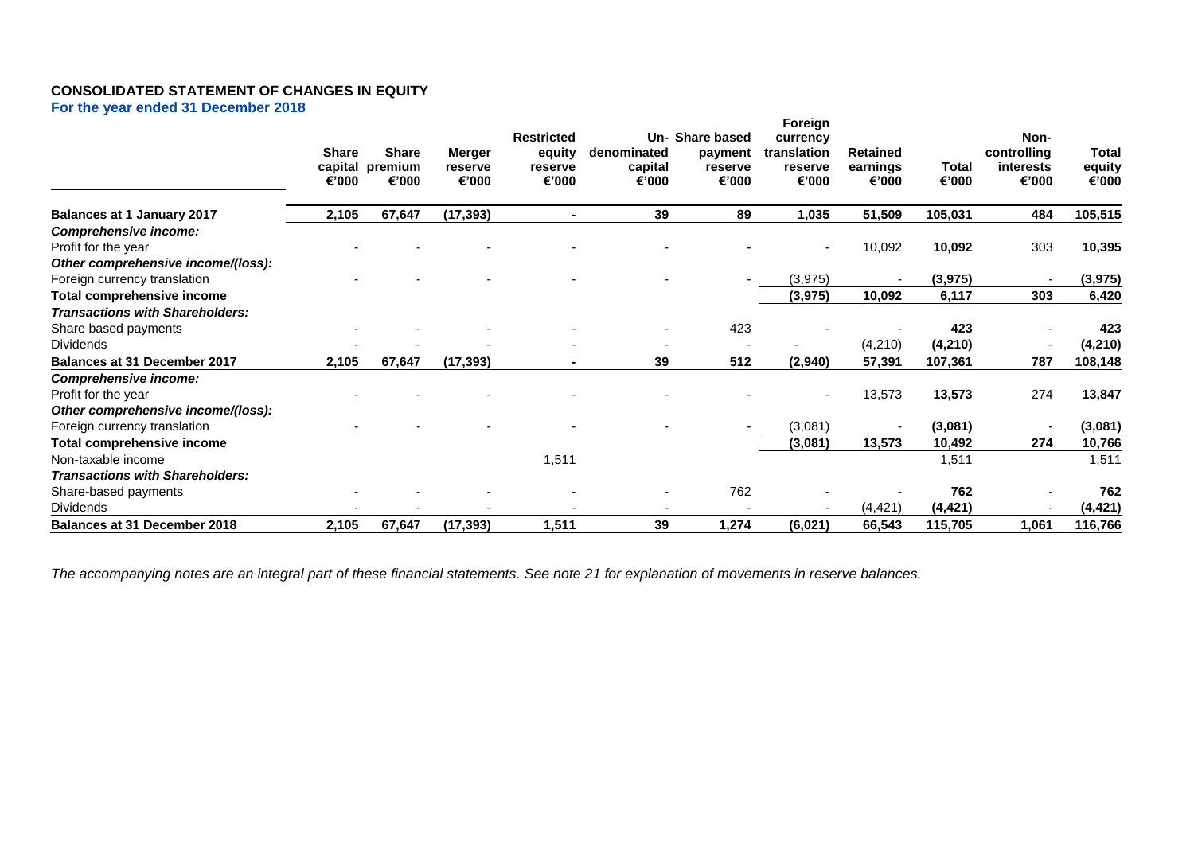## CONSOLIDATED STATEMENT OF CHANGES IN EQUITY

**For the year ended 31 December 2018**

| | Share capital €'000 | Share premium €'000 | Merger reserve €'000 | Restricted equity reserve €'000 | Un-denominated capital €'000 | Share based payment reserve €'000 | Foreign currency translation reserve €'000 | Retained earnings €'000 | Total €'000 | Non-controlling interests €'000 | Total equity €'000 |
|---|---|---|---|---|---|---|---|---|---|---|---|
| **Balances at 1 January 2017** | **2,105** | **67,647** | **(17,393)** | **-** | **39** | **89** | **1,035** | **51,509** | **105,031** | **484** | **105,515** |
| ***Comprehensive income:*** | | | | | | | | | | | |
| Profit for the year | - | - | - | - | - | - | - | 10,092 | **10,092** | 303 | **10,395** |
| ***Other comprehensive income/(loss):*** | | | | | | | | | | | |
| Foreign currency translation | - | - | - | - | - | - | (3,975) | - | **(3,975)** | - | **(3,975)** |
| **Total comprehensive income** | | | | | | | **(3,975)** | **10,092** | **6,117** | **303** | **6,420** |
| ***Transactions with Shareholders:*** | | | | | | | | | | | |
| Share based payments | - | - | - | - | - | 423 | - | - | **423** | - | **423** |
| Dividends | - | - | - | - | - | - | - | (4,210) | **(4,210)** | - | **(4,210)** |
| **Balances at 31 December 2017** | **2,105** | **67,647** | **(17,393)** | **-** | **39** | **512** | **(2,940)** | **57,391** | **107,361** | **787** | **108,148** |
| ***Comprehensive income:*** | | | | | | | | | | | |
| Profit for the year | - | - | - | - | - | - | - | 13,573 | **13,573** | 274 | **13,847** |
| ***Other comprehensive income/(loss):*** | | | | | | | | | | | |
| Foreign currency translation | - | - | - | - | - | - | (3,081) | - | **(3,081)** | - | **(3,081)** |
| **Total comprehensive income** | | | | | | | **(3,081)** | **13,573** | **10,492** | **274** | **10,766** |
| Non-taxable income | | | | 1,511 | | | | | 1,511 | | 1,511 |
| ***Transactions with Shareholders:*** | | | | | | | | | | | |
| Share-based payments | - | - | - | - | - | 762 | - | - | **762** | - | **762** |
| Dividends | - | - | - | - | - | - | - | (4,421) | **(4,421)** | - | **(4,421)** |
| **Balances at 31 December 2018** | **2,105** | **67,647** | **(17,393)** | **1,511** | **39** | **1,274** | **(6,021)** | **66,543** | **115,705** | **1,061** | **116,766** |

*The accompanying notes are an integral part of these financial statements. See note 21 for explanation of movements in reserve balances.*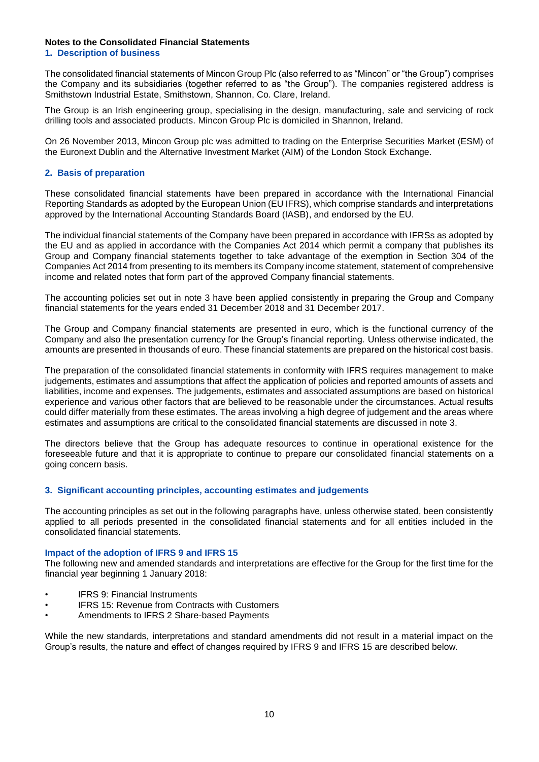**Notes to the Consolidated Financial Statements**

## 1. Description of business

The consolidated financial statements of Mincon Group Plc (also referred to as "Mincon" or "the Group") comprises the Company and its subsidiaries (together referred to as "the Group"). The companies registered address is Smithstown Industrial Estate, Smithstown, Shannon, Co. Clare, Ireland.

The Group is an Irish engineering group, specialising in the design, manufacturing, sale and servicing of rock drilling tools and associated products. Mincon Group Plc is domiciled in Shannon, Ireland.

On 26 November 2013, Mincon Group plc was admitted to trading on the Enterprise Securities Market (ESM) of the Euronext Dublin and the Alternative Investment Market (AIM) of the London Stock Exchange.

## 2. Basis of preparation

These consolidated financial statements have been prepared in accordance with the International Financial Reporting Standards as adopted by the European Union (EU IFRS), which comprise standards and interpretations approved by the International Accounting Standards Board (IASB), and endorsed by the EU.

The individual financial statements of the Company have been prepared in accordance with IFRSs as adopted by the EU and as applied in accordance with the Companies Act 2014 which permit a company that publishes its Group and Company financial statements together to take advantage of the exemption in Section 304 of the Companies Act 2014 from presenting to its members its Company income statement, statement of comprehensive income and related notes that form part of the approved Company financial statements.

The accounting policies set out in note 3 have been applied consistently in preparing the Group and Company financial statements for the years ended 31 December 2018 and 31 December 2017.

The Group and Company financial statements are presented in euro, which is the functional currency of the Company and also the presentation currency for the Group's financial reporting. Unless otherwise indicated, the amounts are presented in thousands of euro. These financial statements are prepared on the historical cost basis.

The preparation of the consolidated financial statements in conformity with IFRS requires management to make judgements, estimates and assumptions that affect the application of policies and reported amounts of assets and liabilities, income and expenses. The judgements, estimates and associated assumptions are based on historical experience and various other factors that are believed to be reasonable under the circumstances. Actual results could differ materially from these estimates. The areas involving a high degree of judgement and the areas where estimates and assumptions are critical to the consolidated financial statements are discussed in note 3.

The directors believe that the Group has adequate resources to continue in operational existence for the foreseeable future and that it is appropriate to continue to prepare our consolidated financial statements on a going concern basis.

## 3. Significant accounting principles, accounting estimates and judgements

The accounting principles as set out in the following paragraphs have, unless otherwise stated, been consistently applied to all periods presented in the consolidated financial statements and for all entities included in the consolidated financial statements.

### Impact of the adoption of IFRS 9 and IFRS 15

The following new and amended standards and interpretations are effective for the Group for the first time for the financial year beginning 1 January 2018:

- IFRS 9: Financial Instruments
- IFRS 15: Revenue from Contracts with Customers
- Amendments to IFRS 2 Share-based Payments

While the new standards, interpretations and standard amendments did not result in a material impact on the Group's results, the nature and effect of changes required by IFRS 9 and IFRS 15 are described below.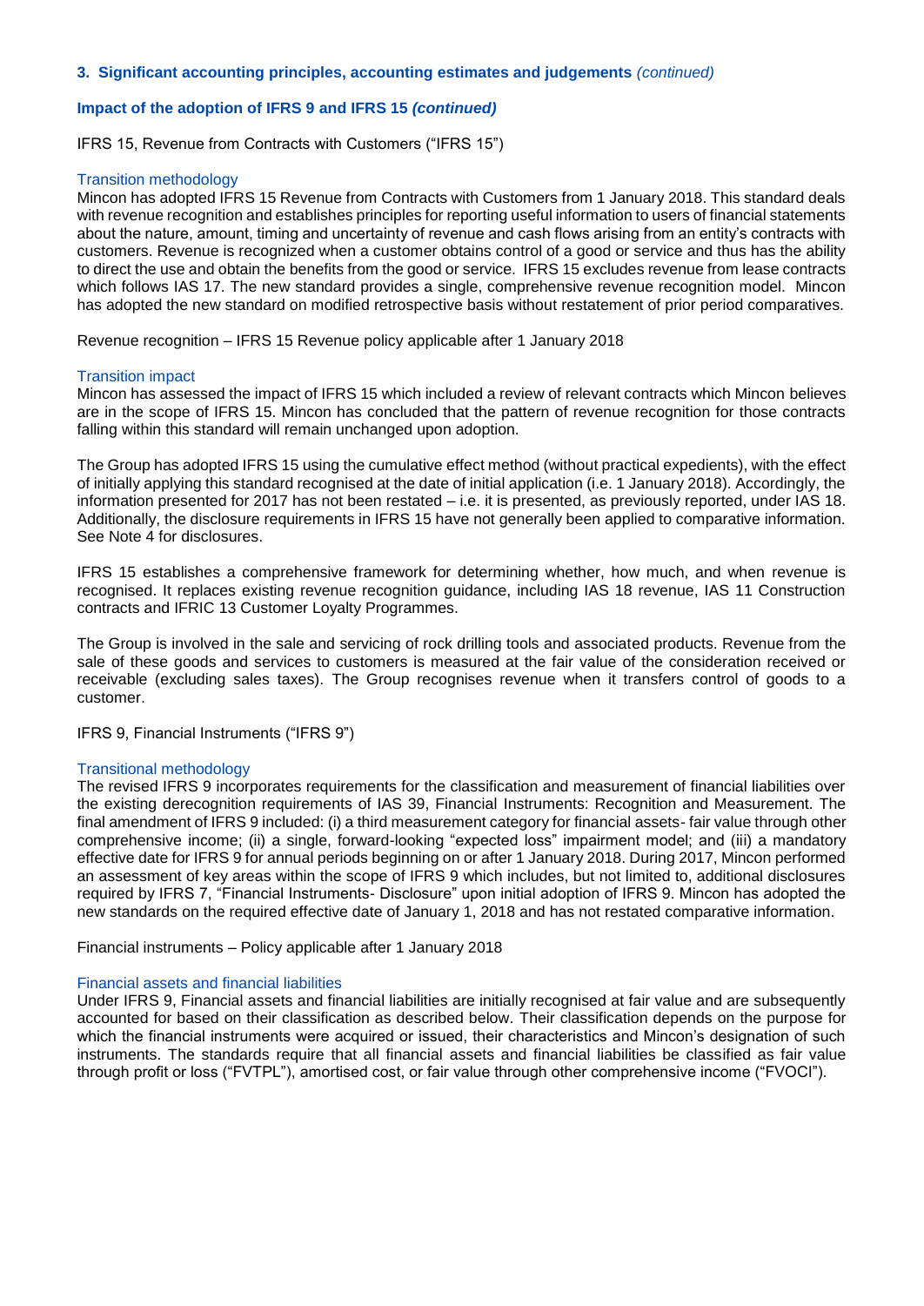### 3. Significant accounting principles, accounting estimates and judgements *(continued)*

#### Impact of the adoption of IFRS 9 and IFRS 15 *(continued)*

IFRS 15, Revenue from Contracts with Customers ("IFRS 15")

Transition methodology

Mincon has adopted IFRS 15 Revenue from Contracts with Customers from 1 January 2018. This standard deals with revenue recognition and establishes principles for reporting useful information to users of financial statements about the nature, amount, timing and uncertainty of revenue and cash flows arising from an entity's contracts with customers. Revenue is recognized when a customer obtains control of a good or service and thus has the ability to direct the use and obtain the benefits from the good or service. IFRS 15 excludes revenue from lease contracts which follows IAS 17. The new standard provides a single, comprehensive revenue recognition model. Mincon has adopted the new standard on modified retrospective basis without restatement of prior period comparatives.

Revenue recognition – IFRS 15 Revenue policy applicable after 1 January 2018

Transition impact

Mincon has assessed the impact of IFRS 15 which included a review of relevant contracts which Mincon believes are in the scope of IFRS 15. Mincon has concluded that the pattern of revenue recognition for those contracts falling within this standard will remain unchanged upon adoption.

The Group has adopted IFRS 15 using the cumulative effect method (without practical expedients), with the effect of initially applying this standard recognised at the date of initial application (i.e. 1 January 2018). Accordingly, the information presented for 2017 has not been restated – i.e. it is presented, as previously reported, under IAS 18. Additionally, the disclosure requirements in IFRS 15 have not generally been applied to comparative information. See Note 4 for disclosures.

IFRS 15 establishes a comprehensive framework for determining whether, how much, and when revenue is recognised. It replaces existing revenue recognition guidance, including IAS 18 revenue, IAS 11 Construction contracts and IFRIC 13 Customer Loyalty Programmes.

The Group is involved in the sale and servicing of rock drilling tools and associated products. Revenue from the sale of these goods and services to customers is measured at the fair value of the consideration received or receivable (excluding sales taxes). The Group recognises revenue when it transfers control of goods to a customer.

IFRS 9, Financial Instruments ("IFRS 9")

Transitional methodology

The revised IFRS 9 incorporates requirements for the classification and measurement of financial liabilities over the existing derecognition requirements of IAS 39, Financial Instruments: Recognition and Measurement. The final amendment of IFRS 9 included: (i) a third measurement category for financial assets- fair value through other comprehensive income; (ii) a single, forward-looking "expected loss" impairment model; and (iii) a mandatory effective date for IFRS 9 for annual periods beginning on or after 1 January 2018. During 2017, Mincon performed an assessment of key areas within the scope of IFRS 9 which includes, but not limited to, additional disclosures required by IFRS 7, "Financial Instruments- Disclosure" upon initial adoption of IFRS 9. Mincon has adopted the new standards on the required effective date of January 1, 2018 and has not restated comparative information.

Financial instruments – Policy applicable after 1 January 2018

Financial assets and financial liabilities

Under IFRS 9, Financial assets and financial liabilities are initially recognised at fair value and are subsequently accounted for based on their classification as described below. Their classification depends on the purpose for which the financial instruments were acquired or issued, their characteristics and Mincon's designation of such instruments. The standards require that all financial assets and financial liabilities be classified as fair value through profit or loss ("FVTPL"), amortised cost, or fair value through other comprehensive income ("FVOCI").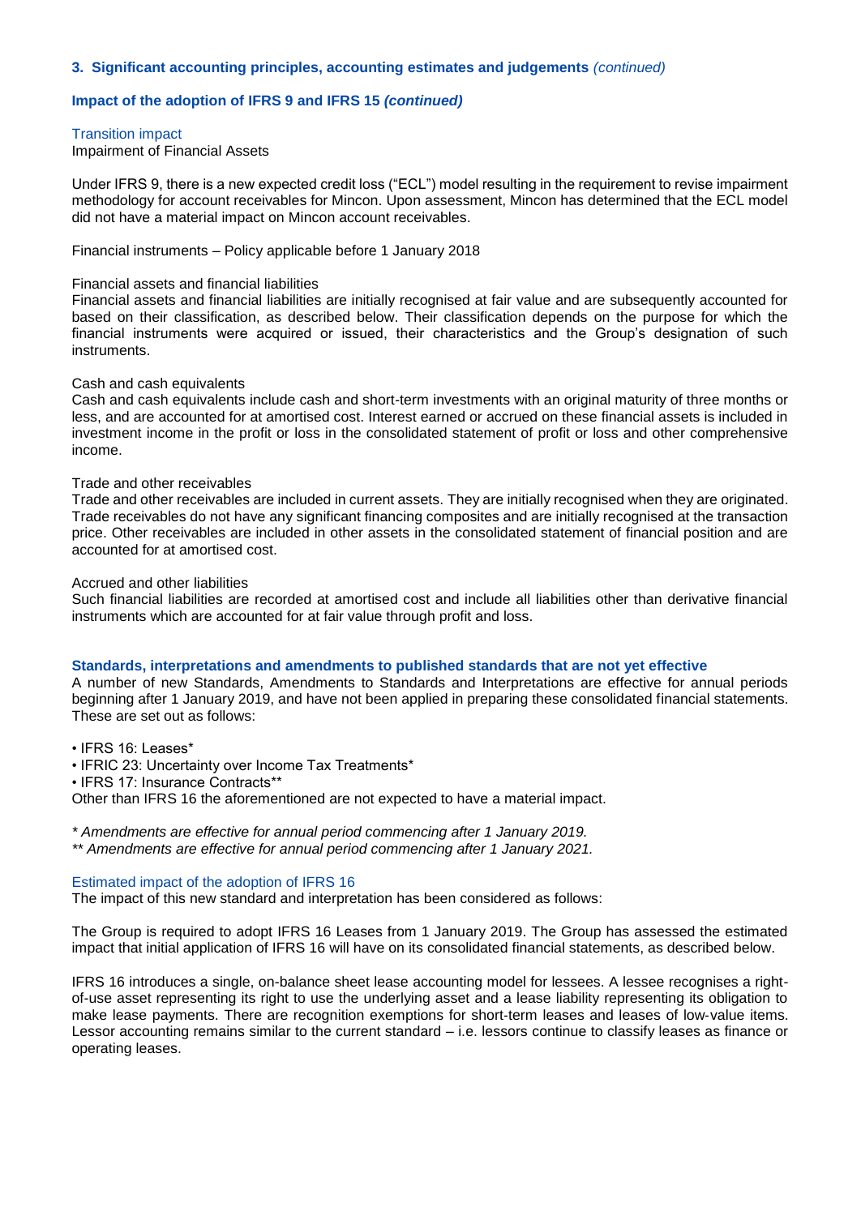### 3. Significant accounting principles, accounting estimates and judgements *(continued)*

#### Impact of the adoption of IFRS 9 and IFRS 15 *(continued)*

Transition impact

Impairment of Financial Assets

Under IFRS 9, there is a new expected credit loss ("ECL") model resulting in the requirement to revise impairment methodology for account receivables for Mincon. Upon assessment, Mincon has determined that the ECL model did not have a material impact on Mincon account receivables.

Financial instruments – Policy applicable before 1 January 2018

Financial assets and financial liabilities

Financial assets and financial liabilities are initially recognised at fair value and are subsequently accounted for based on their classification, as described below. Their classification depends on the purpose for which the financial instruments were acquired or issued, their characteristics and the Group's designation of such instruments.

Cash and cash equivalents

Cash and cash equivalents include cash and short-term investments with an original maturity of three months or less, and are accounted for at amortised cost. Interest earned or accrued on these financial assets is included in investment income in the profit or loss in the consolidated statement of profit or loss and other comprehensive income.

Trade and other receivables

Trade and other receivables are included in current assets. They are initially recognised when they are originated. Trade receivables do not have any significant financing composites and are initially recognised at the transaction price. Other receivables are included in other assets in the consolidated statement of financial position and are accounted for at amortised cost.

Accrued and other liabilities

Such financial liabilities are recorded at amortised cost and include all liabilities other than derivative financial instruments which are accounted for at fair value through profit and loss.

#### Standards, interpretations and amendments to published standards that are not yet effective

A number of new Standards, Amendments to Standards and Interpretations are effective for annual periods beginning after 1 January 2019, and have not been applied in preparing these consolidated financial statements. These are set out as follows:

- IFRS 16: Leases*
- IFRIC 23: Uncertainty over Income Tax Treatments*
- IFRS 17: Insurance Contracts**

Other than IFRS 16 the aforementioned are not expected to have a material impact.

*\* Amendments are effective for annual period commencing after 1 January 2019.*
*\*\* Amendments are effective for annual period commencing after 1 January 2021.*

Estimated impact of the adoption of IFRS 16

The impact of this new standard and interpretation has been considered as follows:

The Group is required to adopt IFRS 16 Leases from 1 January 2019. The Group has assessed the estimated impact that initial application of IFRS 16 will have on its consolidated financial statements, as described below.

IFRS 16 introduces a single, on-balance sheet lease accounting model for lessees. A lessee recognises a right-of-use asset representing its right to use the underlying asset and a lease liability representing its obligation to make lease payments. There are recognition exemptions for short-term leases and leases of low-value items. Lessor accounting remains similar to the current standard – i.e. lessors continue to classify leases as finance or operating leases.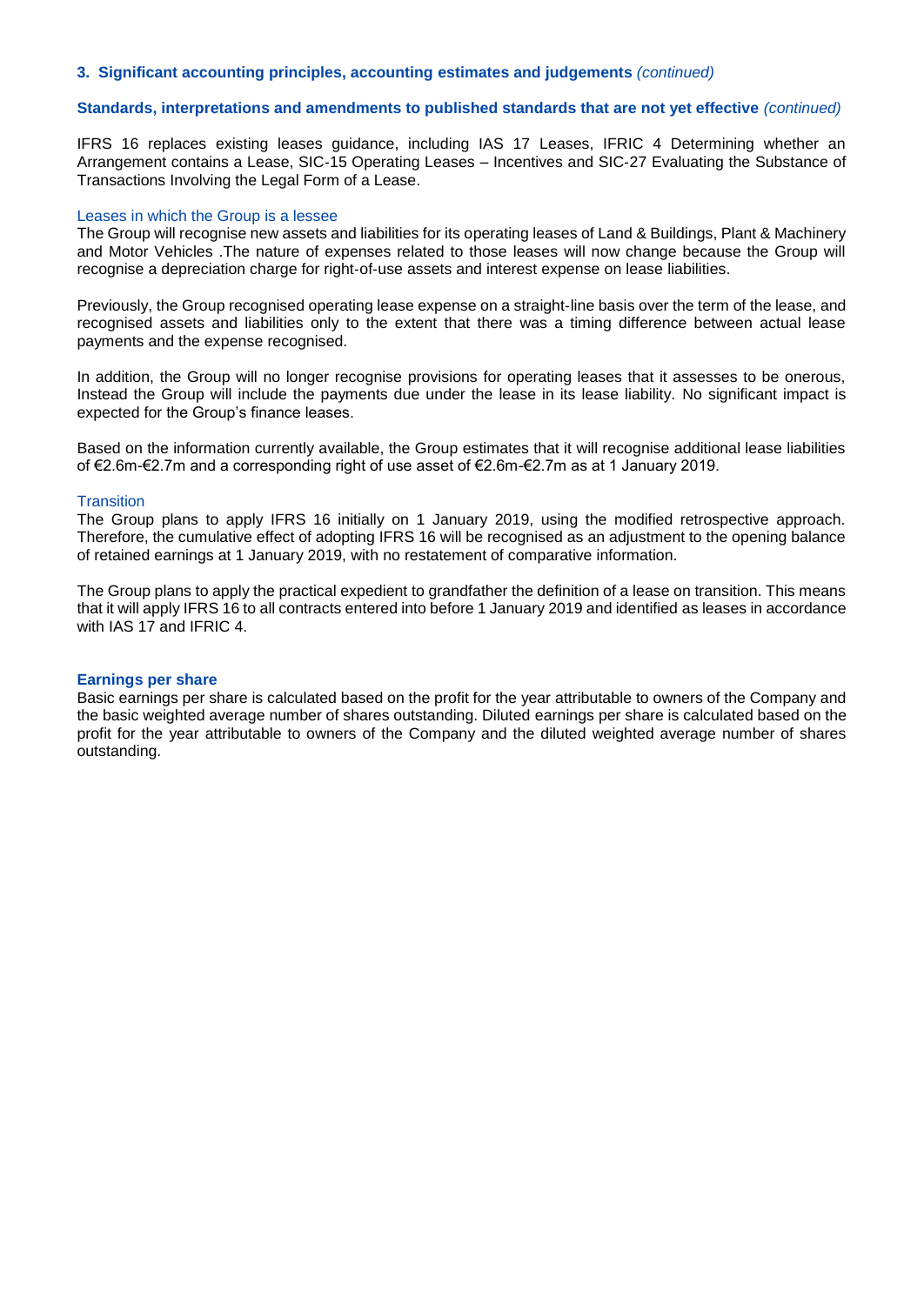### 3. Significant accounting principles, accounting estimates and judgements *(continued)*

**Standards, interpretations and amendments to published standards that are not yet effective** *(continued)*

IFRS 16 replaces existing leases guidance, including IAS 17 Leases, IFRIC 4 Determining whether an Arrangement contains a Lease, SIC-15 Operating Leases – Incentives and SIC-27 Evaluating the Substance of Transactions Involving the Legal Form of a Lease.

Leases in which the Group is a lessee

The Group will recognise new assets and liabilities for its operating leases of Land & Buildings, Plant & Machinery and Motor Vehicles .The nature of expenses related to those leases will now change because the Group will recognise a depreciation charge for right-of-use assets and interest expense on lease liabilities.

Previously, the Group recognised operating lease expense on a straight-line basis over the term of the lease, and recognised assets and liabilities only to the extent that there was a timing difference between actual lease payments and the expense recognised.

In addition, the Group will no longer recognise provisions for operating leases that it assesses to be onerous, Instead the Group will include the payments due under the lease in its lease liability. No significant impact is expected for the Group's finance leases.

Based on the information currently available, the Group estimates that it will recognise additional lease liabilities of €2.6m-€2.7m and a corresponding right of use asset of €2.6m-€2.7m as at 1 January 2019.

Transition

The Group plans to apply IFRS 16 initially on 1 January 2019, using the modified retrospective approach. Therefore, the cumulative effect of adopting IFRS 16 will be recognised as an adjustment to the opening balance of retained earnings at 1 January 2019, with no restatement of comparative information.

The Group plans to apply the practical expedient to grandfather the definition of a lease on transition. This means that it will apply IFRS 16 to all contracts entered into before 1 January 2019 and identified as leases in accordance with IAS 17 and IFRIC 4.

**Earnings per share**

Basic earnings per share is calculated based on the profit for the year attributable to owners of the Company and the basic weighted average number of shares outstanding. Diluted earnings per share is calculated based on the profit for the year attributable to owners of the Company and the diluted weighted average number of shares outstanding.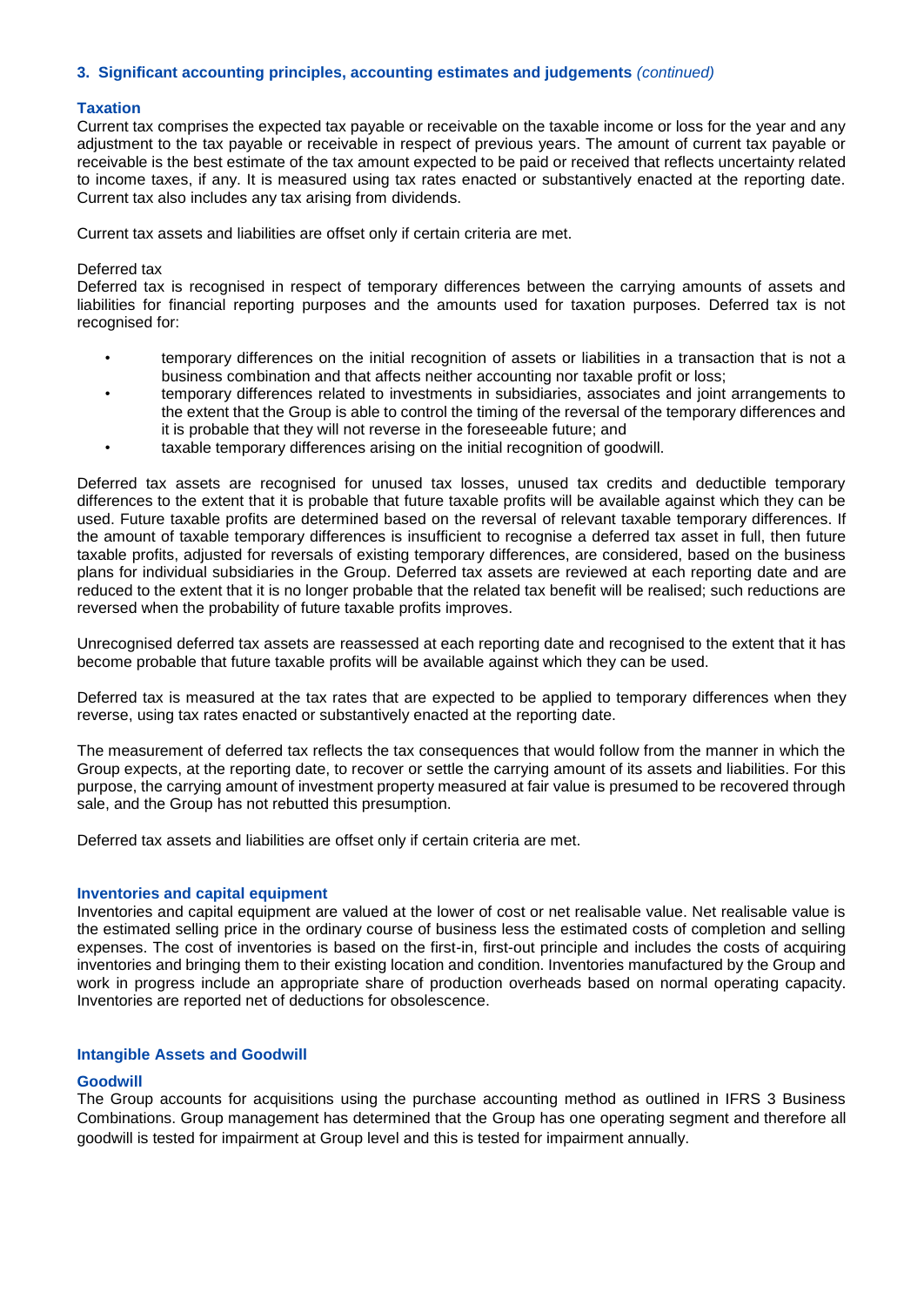### 3. Significant accounting principles, accounting estimates and judgements *(continued)*

#### Taxation

Current tax comprises the expected tax payable or receivable on the taxable income or loss for the year and any adjustment to the tax payable or receivable in respect of previous years. The amount of current tax payable or receivable is the best estimate of the tax amount expected to be paid or received that reflects uncertainty related to income taxes, if any. It is measured using tax rates enacted or substantively enacted at the reporting date. Current tax also includes any tax arising from dividends.

Current tax assets and liabilities are offset only if certain criteria are met.

Deferred tax

Deferred tax is recognised in respect of temporary differences between the carrying amounts of assets and liabilities for financial reporting purposes and the amounts used for taxation purposes. Deferred tax is not recognised for:

- temporary differences on the initial recognition of assets or liabilities in a transaction that is not a business combination and that affects neither accounting nor taxable profit or loss;
- temporary differences related to investments in subsidiaries, associates and joint arrangements to the extent that the Group is able to control the timing of the reversal of the temporary differences and it is probable that they will not reverse in the foreseeable future; and
- taxable temporary differences arising on the initial recognition of goodwill.

Deferred tax assets are recognised for unused tax losses, unused tax credits and deductible temporary differences to the extent that it is probable that future taxable profits will be available against which they can be used. Future taxable profits are determined based on the reversal of relevant taxable temporary differences. If the amount of taxable temporary differences is insufficient to recognise a deferred tax asset in full, then future taxable profits, adjusted for reversals of existing temporary differences, are considered, based on the business plans for individual subsidiaries in the Group. Deferred tax assets are reviewed at each reporting date and are reduced to the extent that it is no longer probable that the related tax benefit will be realised; such reductions are reversed when the probability of future taxable profits improves.

Unrecognised deferred tax assets are reassessed at each reporting date and recognised to the extent that it has become probable that future taxable profits will be available against which they can be used.

Deferred tax is measured at the tax rates that are expected to be applied to temporary differences when they reverse, using tax rates enacted or substantively enacted at the reporting date.

The measurement of deferred tax reflects the tax consequences that would follow from the manner in which the Group expects, at the reporting date, to recover or settle the carrying amount of its assets and liabilities. For this purpose, the carrying amount of investment property measured at fair value is presumed to be recovered through sale, and the Group has not rebutted this presumption.

Deferred tax assets and liabilities are offset only if certain criteria are met.

#### Inventories and capital equipment

Inventories and capital equipment are valued at the lower of cost or net realisable value. Net realisable value is the estimated selling price in the ordinary course of business less the estimated costs of completion and selling expenses. The cost of inventories is based on the first-in, first-out principle and includes the costs of acquiring inventories and bringing them to their existing location and condition. Inventories manufactured by the Group and work in progress include an appropriate share of production overheads based on normal operating capacity. Inventories are reported net of deductions for obsolescence.

#### Intangible Assets and Goodwill

#### Goodwill

The Group accounts for acquisitions using the purchase accounting method as outlined in IFRS 3 Business Combinations. Group management has determined that the Group has one operating segment and therefore all goodwill is tested for impairment at Group level and this is tested for impairment annually.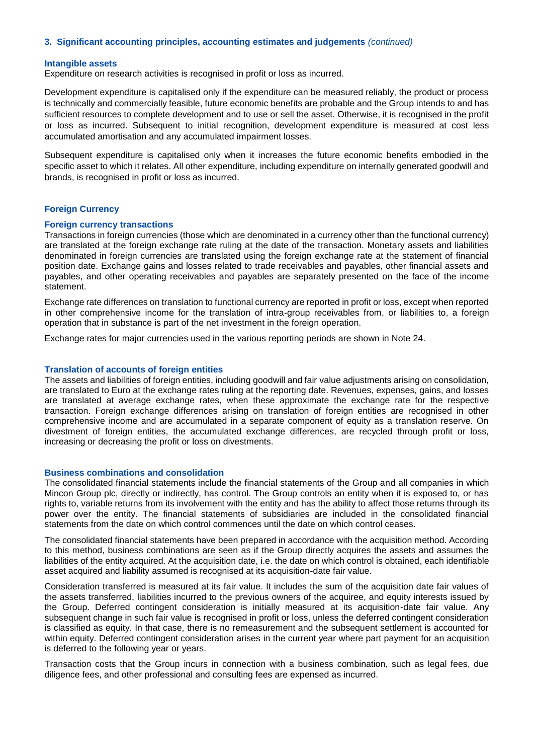### 3. Significant accounting principles, accounting estimates and judgements *(continued)*

#### Intangible assets

Expenditure on research activities is recognised in profit or loss as incurred.

Development expenditure is capitalised only if the expenditure can be measured reliably, the product or process is technically and commercially feasible, future economic benefits are probable and the Group intends to and has sufficient resources to complete development and to use or sell the asset. Otherwise, it is recognised in the profit or loss as incurred. Subsequent to initial recognition, development expenditure is measured at cost less accumulated amortisation and any accumulated impairment losses.

Subsequent expenditure is capitalised only when it increases the future economic benefits embodied in the specific asset to which it relates. All other expenditure, including expenditure on internally generated goodwill and brands, is recognised in profit or loss as incurred.

#### Foreign Currency

#### Foreign currency transactions

Transactions in foreign currencies (those which are denominated in a currency other than the functional currency) are translated at the foreign exchange rate ruling at the date of the transaction. Monetary assets and liabilities denominated in foreign currencies are translated using the foreign exchange rate at the statement of financial position date. Exchange gains and losses related to trade receivables and payables, other financial assets and payables, and other operating receivables and payables are separately presented on the face of the income statement.

Exchange rate differences on translation to functional currency are reported in profit or loss, except when reported in other comprehensive income for the translation of intra-group receivables from, or liabilities to, a foreign operation that in substance is part of the net investment in the foreign operation.

Exchange rates for major currencies used in the various reporting periods are shown in Note 24.

#### Translation of accounts of foreign entities

The assets and liabilities of foreign entities, including goodwill and fair value adjustments arising on consolidation, are translated to Euro at the exchange rates ruling at the reporting date. Revenues, expenses, gains, and losses are translated at average exchange rates, when these approximate the exchange rate for the respective transaction. Foreign exchange differences arising on translation of foreign entities are recognised in other comprehensive income and are accumulated in a separate component of equity as a translation reserve. On divestment of foreign entities, the accumulated exchange differences, are recycled through profit or loss, increasing or decreasing the profit or loss on divestments.

#### Business combinations and consolidation

The consolidated financial statements include the financial statements of the Group and all companies in which Mincon Group plc, directly or indirectly, has control. The Group controls an entity when it is exposed to, or has rights to, variable returns from its involvement with the entity and has the ability to affect those returns through its power over the entity. The financial statements of subsidiaries are included in the consolidated financial statements from the date on which control commences until the date on which control ceases.

The consolidated financial statements have been prepared in accordance with the acquisition method. According to this method, business combinations are seen as if the Group directly acquires the assets and assumes the liabilities of the entity acquired. At the acquisition date, i.e. the date on which control is obtained, each identifiable asset acquired and liability assumed is recognised at its acquisition-date fair value.

Consideration transferred is measured at its fair value. It includes the sum of the acquisition date fair values of the assets transferred, liabilities incurred to the previous owners of the acquiree, and equity interests issued by the Group. Deferred contingent consideration is initially measured at its acquisition-date fair value. Any subsequent change in such fair value is recognised in profit or loss, unless the deferred contingent consideration is classified as equity. In that case, there is no remeasurement and the subsequent settlement is accounted for within equity. Deferred contingent consideration arises in the current year where part payment for an acquisition is deferred to the following year or years.

Transaction costs that the Group incurs in connection with a business combination, such as legal fees, due diligence fees, and other professional and consulting fees are expensed as incurred.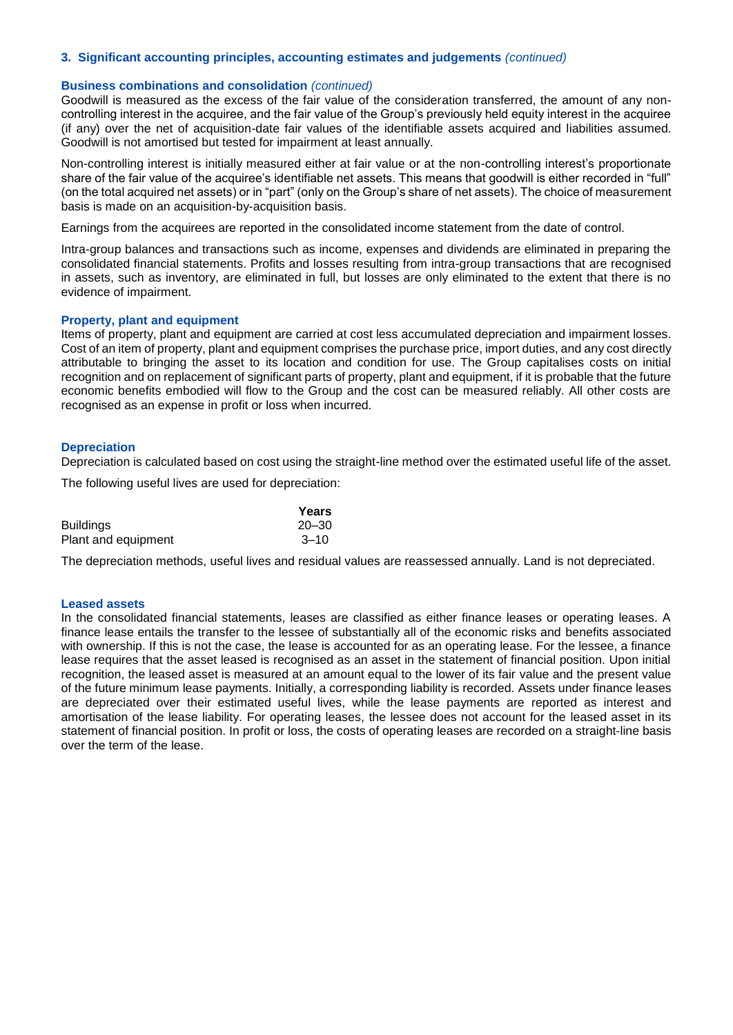### 3. Significant accounting principles, accounting estimates and judgements *(continued)*

#### Business combinations and consolidation *(continued)*

Goodwill is measured as the excess of the fair value of the consideration transferred, the amount of any non-controlling interest in the acquiree, and the fair value of the Group's previously held equity interest in the acquiree (if any) over the net of acquisition-date fair values of the identifiable assets acquired and liabilities assumed. Goodwill is not amortised but tested for impairment at least annually.

Non-controlling interest is initially measured either at fair value or at the non-controlling interest's proportionate share of the fair value of the acquiree's identifiable net assets. This means that goodwill is either recorded in "full" (on the total acquired net assets) or in "part" (only on the Group's share of net assets). The choice of measurement basis is made on an acquisition-by-acquisition basis.

Earnings from the acquirees are reported in the consolidated income statement from the date of control.

Intra-group balances and transactions such as income, expenses and dividends are eliminated in preparing the consolidated financial statements. Profits and losses resulting from intra-group transactions that are recognised in assets, such as inventory, are eliminated in full, but losses are only eliminated to the extent that there is no evidence of impairment.

#### Property, plant and equipment

Items of property, plant and equipment are carried at cost less accumulated depreciation and impairment losses. Cost of an item of property, plant and equipment comprises the purchase price, import duties, and any cost directly attributable to bringing the asset to its location and condition for use. The Group capitalises costs on initial recognition and on replacement of significant parts of property, plant and equipment, if it is probable that the future economic benefits embodied will flow to the Group and the cost can be measured reliably. All other costs are recognised as an expense in profit or loss when incurred.

#### Depreciation

Depreciation is calculated based on cost using the straight-line method over the estimated useful life of the asset.

The following useful lives are used for depreciation:

| | Years |
|---|---|
| Buildings | 20–30 |
| Plant and equipment | 3–10 |

The depreciation methods, useful lives and residual values are reassessed annually. Land is not depreciated.

#### Leased assets

In the consolidated financial statements, leases are classified as either finance leases or operating leases. A finance lease entails the transfer to the lessee of substantially all of the economic risks and benefits associated with ownership. If this is not the case, the lease is accounted for as an operating lease. For the lessee, a finance lease requires that the asset leased is recognised as an asset in the statement of financial position. Upon initial recognition, the leased asset is measured at an amount equal to the lower of its fair value and the present value of the future minimum lease payments. Initially, a corresponding liability is recorded. Assets under finance leases are depreciated over their estimated useful lives, while the lease payments are reported as interest and amortisation of the lease liability. For operating leases, the lessee does not account for the leased asset in its statement of financial position. In profit or loss, the costs of operating leases are recorded on a straight-line basis over the term of the lease.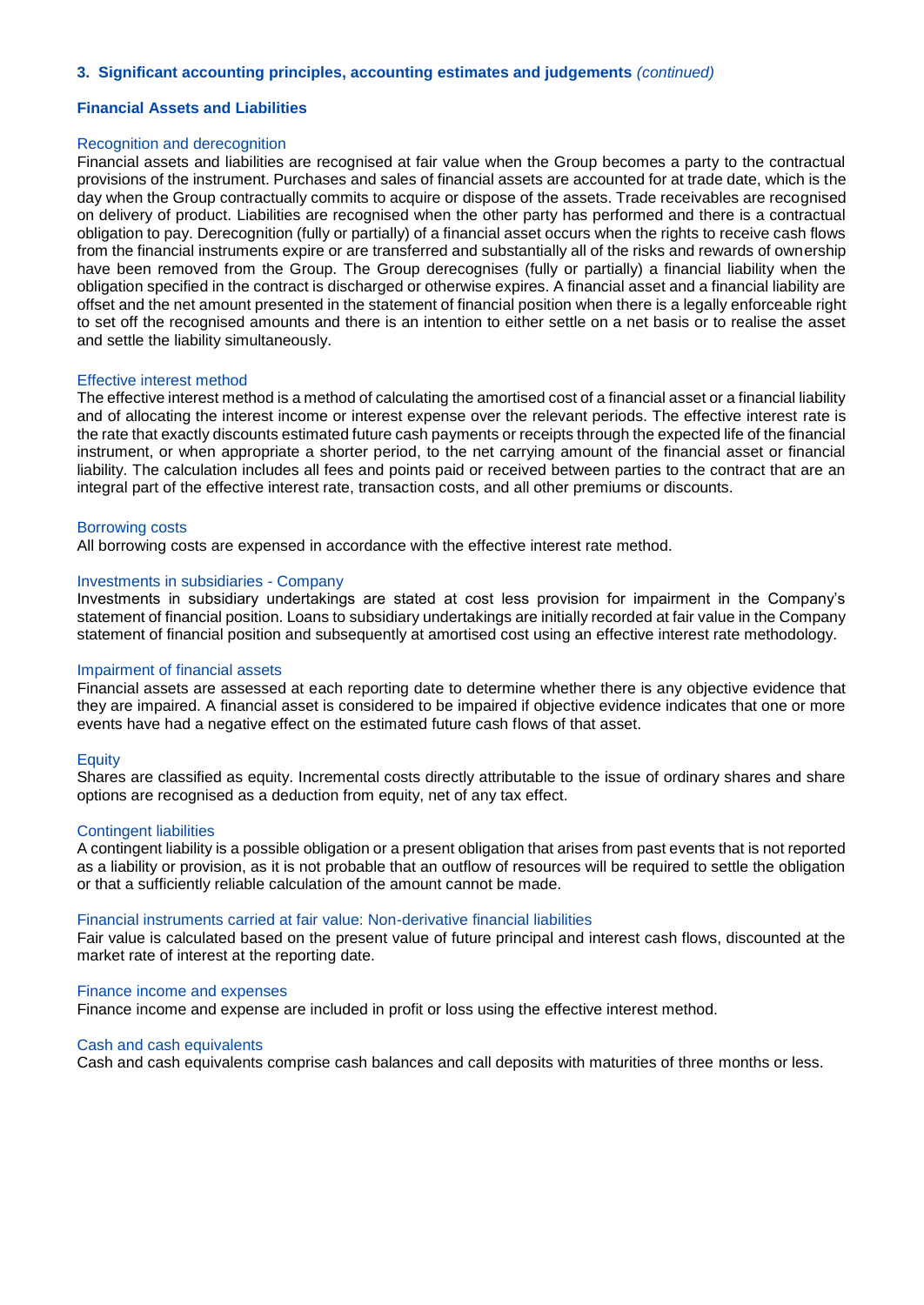### 3. Significant accounting principles, accounting estimates and judgements *(continued)*

#### Financial Assets and Liabilities

Recognition and derecognition

Financial assets and liabilities are recognised at fair value when the Group becomes a party to the contractual provisions of the instrument. Purchases and sales of financial assets are accounted for at trade date, which is the day when the Group contractually commits to acquire or dispose of the assets. Trade receivables are recognised on delivery of product. Liabilities are recognised when the other party has performed and there is a contractual obligation to pay. Derecognition (fully or partially) of a financial asset occurs when the rights to receive cash flows from the financial instruments expire or are transferred and substantially all of the risks and rewards of ownership have been removed from the Group. The Group derecognises (fully or partially) a financial liability when the obligation specified in the contract is discharged or otherwise expires. A financial asset and a financial liability are offset and the net amount presented in the statement of financial position when there is a legally enforceable right to set off the recognised amounts and there is an intention to either settle on a net basis or to realise the asset and settle the liability simultaneously.

Effective interest method

The effective interest method is a method of calculating the amortised cost of a financial asset or a financial liability and of allocating the interest income or interest expense over the relevant periods. The effective interest rate is the rate that exactly discounts estimated future cash payments or receipts through the expected life of the financial instrument, or when appropriate a shorter period, to the net carrying amount of the financial asset or financial liability. The calculation includes all fees and points paid or received between parties to the contract that are an integral part of the effective interest rate, transaction costs, and all other premiums or discounts.

Borrowing costs

All borrowing costs are expensed in accordance with the effective interest rate method.

Investments in subsidiaries - Company

Investments in subsidiary undertakings are stated at cost less provision for impairment in the Company's statement of financial position. Loans to subsidiary undertakings are initially recorded at fair value in the Company statement of financial position and subsequently at amortised cost using an effective interest rate methodology.

Impairment of financial assets

Financial assets are assessed at each reporting date to determine whether there is any objective evidence that they are impaired. A financial asset is considered to be impaired if objective evidence indicates that one or more events have had a negative effect on the estimated future cash flows of that asset.

Equity

Shares are classified as equity. Incremental costs directly attributable to the issue of ordinary shares and share options are recognised as a deduction from equity, net of any tax effect.

Contingent liabilities

A contingent liability is a possible obligation or a present obligation that arises from past events that is not reported as a liability or provision, as it is not probable that an outflow of resources will be required to settle the obligation or that a sufficiently reliable calculation of the amount cannot be made.

Financial instruments carried at fair value: Non-derivative financial liabilities

Fair value is calculated based on the present value of future principal and interest cash flows, discounted at the market rate of interest at the reporting date.

Finance income and expenses

Finance income and expense are included in profit or loss using the effective interest method.

Cash and cash equivalents

Cash and cash equivalents comprise cash balances and call deposits with maturities of three months or less.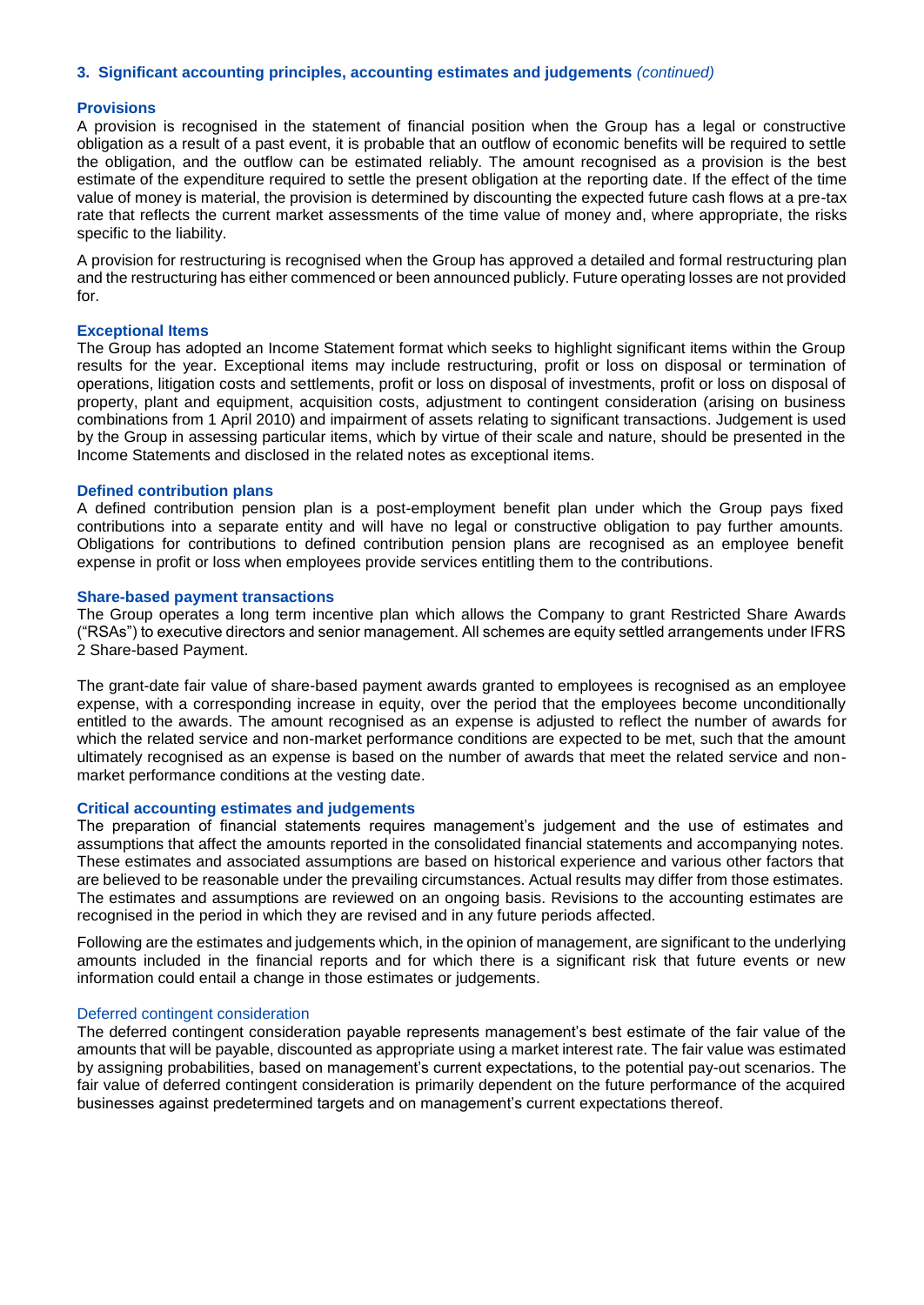### 3. Significant accounting principles, accounting estimates and judgements *(continued)*

#### Provisions

A provision is recognised in the statement of financial position when the Group has a legal or constructive obligation as a result of a past event, it is probable that an outflow of economic benefits will be required to settle the obligation, and the outflow can be estimated reliably. The amount recognised as a provision is the best estimate of the expenditure required to settle the present obligation at the reporting date. If the effect of the time value of money is material, the provision is determined by discounting the expected future cash flows at a pre-tax rate that reflects the current market assessments of the time value of money and, where appropriate, the risks specific to the liability.

A provision for restructuring is recognised when the Group has approved a detailed and formal restructuring plan and the restructuring has either commenced or been announced publicly. Future operating losses are not provided for.

#### Exceptional Items

The Group has adopted an Income Statement format which seeks to highlight significant items within the Group results for the year. Exceptional items may include restructuring, profit or loss on disposal or termination of operations, litigation costs and settlements, profit or loss on disposal of investments, profit or loss on disposal of property, plant and equipment, acquisition costs, adjustment to contingent consideration (arising on business combinations from 1 April 2010) and impairment of assets relating to significant transactions. Judgement is used by the Group in assessing particular items, which by virtue of their scale and nature, should be presented in the Income Statements and disclosed in the related notes as exceptional items.

#### Defined contribution plans

A defined contribution pension plan is a post-employment benefit plan under which the Group pays fixed contributions into a separate entity and will have no legal or constructive obligation to pay further amounts. Obligations for contributions to defined contribution pension plans are recognised as an employee benefit expense in profit or loss when employees provide services entitling them to the contributions.

#### Share-based payment transactions

The Group operates a long term incentive plan which allows the Company to grant Restricted Share Awards ("RSAs") to executive directors and senior management. All schemes are equity settled arrangements under IFRS 2 Share-based Payment.

The grant-date fair value of share-based payment awards granted to employees is recognised as an employee expense, with a corresponding increase in equity, over the period that the employees become unconditionally entitled to the awards. The amount recognised as an expense is adjusted to reflect the number of awards for which the related service and non-market performance conditions are expected to be met, such that the amount ultimately recognised as an expense is based on the number of awards that meet the related service and non-market performance conditions at the vesting date.

#### Critical accounting estimates and judgements

The preparation of financial statements requires management's judgement and the use of estimates and assumptions that affect the amounts reported in the consolidated financial statements and accompanying notes. These estimates and associated assumptions are based on historical experience and various other factors that are believed to be reasonable under the prevailing circumstances. Actual results may differ from those estimates. The estimates and assumptions are reviewed on an ongoing basis. Revisions to the accounting estimates are recognised in the period in which they are revised and in any future periods affected.

Following are the estimates and judgements which, in the opinion of management, are significant to the underlying amounts included in the financial reports and for which there is a significant risk that future events or new information could entail a change in those estimates or judgements.

##### Deferred contingent consideration

The deferred contingent consideration payable represents management's best estimate of the fair value of the amounts that will be payable, discounted as appropriate using a market interest rate. The fair value was estimated by assigning probabilities, based on management's current expectations, to the potential pay-out scenarios. The fair value of deferred contingent consideration is primarily dependent on the future performance of the acquired businesses against predetermined targets and on management's current expectations thereof.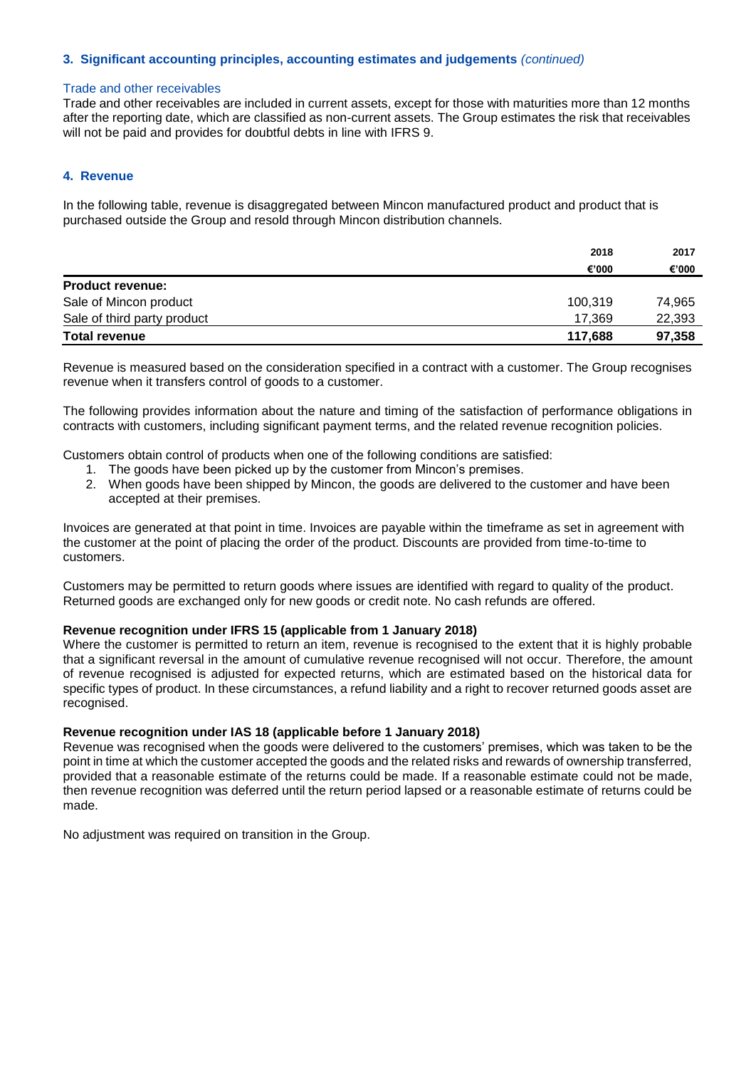### 3. Significant accounting principles, accounting estimates and judgements *(continued)*

#### Trade and other receivables

Trade and other receivables are included in current assets, except for those with maturities more than 12 months after the reporting date, which are classified as non-current assets. The Group estimates the risk that receivables will not be paid and provides for doubtful debts in line with IFRS 9.

### 4. Revenue

In the following table, revenue is disaggregated between Mincon manufactured product and product that is purchased outside the Group and resold through Mincon distribution channels.

| | 2018 | 2017 |
|---|---|---|
| | €'000 | €'000 |
| **Product revenue:** | | |
| Sale of Mincon product | 100,319 | 74,965 |
| Sale of third party product | 17,369 | 22,393 |
| **Total revenue** | **117,688** | **97,358** |

Revenue is measured based on the consideration specified in a contract with a customer. The Group recognises revenue when it transfers control of goods to a customer.

The following provides information about the nature and timing of the satisfaction of performance obligations in contracts with customers, including significant payment terms, and the related revenue recognition policies.

Customers obtain control of products when one of the following conditions are satisfied:

1. The goods have been picked up by the customer from Mincon's premises.
2. When goods have been shipped by Mincon, the goods are delivered to the customer and have been accepted at their premises.

Invoices are generated at that point in time. Invoices are payable within the timeframe as set in agreement with the customer at the point of placing the order of the product. Discounts are provided from time-to-time to customers.

Customers may be permitted to return goods where issues are identified with regard to quality of the product. Returned goods are exchanged only for new goods or credit note. No cash refunds are offered.

**Revenue recognition under IFRS 15 (applicable from 1 January 2018)**

Where the customer is permitted to return an item, revenue is recognised to the extent that it is highly probable that a significant reversal in the amount of cumulative revenue recognised will not occur. Therefore, the amount of revenue recognised is adjusted for expected returns, which are estimated based on the historical data for specific types of product. In these circumstances, a refund liability and a right to recover returned goods asset are recognised.

**Revenue recognition under IAS 18 (applicable before 1 January 2018)**

Revenue was recognised when the goods were delivered to the customers' premises, which was taken to be the point in time at which the customer accepted the goods and the related risks and rewards of ownership transferred, provided that a reasonable estimate of the returns could be made. If a reasonable estimate could not be made, then revenue recognition was deferred until the return period lapsed or a reasonable estimate of returns could be made.

No adjustment was required on transition in the Group.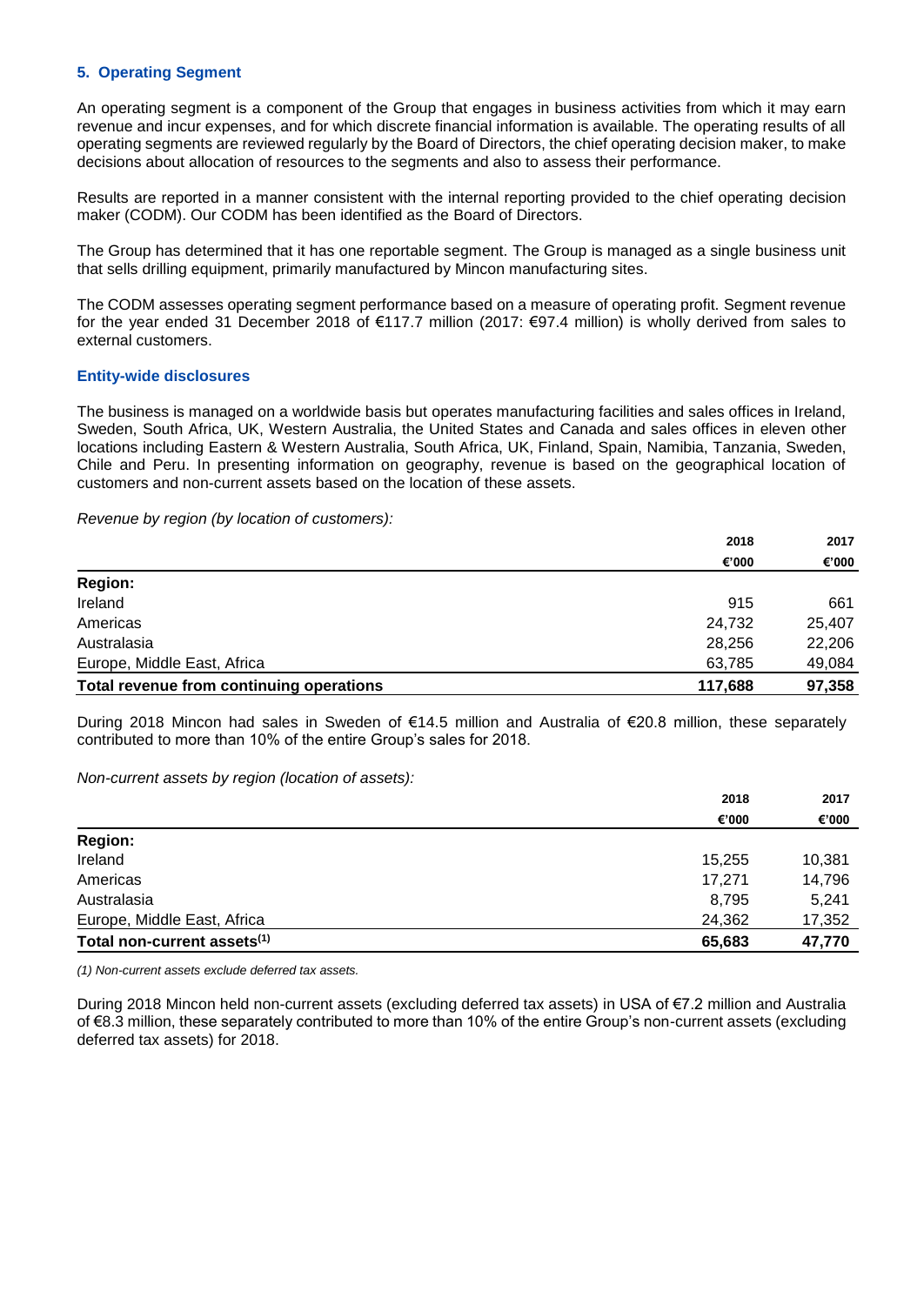## 5. Operating Segment

An operating segment is a component of the Group that engages in business activities from which it may earn revenue and incur expenses, and for which discrete financial information is available. The operating results of all operating segments are reviewed regularly by the Board of Directors, the chief operating decision maker, to make decisions about allocation of resources to the segments and also to assess their performance.

Results are reported in a manner consistent with the internal reporting provided to the chief operating decision maker (CODM). Our CODM has been identified as the Board of Directors.

The Group has determined that it has one reportable segment. The Group is managed as a single business unit that sells drilling equipment, primarily manufactured by Mincon manufacturing sites.

The CODM assesses operating segment performance based on a measure of operating profit. Segment revenue for the year ended 31 December 2018 of €117.7 million (2017: €97.4 million) is wholly derived from sales to external customers.

### Entity-wide disclosures

The business is managed on a worldwide basis but operates manufacturing facilities and sales offices in Ireland, Sweden, South Africa, UK, Western Australia, the United States and Canada and sales offices in eleven other locations including Eastern & Western Australia, South Africa, UK, Finland, Spain, Namibia, Tanzania, Sweden, Chile and Peru. In presenting information on geography, revenue is based on the geographical location of customers and non-current assets based on the location of these assets.

*Revenue by region (by location of customers):*

| | 2018 | 2017 |
|---|---|---|
| | €'000 | €'000 |
| **Region:** | | |
| Ireland | 915 | 661 |
| Americas | 24,732 | 25,407 |
| Australasia | 28,256 | 22,206 |
| Europe, Middle East, Africa | 63,785 | 49,084 |
| **Total revenue from continuing operations** | **117,688** | **97,358** |

During 2018 Mincon had sales in Sweden of €14.5 million and Australia of €20.8 million, these separately contributed to more than 10% of the entire Group's sales for 2018.

*Non-current assets by region (location of assets):*

| | 2018 | 2017 |
|---|---|---|
| | €'000 | €'000 |
| **Region:** | | |
| Ireland | 15,255 | 10,381 |
| Americas | 17,271 | 14,796 |
| Australasia | 8,795 | 5,241 |
| Europe, Middle East, Africa | 24,362 | 17,352 |
| **Total non-current assets[(1)]** | **65,683** | **47,770** |

*(1) Non-current assets exclude deferred tax assets.*

During 2018 Mincon held non-current assets (excluding deferred tax assets) in USA of €7.2 million and Australia of €8.3 million, these separately contributed to more than 10% of the entire Group's non-current assets (excluding deferred tax assets) for 2018.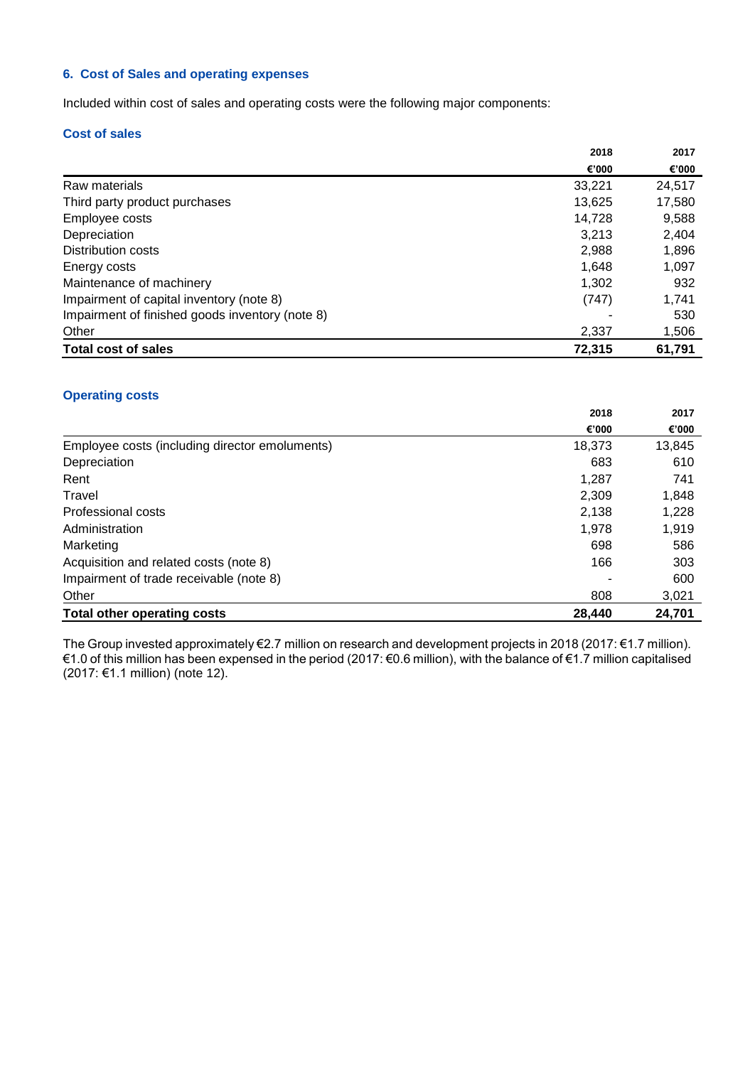## 6. Cost of Sales and operating expenses

Included within cost of sales and operating costs were the following major components:

### Cost of sales

| | 2018 | 2017 |
|---|---|---|
| | €'000 | €'000 |
| Raw materials | 33,221 | 24,517 |
| Third party product purchases | 13,625 | 17,580 |
| Employee costs | 14,728 | 9,588 |
| Depreciation | 3,213 | 2,404 |
| Distribution costs | 2,988 | 1,896 |
| Energy costs | 1,648 | 1,097 |
| Maintenance of machinery | 1,302 | 932 |
| Impairment of capital inventory (note 8) | (747) | 1,741 |
| Impairment of finished goods inventory (note 8) | - | 530 |
| Other | 2,337 | 1,506 |
| **Total cost of sales** | **72,315** | **61,791** |

### Operating costs

| | 2018 | 2017 |
|---|---|---|
| | €'000 | €'000 |
| Employee costs (including director emoluments) | 18,373 | 13,845 |
| Depreciation | 683 | 610 |
| Rent | 1,287 | 741 |
| Travel | 2,309 | 1,848 |
| Professional costs | 2,138 | 1,228 |
| Administration | 1,978 | 1,919 |
| Marketing | 698 | 586 |
| Acquisition and related costs (note 8) | 166 | 303 |
| Impairment of trade receivable (note 8) | - | 600 |
| Other | 808 | 3,021 |
| **Total other operating costs** | **28,440** | **24,701** |

The Group invested approximately €2.7 million on research and development projects in 2018 (2017: €1.7 million). €1.0 of this million has been expensed in the period (2017: €0.6 million), with the balance of €1.7 million capitalised (2017: €1.1 million) (note 12).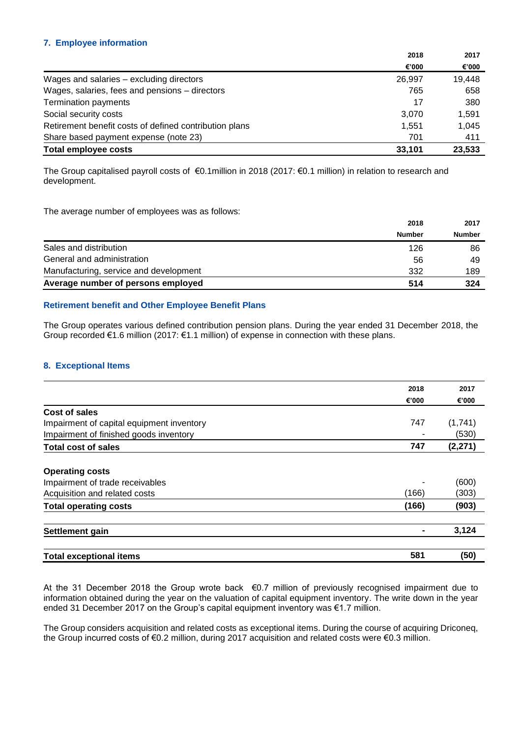## 7. Employee information

| | 2018 | 2017 |
|---|---|---|
| | €'000 | €'000 |
| Wages and salaries – excluding directors | 26,997 | 19,448 |
| Wages, salaries, fees and pensions – directors | 765 | 658 |
| Termination payments | 17 | 380 |
| Social security costs | 3,070 | 1,591 |
| Retirement benefit costs of defined contribution plans | 1,551 | 1,045 |
| Share based payment expense (note 23) | 701 | 411 |
| **Total employee costs** | **33,101** | **23,533** |

The Group capitalised payroll costs of €0.1million in 2018 (2017: €0.1 million) in relation to research and development.

The average number of employees was as follows:

| | 2018 | 2017 |
|---|---|---|
| | Number | Number |
| Sales and distribution | 126 | 86 |
| General and administration | 56 | 49 |
| Manufacturing, service and development | 332 | 189 |
| **Average number of persons employed** | **514** | **324** |

### Retirement benefit and Other Employee Benefit Plans

The Group operates various defined contribution pension plans. During the year ended 31 December 2018, the Group recorded €1.6 million (2017: €1.1 million) of expense in connection with these plans.

## 8. Exceptional Items

| | 2018 | 2017 |
|---|---|---|
| | €'000 | €'000 |
| **Cost of sales** | | |
| Impairment of capital equipment inventory | 747 | (1,741) |
| Impairment of finished goods inventory | - | (530) |
| **Total cost of sales** | **747** | **(2,271)** |
| | | |
| **Operating costs** | | |
| Impairment of trade receivables | - | (600) |
| Acquisition and related costs | (166) | (303) |
| **Total operating costs** | **(166)** | **(903)** |
| | | |
| **Settlement gain** | **-** | **3,124** |
| | | |
| **Total exceptional items** | **581** | **(50)** |

At the 31 December 2018 the Group wrote back €0.7 million of previously recognised impairment due to information obtained during the year on the valuation of capital equipment inventory. The write down in the year ended 31 December 2017 on the Group's capital equipment inventory was €1.7 million.

The Group considers acquisition and related costs as exceptional items. During the course of acquiring Driconeq, the Group incurred costs of €0.2 million, during 2017 acquisition and related costs were €0.3 million.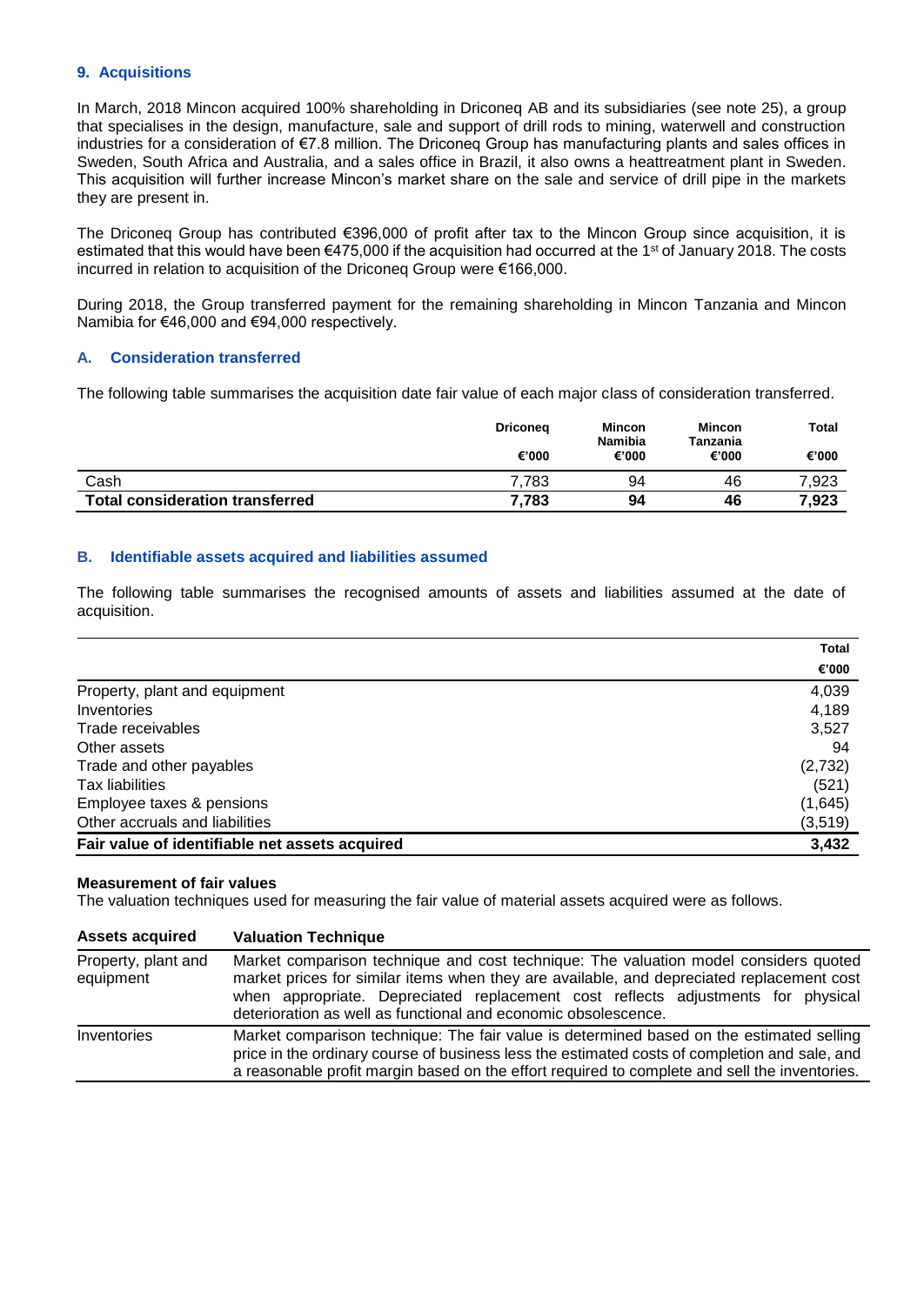## 9. Acquisitions

In March, 2018 Mincon acquired 100% shareholding in Driconeq AB and its subsidiaries (see note 25), a group that specialises in the design, manufacture, sale and support of drill rods to mining, waterwell and construction industries for a consideration of €7.8 million. The Driconeq Group has manufacturing plants and sales offices in Sweden, South Africa and Australia, and a sales office in Brazil, it also owns a heattreatment plant in Sweden. This acquisition will further increase Mincon's market share on the sale and service of drill pipe in the markets they are present in.

The Driconeq Group has contributed €396,000 of profit after tax to the Mincon Group since acquisition, it is estimated that this would have been €475,000 if the acquisition had occurred at the 1st of January 2018. The costs incurred in relation to acquisition of the Driconeq Group were €166,000.

During 2018, the Group transferred payment for the remaining shareholding in Mincon Tanzania and Mincon Namibia for €46,000 and €94,000 respectively.

### A. Consideration transferred

The following table summarises the acquisition date fair value of each major class of consideration transferred.

| | Driconeq €'000 | Mincon Namibia €'000 | Mincon Tanzania €'000 | Total €'000 |
|---|---|---|---|---|
| Cash | 7,783 | 94 | 46 | 7,923 |
| **Total consideration transferred** | **7,783** | **94** | **46** | **7,923** |

### B. Identifiable assets acquired and liabilities assumed

The following table summarises the recognised amounts of assets and liabilities assumed at the date of acquisition.

| | Total €'000 |
|---|---|
| Property, plant and equipment | 4,039 |
| Inventories | 4,189 |
| Trade receivables | 3,527 |
| Other assets | 94 |
| Trade and other payables | (2,732) |
| Tax liabilities | (521) |
| Employee taxes & pensions | (1,645) |
| Other accruals and liabilities | (3,519) |
| **Fair value of identifiable net assets acquired** | **3,432** |

**Measurement of fair values**

The valuation techniques used for measuring the fair value of material assets acquired were as follows.

| Assets acquired | Valuation Technique |
|---|---|
| Property, plant and equipment | Market comparison technique and cost technique: The valuation model considers quoted market prices for similar items when they are available, and depreciated replacement cost when appropriate. Depreciated replacement cost reflects adjustments for physical deterioration as well as functional and economic obsolescence. |
| Inventories | Market comparison technique: The fair value is determined based on the estimated selling price in the ordinary course of business less the estimated costs of completion and sale, and a reasonable profit margin based on the effort required to complete and sell the inventories. |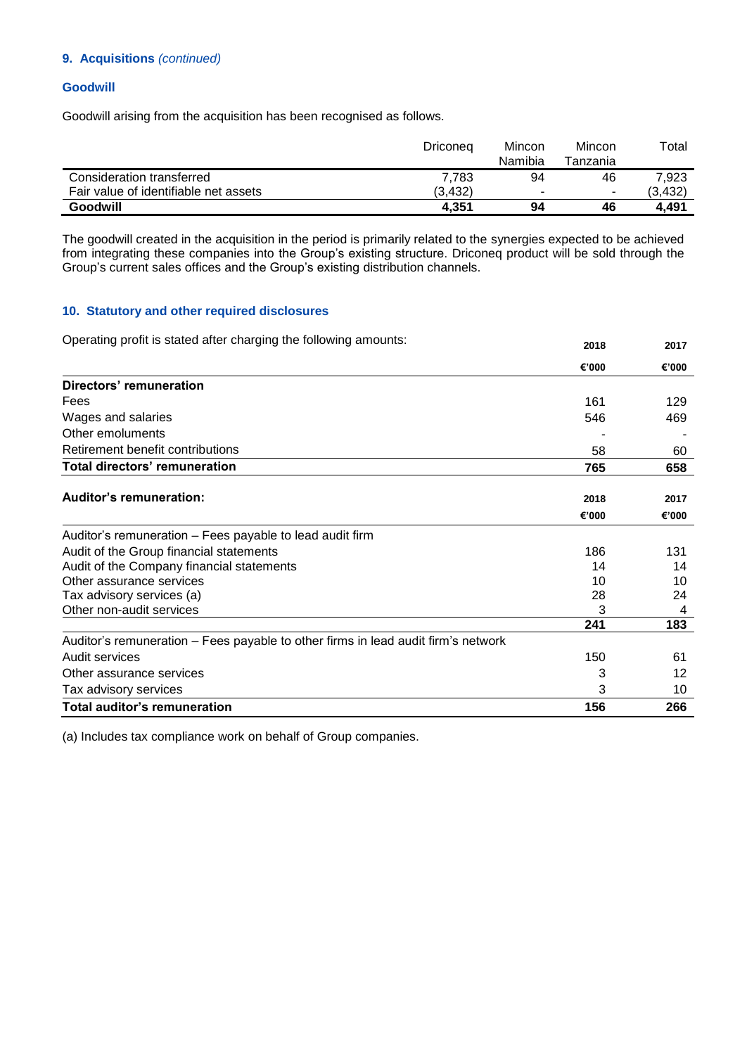## 9. Acquisitions *(continued)*

### Goodwill

Goodwill arising from the acquisition has been recognised as follows.

| | Driconeq | Mincon Namibia | Mincon Tanzania | Total |
|---|---|---|---|---|
| Consideration transferred | 7,783 | 94 | 46 | 7,923 |
| Fair value of identifiable net assets | (3,432) | - | - | (3,432) |
| **Goodwill** | **4,351** | **94** | **46** | **4,491** |

The goodwill created in the acquisition in the period is primarily related to the synergies expected to be achieved from integrating these companies into the Group's existing structure. Driconeq product will be sold through the Group's current sales offices and the Group's existing distribution channels.

## 10. Statutory and other required disclosures

Operating profit is stated after charging the following amounts:

| | 2018 | 2017 |
|---|---|---|
| | €'000 | €'000 |
| **Directors' remuneration** | | |
| Fees | 161 | 129 |
| Wages and salaries | 546 | 469 |
| Other emoluments | - | - |
| Retirement benefit contributions | 58 | 60 |
| **Total directors' remuneration** | **765** | **658** |

| **Auditor's remuneration:** | 2018 | 2017 |
|---|---|---|
| | €'000 | €'000 |
| Auditor's remuneration – Fees payable to lead audit firm | | |
| Audit of the Group financial statements | 186 | 131 |
| Audit of the Company financial statements | 14 | 14 |
| Other assurance services | 10 | 10 |
| Tax advisory services (a) | 28 | 24 |
| Other non-audit services | 3 | 4 |
| | **241** | **183** |
| Auditor's remuneration – Fees payable to other firms in lead audit firm's network | | |
| Audit services | 150 | 61 |
| Other assurance services | 3 | 12 |
| Tax advisory services | 3 | 10 |
| **Total auditor's remuneration** | **156** | **266** |

(a) Includes tax compliance work on behalf of Group companies.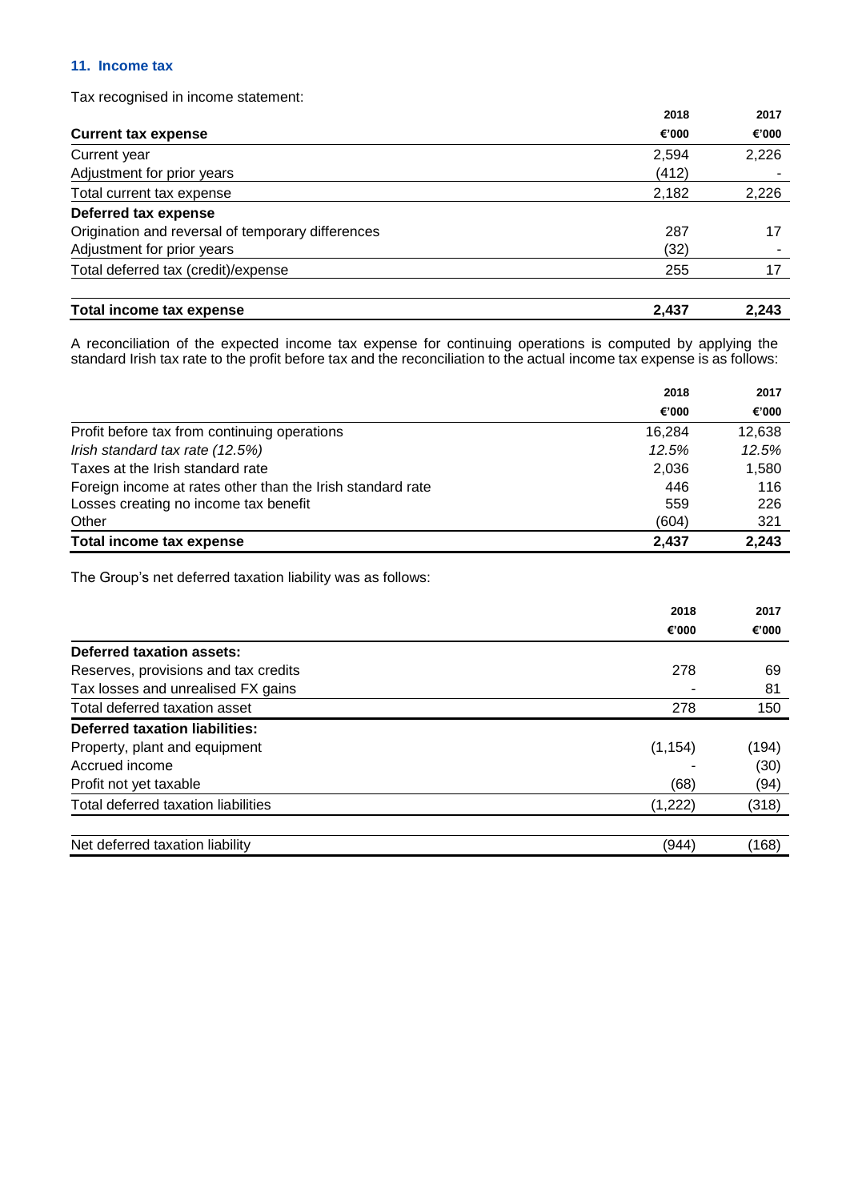### 11. Income tax

Tax recognised in income statement:

| | 2018 | 2017 |
|---|---|---|
| **Current tax expense** | **€'000** | **€'000** |
| Current year | 2,594 | 2,226 |
| Adjustment for prior years | (412) | - |
| Total current tax expense | 2,182 | 2,226 |
| **Deferred tax expense** | | |
| Origination and reversal of temporary differences | 287 | 17 |
| Adjustment for prior years | (32) | - |
| Total deferred tax (credit)/expense | 255 | 17 |
| **Total income tax expense** | **2,437** | **2,243** |

A reconciliation of the expected income tax expense for continuing operations is computed by applying the standard Irish tax rate to the profit before tax and the reconciliation to the actual income tax expense is as follows:

| | 2018 | 2017 |
|---|---|---|
| | €'000 | €'000 |
| Profit before tax from continuing operations | 16,284 | 12,638 |
| *Irish standard tax rate (12.5%)* | *12.5%* | *12.5%* |
| Taxes at the Irish standard rate | 2,036 | 1,580 |
| Foreign income at rates other than the Irish standard rate | 446 | 116 |
| Losses creating no income tax benefit | 559 | 226 |
| Other | (604) | 321 |
| **Total income tax expense** | **2,437** | **2,243** |

The Group's net deferred taxation liability was as follows:

| | 2018 | 2017 |
|---|---|---|
| | €'000 | €'000 |
| **Deferred taxation assets:** | | |
| Reserves, provisions and tax credits | 278 | 69 |
| Tax losses and unrealised FX gains | - | 81 |
| Total deferred taxation asset | 278 | 150 |
| **Deferred taxation liabilities:** | | |
| Property, plant and equipment | (1,154) | (194) |
| Accrued income | - | (30) |
| Profit not yet taxable | (68) | (94) |
| Total deferred taxation liabilities | (1,222) | (318) |
| Net deferred taxation liability | (944) | (168) |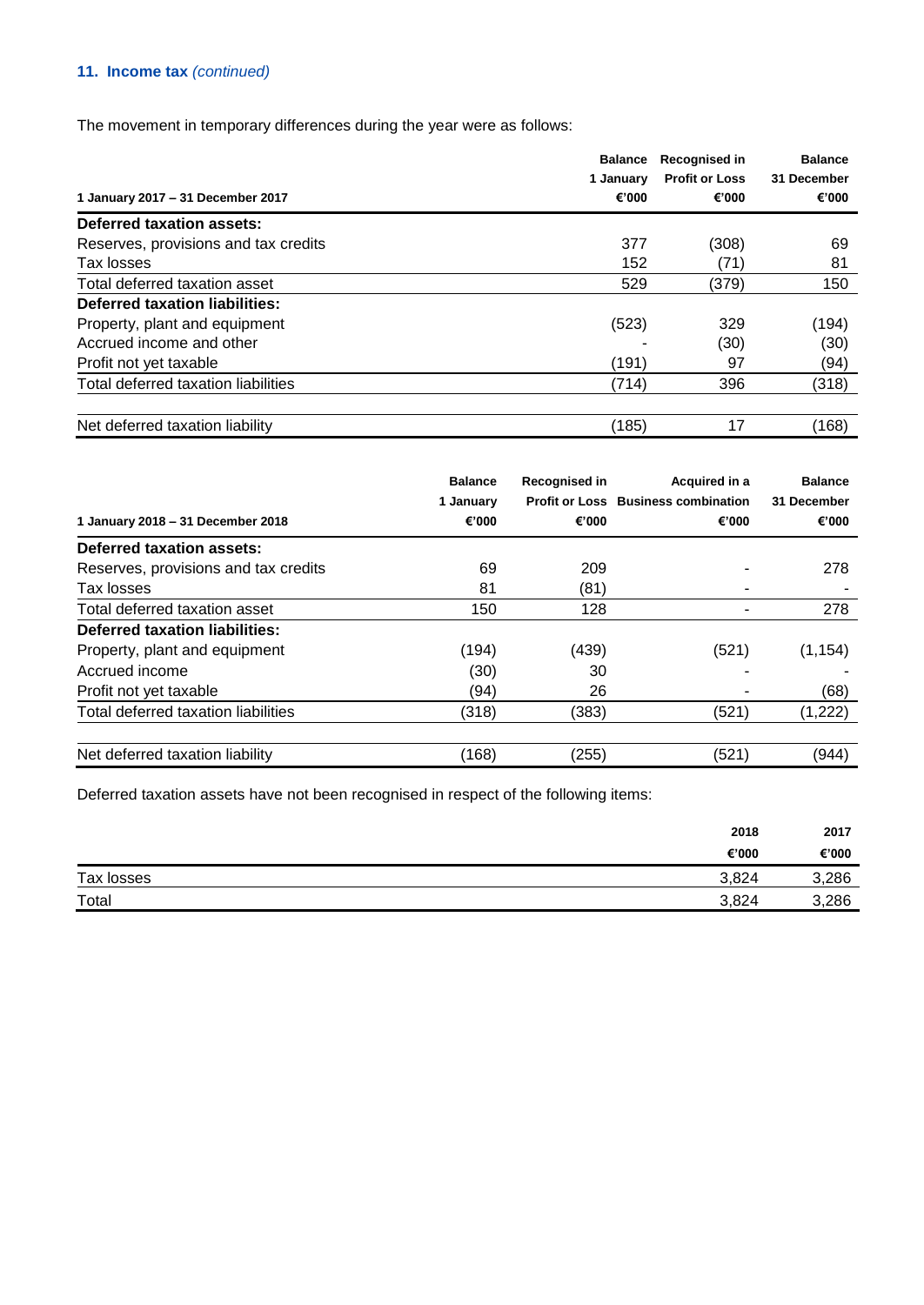### 11. Income tax *(continued)*

The movement in temporary differences during the year were as follows:

| 1 January 2017 – 31 December 2017 | Balance 1 January €'000 | Recognised in Profit or Loss €'000 | Balance 31 December €'000 |
|---|---|---|---|
| **Deferred taxation assets:** | | | |
| Reserves, provisions and tax credits | 377 | (308) | 69 |
| Tax losses | 152 | (71) | 81 |
| Total deferred taxation asset | 529 | (379) | 150 |
| **Deferred taxation liabilities:** | | | |
| Property, plant and equipment | (523) | 329 | (194) |
| Accrued income and other | - | (30) | (30) |
| Profit not yet taxable | (191) | 97 | (94) |
| Total deferred taxation liabilities | (714) | 396 | (318) |
| | | | |
| Net deferred taxation liability | (185) | 17 | (168) |

| 1 January 2018 – 31 December 2018 | Balance 1 January €'000 | Recognised in Profit or Loss €'000 | Acquired in a Business combination €'000 | Balance 31 December €'000 |
|---|---|---|---|---|
| **Deferred taxation assets:** | | | | |
| Reserves, provisions and tax credits | 69 | 209 | - | 278 |
| Tax losses | 81 | (81) | - | - |
| Total deferred taxation asset | 150 | 128 | - | 278 |
| **Deferred taxation liabilities:** | | | | |
| Property, plant and equipment | (194) | (439) | (521) | (1,154) |
| Accrued income | (30) | 30 | - | - |
| Profit not yet taxable | (94) | 26 | - | (68) |
| Total deferred taxation liabilities | (318) | (383) | (521) | (1,222) |
| | | | | |
| Net deferred taxation liability | (168) | (255) | (521) | (944) |

Deferred taxation assets have not been recognised in respect of the following items:

| | 2018 €'000 | 2017 €'000 |
|---|---|---|
| Tax losses | 3,824 | 3,286 |
| Total | 3,824 | 3,286 |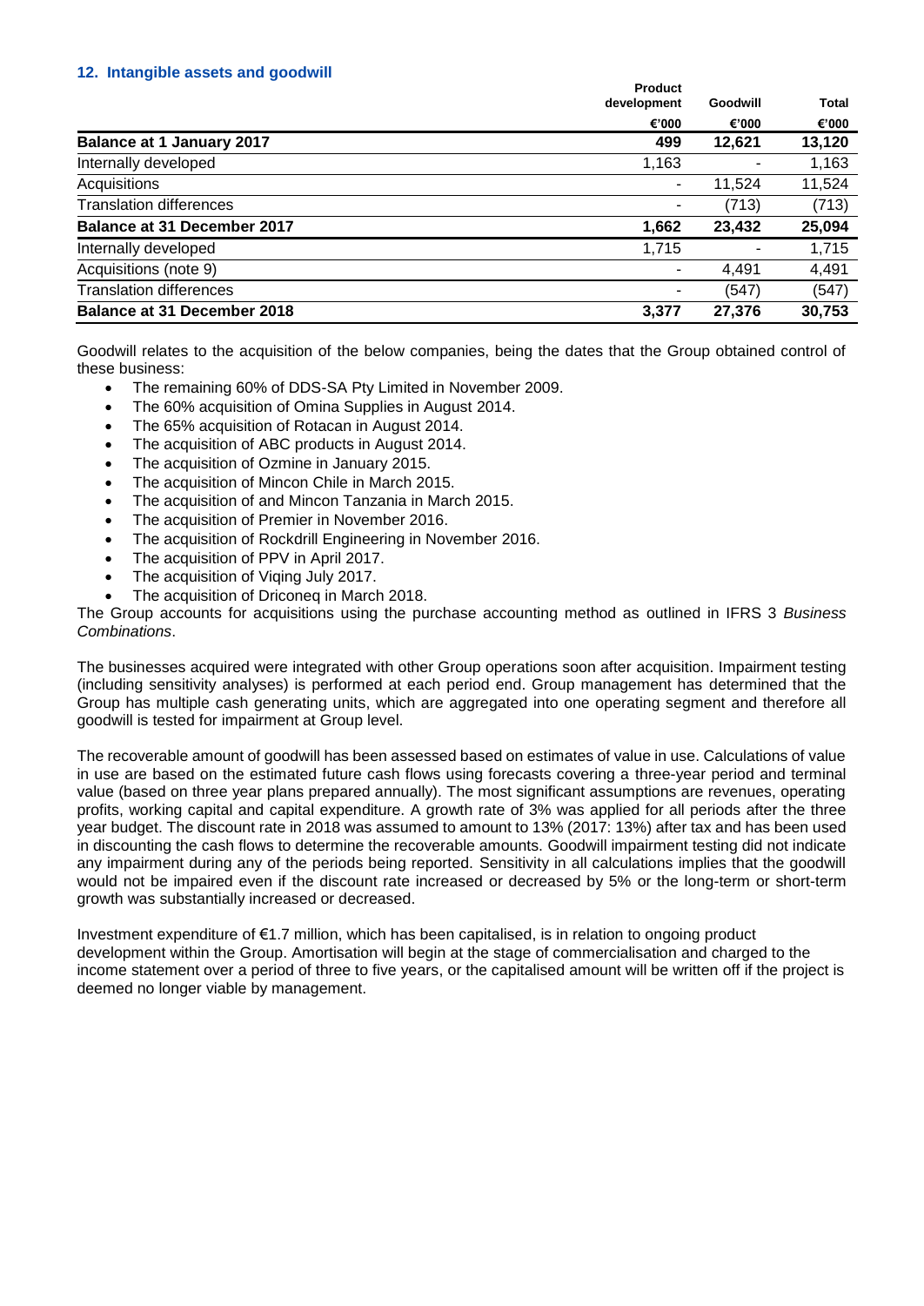## 12. Intangible assets and goodwill

| | Product development | Goodwill | Total |
|---|---|---|---|
| | €'000 | €'000 | €'000 |
| **Balance at 1 January 2017** | **499** | **12,621** | **13,120** |
| Internally developed | 1,163 | - | 1,163 |
| Acquisitions | - | 11,524 | 11,524 |
| Translation differences | - | (713) | (713) |
| **Balance at 31 December 2017** | **1,662** | **23,432** | **25,094** |
| Internally developed | 1,715 | - | 1,715 |
| Acquisitions (note 9) | - | 4,491 | 4,491 |
| Translation differences | - | (547) | (547) |
| **Balance at 31 December 2018** | **3,377** | **27,376** | **30,753** |

Goodwill relates to the acquisition of the below companies, being the dates that the Group obtained control of these business:

- The remaining 60% of DDS-SA Pty Limited in November 2009.
- The 60% acquisition of Omina Supplies in August 2014.
- The 65% acquisition of Rotacan in August 2014.
- The acquisition of ABC products in August 2014.
- The acquisition of Ozmine in January 2015.
- The acquisition of Mincon Chile in March 2015.
- The acquisition of and Mincon Tanzania in March 2015.
- The acquisition of Premier in November 2016.
- The acquisition of Rockdrill Engineering in November 2016.
- The acquisition of PPV in April 2017.
- The acquisition of Viqing July 2017.
- The acquisition of Driconeq in March 2018.

The Group accounts for acquisitions using the purchase accounting method as outlined in IFRS 3 *Business Combinations*.

The businesses acquired were integrated with other Group operations soon after acquisition. Impairment testing (including sensitivity analyses) is performed at each period end. Group management has determined that the Group has multiple cash generating units, which are aggregated into one operating segment and therefore all goodwill is tested for impairment at Group level.

The recoverable amount of goodwill has been assessed based on estimates of value in use. Calculations of value in use are based on the estimated future cash flows using forecasts covering a three-year period and terminal value (based on three year plans prepared annually). The most significant assumptions are revenues, operating profits, working capital and capital expenditure. A growth rate of 3% was applied for all periods after the three year budget. The discount rate in 2018 was assumed to amount to 13% (2017: 13%) after tax and has been used in discounting the cash flows to determine the recoverable amounts. Goodwill impairment testing did not indicate any impairment during any of the periods being reported. Sensitivity in all calculations implies that the goodwill would not be impaired even if the discount rate increased or decreased by 5% or the long-term or short-term growth was substantially increased or decreased.

Investment expenditure of €1.7 million, which has been capitalised, is in relation to ongoing product development within the Group. Amortisation will begin at the stage of commercialisation and charged to the income statement over a period of three to five years, or the capitalised amount will be written off if the project is deemed no longer viable by management.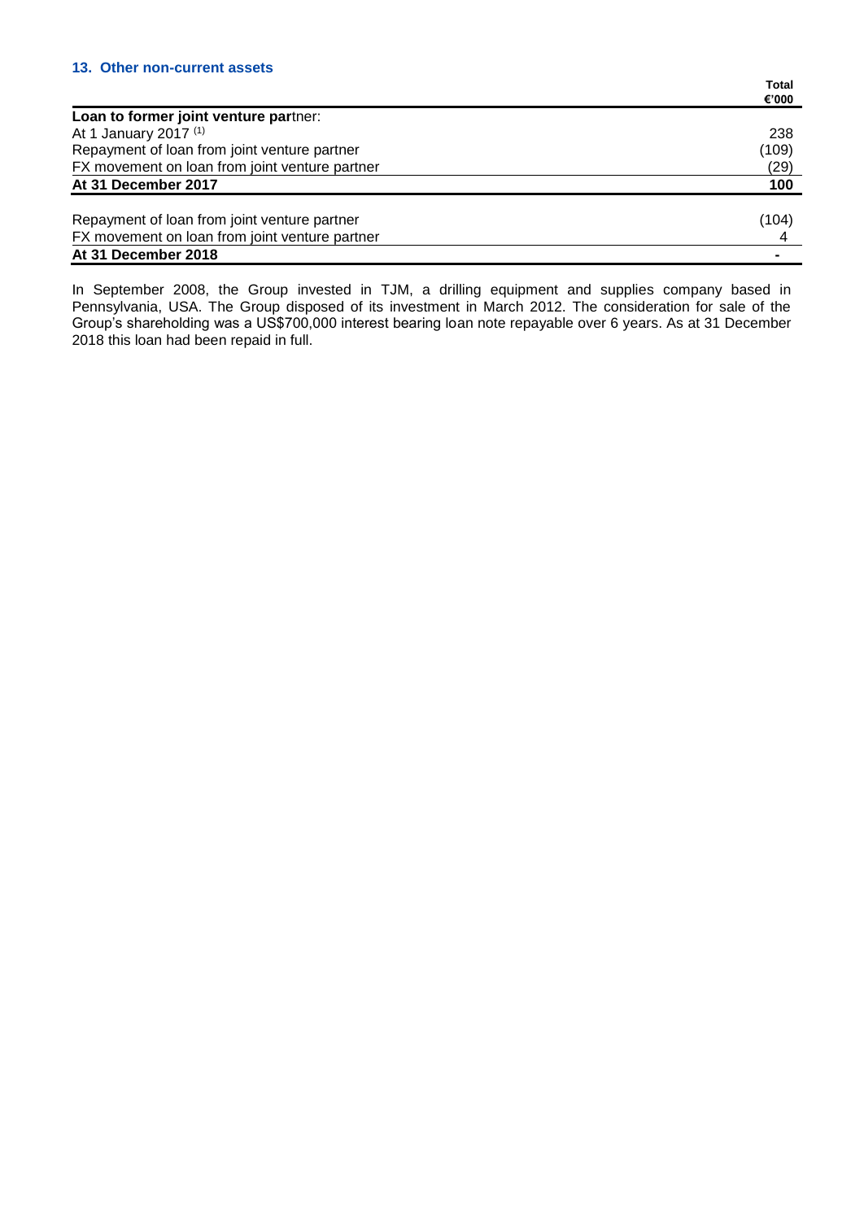### 13. Other non-current assets

| | Total €'000 |
|---|---|
| **Loan to former joint venture partner:** | |
| At 1 January 2017 [(1)] | 238 |
| Repayment of loan from joint venture partner | (109) |
| FX movement on loan from joint venture partner | (29) |
| **At 31 December 2017** | **100** |
| | |
| Repayment of loan from joint venture partner | (104) |
| FX movement on loan from joint venture partner | 4 |
| **At 31 December 2018** | **-** |

In September 2008, the Group invested in TJM, a drilling equipment and supplies company based in Pennsylvania, USA. The Group disposed of its investment in March 2012. The consideration for sale of the Group's shareholding was a US$700,000 interest bearing loan note repayable over 6 years. As at 31 December 2018 this loan had been repaid in full.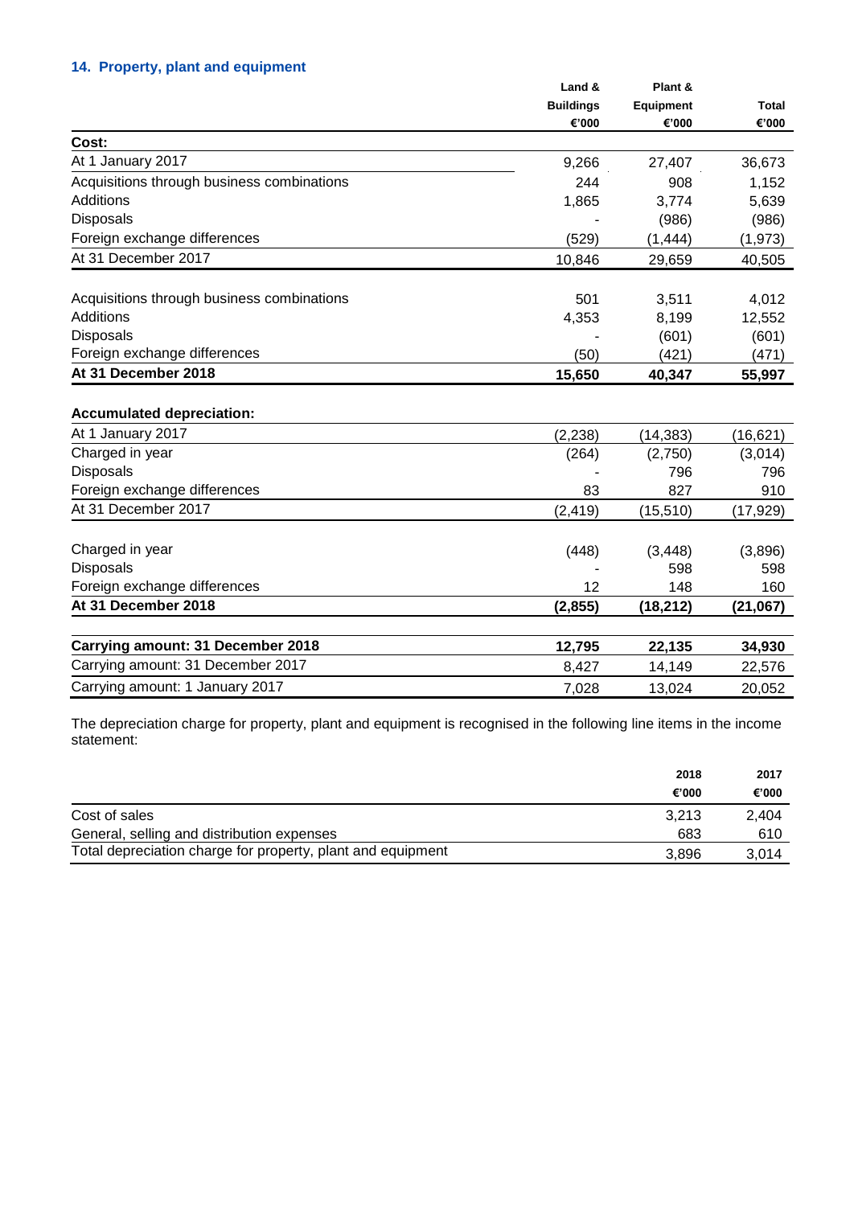## 14. Property, plant and equipment

| | Land & Buildings €'000 | Plant & Equipment €'000 | Total €'000 |
|---|---|---|---|
| **Cost:** | | | |
| At 1 January 2017 | 9,266 | 27,407 | 36,673 |
| Acquisitions through business combinations | 244 | 908 | 1,152 |
| Additions | 1,865 | 3,774 | 5,639 |
| Disposals | - | (986) | (986) |
| Foreign exchange differences | (529) | (1,444) | (1,973) |
| At 31 December 2017 | 10,846 | 29,659 | 40,505 |
| | | | |
| Acquisitions through business combinations | 501 | 3,511 | 4,012 |
| Additions | 4,353 | 8,199 | 12,552 |
| Disposals | - | (601) | (601) |
| Foreign exchange differences | (50) | (421) | (471) |
| **At 31 December 2018** | **15,650** | **40,347** | **55,997** |
| | | | |
| **Accumulated depreciation:** | | | |
| At 1 January 2017 | (2,238) | (14,383) | (16,621) |
| Charged in year | (264) | (2,750) | (3,014) |
| Disposals | - | 796 | 796 |
| Foreign exchange differences | 83 | 827 | 910 |
| At 31 December 2017 | (2,419) | (15,510) | (17,929) |
| | | | |
| Charged in year | (448) | (3,448) | (3,896) |
| Disposals | - | 598 | 598 |
| Foreign exchange differences | 12 | 148 | 160 |
| **At 31 December 2018** | **(2,855)** | **(18,212)** | **(21,067)** |
| | | | |
| **Carrying amount: 31 December 2018** | **12,795** | **22,135** | **34,930** |
| Carrying amount: 31 December 2017 | 8,427 | 14,149 | 22,576 |
| Carrying amount: 1 January 2017 | 7,028 | 13,024 | 20,052 |

The depreciation charge for property, plant and equipment is recognised in the following line items in the income statement:

| | 2018 €'000 | 2017 €'000 |
|---|---|---|
| Cost of sales | 3,213 | 2,404 |
| General, selling and distribution expenses | 683 | 610 |
| Total depreciation charge for property, plant and equipment | 3,896 | 3,014 |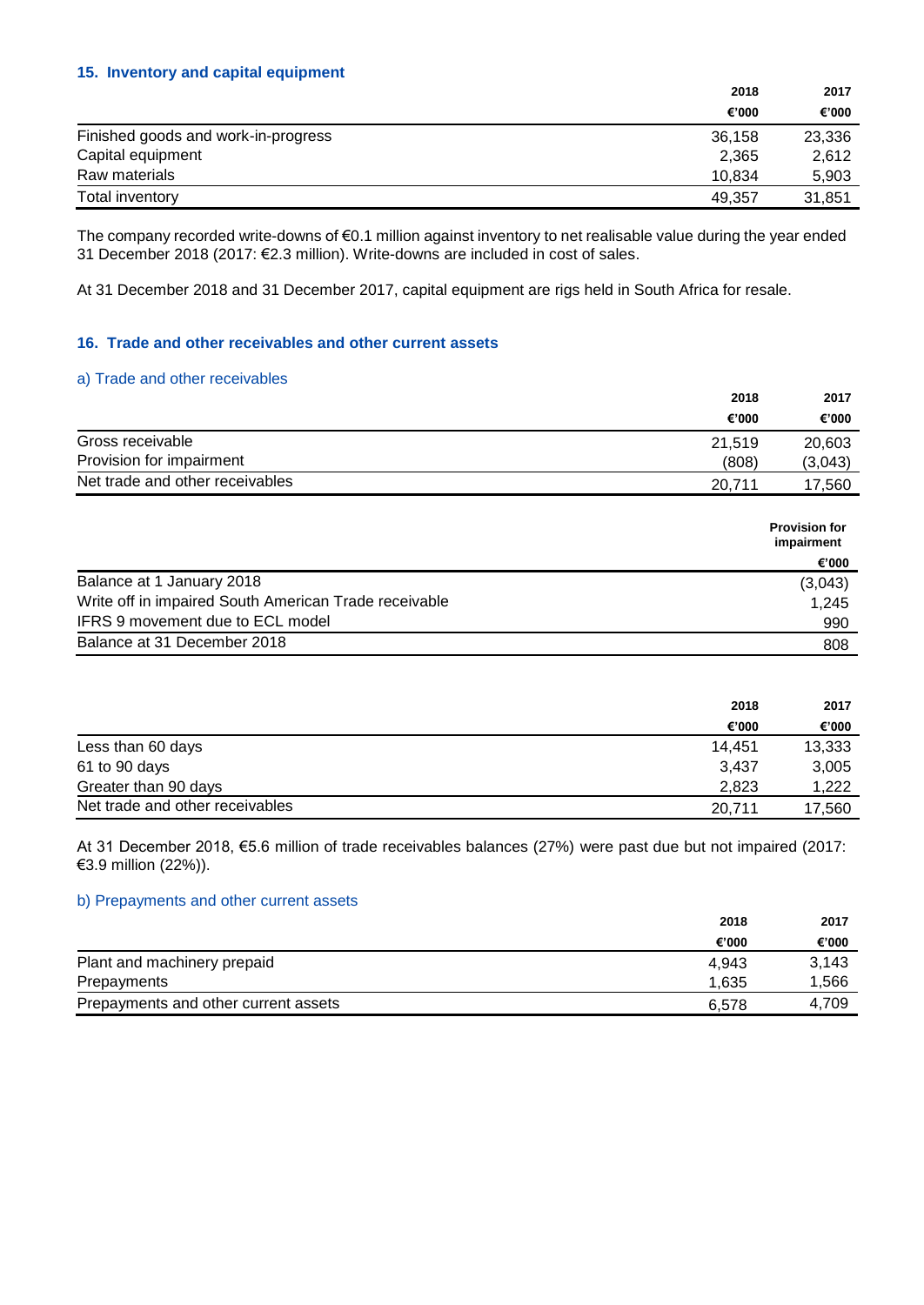## 15. Inventory and capital equipment

| | 2018 €'000 | 2017 €'000 |
|---|---|---|
| Finished goods and work-in-progress | 36,158 | 23,336 |
| Capital equipment | 2,365 | 2,612 |
| Raw materials | 10,834 | 5,903 |
| Total inventory | 49,357 | 31,851 |

The company recorded write-downs of €0.1 million against inventory to net realisable value during the year ended 31 December 2018 (2017: €2.3 million). Write-downs are included in cost of sales.

At 31 December 2018 and 31 December 2017, capital equipment are rigs held in South Africa for resale.

## 16. Trade and other receivables and other current assets

### a) Trade and other receivables

| | 2018 €'000 | 2017 €'000 |
|---|---|---|
| Gross receivable | 21,519 | 20,603 |
| Provision for impairment | (808) | (3,043) |
| Net trade and other receivables | 20,711 | 17,560 |

| | Provision for impairment €'000 |
|---|---|
| Balance at 1 January 2018 | (3,043) |
| Write off in impaired South American Trade receivable | 1,245 |
| IFRS 9 movement due to ECL model | 990 |
| Balance at 31 December 2018 | 808 |

| | 2018 €'000 | 2017 €'000 |
|---|---|---|
| Less than 60 days | 14,451 | 13,333 |
| 61 to 90 days | 3,437 | 3,005 |
| Greater than 90 days | 2,823 | 1,222 |
| Net trade and other receivables | 20,711 | 17,560 |

At 31 December 2018, €5.6 million of trade receivables balances (27%) were past due but not impaired (2017: €3.9 million (22%)).

### b) Prepayments and other current assets

| | 2018 €'000 | 2017 €'000 |
|---|---|---|
| Plant and machinery prepaid | 4,943 | 3,143 |
| Prepayments | 1,635 | 1,566 |
| Prepayments and other current assets | 6,578 | 4,709 |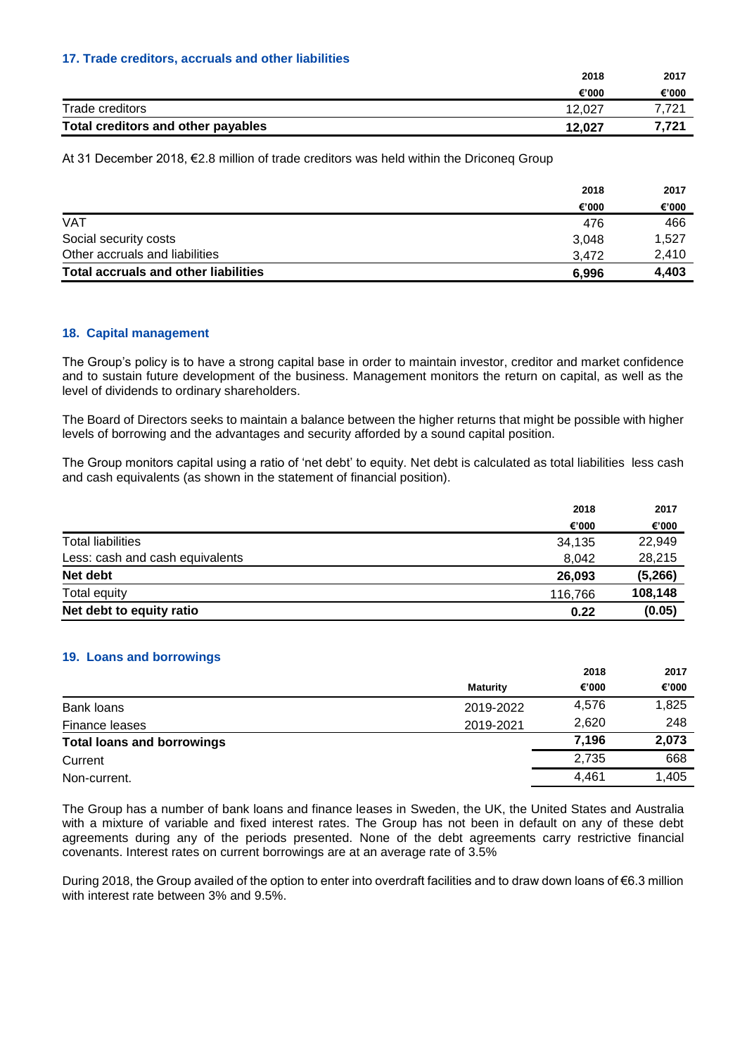### 17. Trade creditors, accruals and other liabilities

| | 2018 | 2017 |
|---|---|---|
| | €'000 | €'000 |
| Trade creditors | 12,027 | 7,721 |
| **Total creditors and other payables** | **12,027** | **7,721** |

At 31 December 2018, €2.8 million of trade creditors was held within the Driconeq Group

| | 2018 | 2017 |
|---|---|---|
| | €'000 | €'000 |
| VAT | 476 | 466 |
| Social security costs | 3,048 | 1,527 |
| Other accruals and liabilities | 3,472 | 2,410 |
| **Total accruals and other liabilities** | **6,996** | **4,403** |

### 18. Capital management

The Group's policy is to have a strong capital base in order to maintain investor, creditor and market confidence and to sustain future development of the business. Management monitors the return on capital, as well as the level of dividends to ordinary shareholders.

The Board of Directors seeks to maintain a balance between the higher returns that might be possible with higher levels of borrowing and the advantages and security afforded by a sound capital position.

The Group monitors capital using a ratio of 'net debt' to equity. Net debt is calculated as total liabilities less cash and cash equivalents (as shown in the statement of financial position).

| | 2018 | 2017 |
|---|---|---|
| | €'000 | €'000 |
| Total liabilities | 34,135 | 22,949 |
| Less: cash and cash equivalents | 8,042 | 28,215 |
| **Net debt** | **26,093** | **(5,266)** |
| Total equity | 116,766 | **108,148** |
| **Net debt to equity ratio** | **0.22** | **(0.05)** |

### 19. Loans and borrowings

| | Maturity | 2018 €'000 | 2017 €'000 |
|---|---|---|---|
| Bank loans | 2019-2022 | 4,576 | 1,825 |
| Finance leases | 2019-2021 | 2,620 | 248 |
| **Total loans and borrowings** | | **7,196** | **2,073** |
| Current | | 2,735 | 668 |
| Non-current. | | 4,461 | 1,405 |

The Group has a number of bank loans and finance leases in Sweden, the UK, the United States and Australia with a mixture of variable and fixed interest rates. The Group has not been in default on any of these debt agreements during any of the periods presented. None of the debt agreements carry restrictive financial covenants. Interest rates on current borrowings are at an average rate of 3.5%

During 2018, the Group availed of the option to enter into overdraft facilities and to draw down loans of €6.3 million with interest rate between 3% and 9.5%.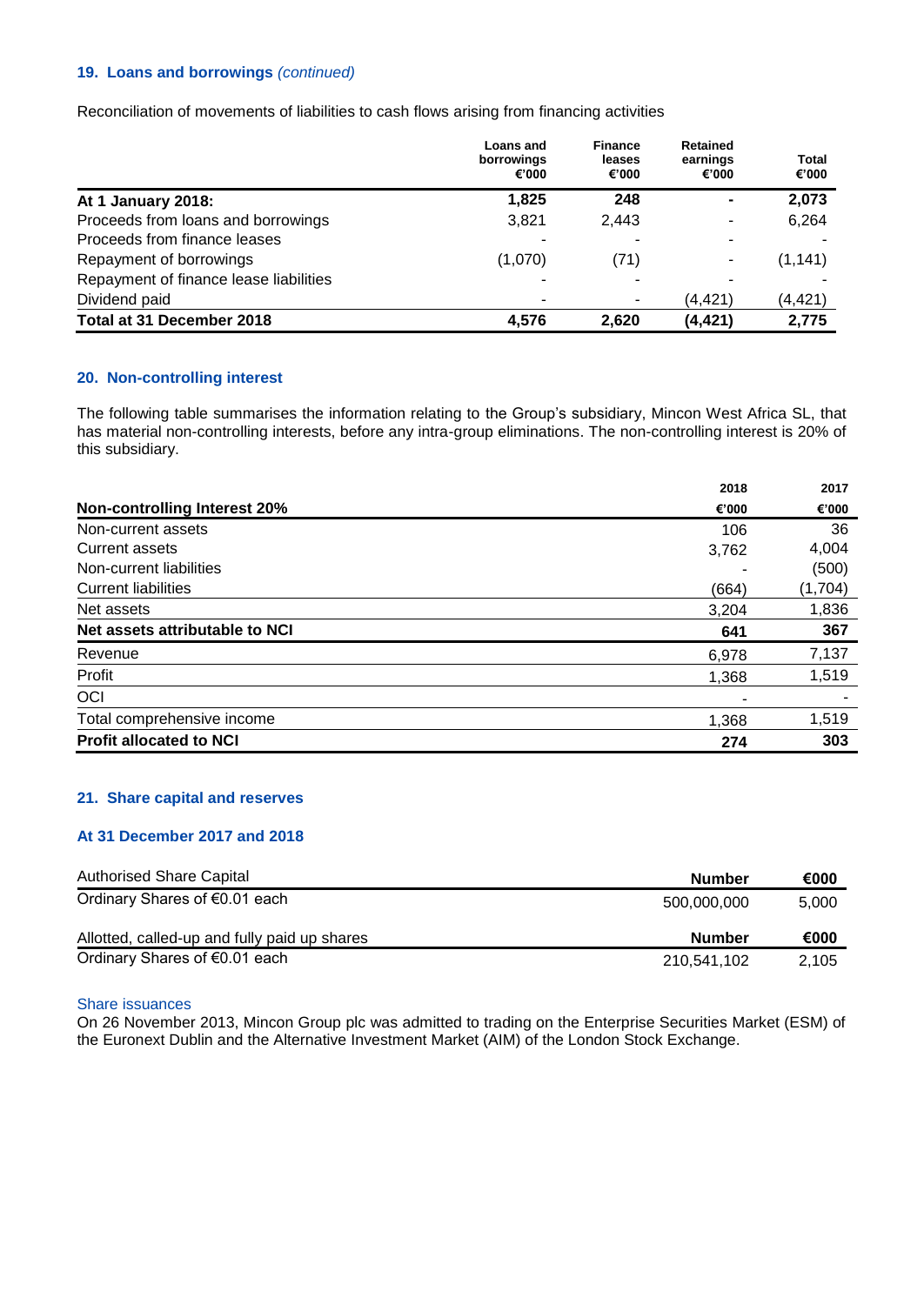### 19. Loans and borrowings *(continued)*

Reconciliation of movements of liabilities to cash flows arising from financing activities

| | Loans and borrowings €'000 | Finance leases €'000 | Retained earnings €'000 | Total €'000 |
|---|---|---|---|---|
| **At 1 January 2018:** | **1,825** | **248** | **-** | **2,073** |
| Proceeds from loans and borrowings | 3,821 | 2,443 | - | 6,264 |
| Proceeds from finance leases | - | - | - | - |
| Repayment of borrowings | (1,070) | (71) | - | (1,141) |
| Repayment of finance lease liabilities | - | - | - | - |
| Dividend paid | - | - | (4,421) | (4,421) |
| **Total at 31 December 2018** | **4,576** | **2,620** | **(4,421)** | **2,775** |

### 20. Non-controlling interest

The following table summarises the information relating to the Group's subsidiary, Mincon West Africa SL, that has material non-controlling interests, before any intra-group eliminations. The non-controlling interest is 20% of this subsidiary.

| **Non-controlling Interest 20%** | 2018 €'000 | 2017 €'000 |
|---|---|---|
| Non-current assets | 106 | 36 |
| Current assets | 3,762 | 4,004 |
| Non-current liabilities | - | (500) |
| Current liabilities | (664) | (1,704) |
| Net assets | 3,204 | 1,836 |
| **Net assets attributable to NCI** | **641** | **367** |
| Revenue | 6,978 | 7,137 |
| Profit | 1,368 | 1,519 |
| OCI | - | - |
| Total comprehensive income | 1,368 | 1,519 |
| **Profit allocated to NCI** | **274** | **303** |

### 21. Share capital and reserves

#### At 31 December 2017 and 2018

| Authorised Share Capital | **Number** | **€000** |
|---|---|---|
| Ordinary Shares of €0.01 each | 500,000,000 | 5,000 |

| Allotted, called-up and fully paid up shares | **Number** | **€000** |
|---|---|---|
| Ordinary Shares of €0.01 each | 210,541,102 | 2,105 |

Share issuances

On 26 November 2013, Mincon Group plc was admitted to trading on the Enterprise Securities Market (ESM) of the Euronext Dublin and the Alternative Investment Market (AIM) of the London Stock Exchange.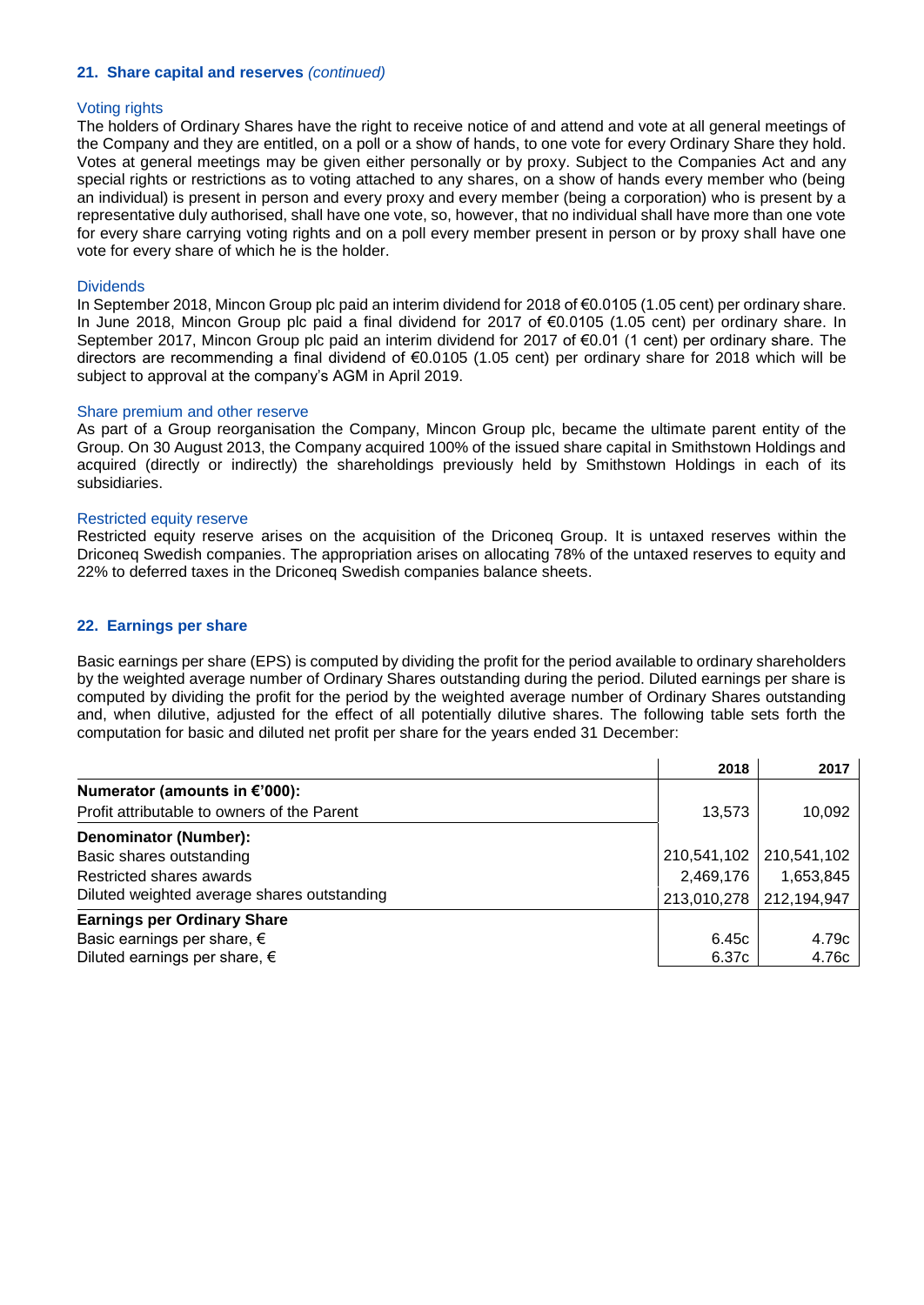### 21. Share capital and reserves *(continued)*

#### Voting rights

The holders of Ordinary Shares have the right to receive notice of and attend and vote at all general meetings of the Company and they are entitled, on a poll or a show of hands, to one vote for every Ordinary Share they hold. Votes at general meetings may be given either personally or by proxy. Subject to the Companies Act and any special rights or restrictions as to voting attached to any shares, on a show of hands every member who (being an individual) is present in person and every proxy and every member (being a corporation) who is present by a representative duly authorised, shall have one vote, so, however, that no individual shall have more than one vote for every share carrying voting rights and on a poll every member present in person or by proxy shall have one vote for every share of which he is the holder.

#### Dividends

In September 2018, Mincon Group plc paid an interim dividend for 2018 of €0.0105 (1.05 cent) per ordinary share. In June 2018, Mincon Group plc paid a final dividend for 2017 of €0.0105 (1.05 cent) per ordinary share. In September 2017, Mincon Group plc paid an interim dividend for 2017 of €0.01 (1 cent) per ordinary share. The directors are recommending a final dividend of €0.0105 (1.05 cent) per ordinary share for 2018 which will be subject to approval at the company's AGM in April 2019.

#### Share premium and other reserve

As part of a Group reorganisation the Company, Mincon Group plc, became the ultimate parent entity of the Group. On 30 August 2013, the Company acquired 100% of the issued share capital in Smithstown Holdings and acquired (directly or indirectly) the shareholdings previously held by Smithstown Holdings in each of its subsidiaries.

#### Restricted equity reserve

Restricted equity reserve arises on the acquisition of the Driconeq Group. It is untaxed reserves within the Driconeq Swedish companies. The appropriation arises on allocating 78% of the untaxed reserves to equity and 22% to deferred taxes in the Driconeq Swedish companies balance sheets.

### 22. Earnings per share

Basic earnings per share (EPS) is computed by dividing the profit for the period available to ordinary shareholders by the weighted average number of Ordinary Shares outstanding during the period. Diluted earnings per share is computed by dividing the profit for the period by the weighted average number of Ordinary Shares outstanding and, when dilutive, adjusted for the effect of all potentially dilutive shares. The following table sets forth the computation for basic and diluted net profit per share for the years ended 31 December:

| | 2018 | 2017 |
|---|---|---|
| **Numerator (amounts in €'000):** | | |
| Profit attributable to owners of the Parent | 13,573 | 10,092 |
| **Denominator (Number):** | | |
| Basic shares outstanding | 210,541,102 | 210,541,102 |
| Restricted shares awards | 2,469,176 | 1,653,845 |
| Diluted weighted average shares outstanding | 213,010,278 | 212,194,947 |
| **Earnings per Ordinary Share** | | |
| Basic earnings per share, € | 6.45c | 4.79c |
| Diluted earnings per share, € | 6.37c | 4.76c |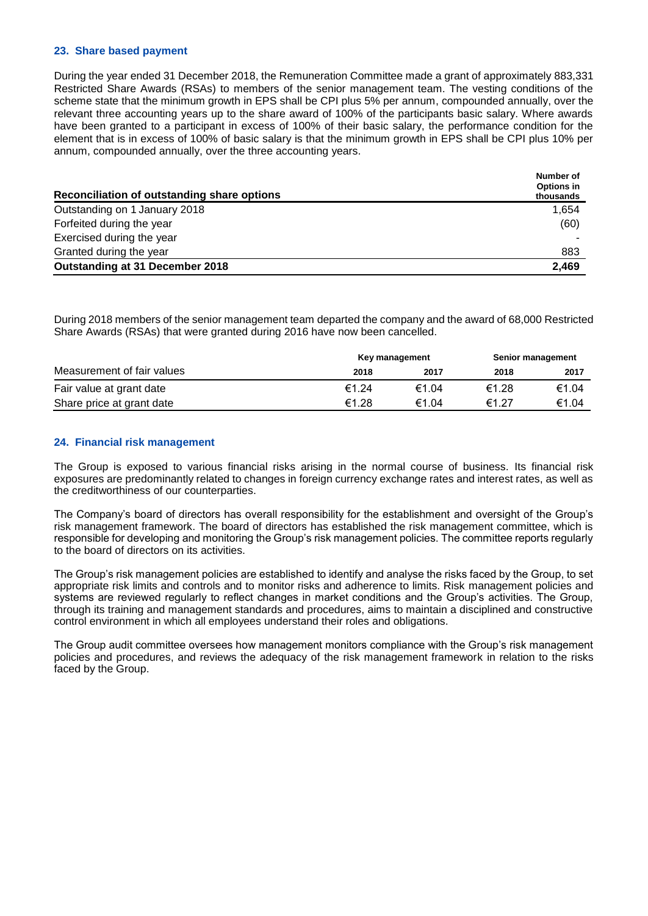## 23. Share based payment

During the year ended 31 December 2018, the Remuneration Committee made a grant of approximately 883,331 Restricted Share Awards (RSAs) to members of the senior management team. The vesting conditions of the scheme state that the minimum growth in EPS shall be CPI plus 5% per annum, compounded annually, over the relevant three accounting years up to the share award of 100% of the participants basic salary. Where awards have been granted to a participant in excess of 100% of their basic salary, the performance condition for the element that is in excess of 100% of basic salary is that the minimum growth in EPS shall be CPI plus 10% per annum, compounded annually, over the three accounting years.

| Reconciliation of outstanding share options | Number of Options in thousands |
|---|---|
| Outstanding on 1 January 2018 | 1,654 |
| Forfeited during the year | (60) |
| Exercised during the year | - |
| Granted during the year | 883 |
| **Outstanding at 31 December 2018** | **2,469** |

During 2018 members of the senior management team departed the company and the award of 68,000 Restricted Share Awards (RSAs) that were granted during 2016 have now been cancelled.

| | Key management | | Senior management | |
|---|---|---|---|---|
| Measurement of fair values | 2018 | 2017 | 2018 | 2017 |
| Fair value at grant date | €1.24 | €1.04 | €1.28 | €1.04 |
| Share price at grant date | €1.28 | €1.04 | €1.27 | €1.04 |

## 24. Financial risk management

The Group is exposed to various financial risks arising in the normal course of business. Its financial risk exposures are predominantly related to changes in foreign currency exchange rates and interest rates, as well as the creditworthiness of our counterparties.

The Company's board of directors has overall responsibility for the establishment and oversight of the Group's risk management framework. The board of directors has established the risk management committee, which is responsible for developing and monitoring the Group's risk management policies. The committee reports regularly to the board of directors on its activities.

The Group's risk management policies are established to identify and analyse the risks faced by the Group, to set appropriate risk limits and controls and to monitor risks and adherence to limits. Risk management policies and systems are reviewed regularly to reflect changes in market conditions and the Group's activities. The Group, through its training and management standards and procedures, aims to maintain a disciplined and constructive control environment in which all employees understand their roles and obligations.

The Group audit committee oversees how management monitors compliance with the Group's risk management policies and procedures, and reviews the adequacy of the risk management framework in relation to the risks faced by the Group.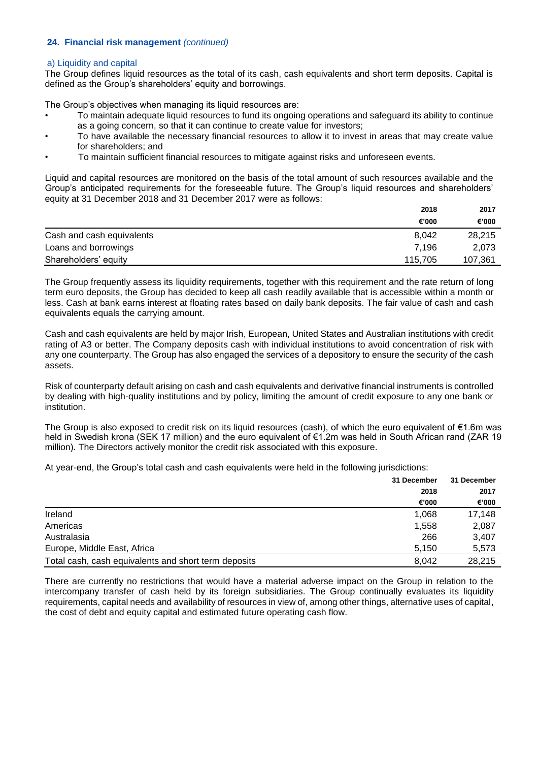## 24. Financial risk management *(continued)*

### a) Liquidity and capital

The Group defines liquid resources as the total of its cash, cash equivalents and short term deposits. Capital is defined as the Group's shareholders' equity and borrowings.

The Group's objectives when managing its liquid resources are:

- To maintain adequate liquid resources to fund its ongoing operations and safeguard its ability to continue as a going concern, so that it can continue to create value for investors;
- To have available the necessary financial resources to allow it to invest in areas that may create value for shareholders; and
- To maintain sufficient financial resources to mitigate against risks and unforeseen events.

Liquid and capital resources are monitored on the basis of the total amount of such resources available and the Group's anticipated requirements for the foreseeable future. The Group's liquid resources and shareholders' equity at 31 December 2018 and 31 December 2017 were as follows:

| | 2018 | 2017 |
|---|---|---|
| | €'000 | €'000 |
| Cash and cash equivalents | 8,042 | 28,215 |
| Loans and borrowings | 7,196 | 2,073 |
| Shareholders' equity | 115,705 | 107,361 |

The Group frequently assess its liquidity requirements, together with this requirement and the rate return of long term euro deposits, the Group has decided to keep all cash readily available that is accessible within a month or less. Cash at bank earns interest at floating rates based on daily bank deposits. The fair value of cash and cash equivalents equals the carrying amount.

Cash and cash equivalents are held by major Irish, European, United States and Australian institutions with credit rating of A3 or better. The Company deposits cash with individual institutions to avoid concentration of risk with any one counterparty. The Group has also engaged the services of a depository to ensure the security of the cash assets.

Risk of counterparty default arising on cash and cash equivalents and derivative financial instruments is controlled by dealing with high-quality institutions and by policy, limiting the amount of credit exposure to any one bank or institution.

The Group is also exposed to credit risk on its liquid resources (cash), of which the euro equivalent of €1.6m was held in Swedish krona (SEK 17 million) and the euro equivalent of €1.2m was held in South African rand (ZAR 19 million). The Directors actively monitor the credit risk associated with this exposure.

At year-end, the Group's total cash and cash equivalents were held in the following jurisdictions:

| | 31 December 2018 | 31 December 2017 |
|---|---|---|
| | €'000 | €'000 |
| Ireland | 1,068 | 17,148 |
| Americas | 1,558 | 2,087 |
| Australasia | 266 | 3,407 |
| Europe, Middle East, Africa | 5,150 | 5,573 |
| Total cash, cash equivalents and short term deposits | 8,042 | 28,215 |

There are currently no restrictions that would have a material adverse impact on the Group in relation to the intercompany transfer of cash held by its foreign subsidiaries. The Group continually evaluates its liquidity requirements, capital needs and availability of resources in view of, among other things, alternative uses of capital, the cost of debt and equity capital and estimated future operating cash flow.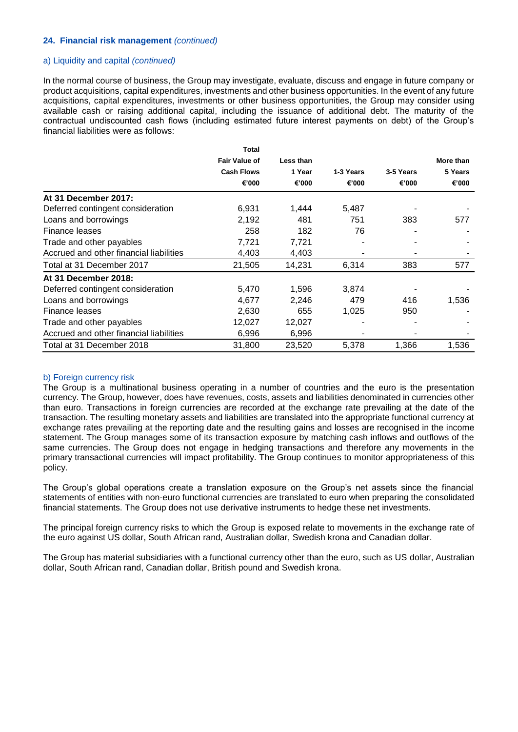### 24. Financial risk management *(continued)*

#### a) Liquidity and capital *(continued)*

In the normal course of business, the Group may investigate, evaluate, discuss and engage in future company or product acquisitions, capital expenditures, investments and other business opportunities. In the event of any future acquisitions, capital expenditures, investments or other business opportunities, the Group may consider using available cash or raising additional capital, including the issuance of additional debt. The maturity of the contractual undiscounted cash flows (including estimated future interest payments on debt) of the Group's financial liabilities were as follows:

| | Total Fair Value of Cash Flows €'000 | Less than 1 Year €'000 | 1-3 Years €'000 | 3-5 Years €'000 | More than 5 Years €'000 |
|---|---|---|---|---|---|
| **At 31 December 2017:** | | | | | |
| Deferred contingent consideration | 6,931 | 1,444 | 5,487 | - | - |
| Loans and borrowings | 2,192 | 481 | 751 | 383 | 577 |
| Finance leases | 258 | 182 | 76 | - | - |
| Trade and other payables | 7,721 | 7,721 | - | - | - |
| Accrued and other financial liabilities | 4,403 | 4,403 | - | - | - |
| Total at 31 December 2017 | 21,505 | 14,231 | 6,314 | 383 | 577 |
| **At 31 December 2018:** | | | | | |
| Deferred contingent consideration | 5,470 | 1,596 | 3,874 | - | - |
| Loans and borrowings | 4,677 | 2,246 | 479 | 416 | 1,536 |
| Finance leases | 2,630 | 655 | 1,025 | 950 | - |
| Trade and other payables | 12,027 | 12,027 | - | - | - |
| Accrued and other financial liabilities | 6,996 | 6,996 | - | - | - |
| Total at 31 December 2018 | 31,800 | 23,520 | 5,378 | 1,366 | 1,536 |

#### b) Foreign currency risk

The Group is a multinational business operating in a number of countries and the euro is the presentation currency. The Group, however, does have revenues, costs, assets and liabilities denominated in currencies other than euro. Transactions in foreign currencies are recorded at the exchange rate prevailing at the date of the transaction. The resulting monetary assets and liabilities are translated into the appropriate functional currency at exchange rates prevailing at the reporting date and the resulting gains and losses are recognised in the income statement. The Group manages some of its transaction exposure by matching cash inflows and outflows of the same currencies. The Group does not engage in hedging transactions and therefore any movements in the primary transactional currencies will impact profitability. The Group continues to monitor appropriateness of this policy.

The Group's global operations create a translation exposure on the Group's net assets since the financial statements of entities with non-euro functional currencies are translated to euro when preparing the consolidated financial statements. The Group does not use derivative instruments to hedge these net investments.

The principal foreign currency risks to which the Group is exposed relate to movements in the exchange rate of the euro against US dollar, South African rand, Australian dollar, Swedish krona and Canadian dollar.

The Group has material subsidiaries with a functional currency other than the euro, such as US dollar, Australian dollar, South African rand, Canadian dollar, British pound and Swedish krona.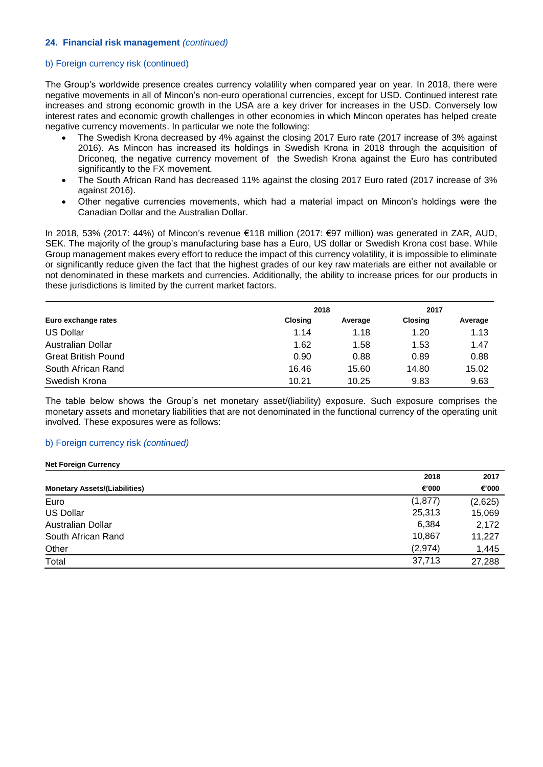### 24. Financial risk management *(continued)*

#### b) Foreign currency risk (continued)

The Group's worldwide presence creates currency volatility when compared year on year. In 2018, there were negative movements in all of Mincon's non-euro operational currencies, except for USD. Continued interest rate increases and strong economic growth in the USA are a key driver for increases in the USD. Conversely low interest rates and economic growth challenges in other economies in which Mincon operates has helped create negative currency movements. In particular we note the following:

- The Swedish Krona decreased by 4% against the closing 2017 Euro rate (2017 increase of 3% against 2016). As Mincon has increased its holdings in Swedish Krona in 2018 through the acquisition of Driconeq, the negative currency movement of the Swedish Krona against the Euro has contributed significantly to the FX movement.
- The South African Rand has decreased 11% against the closing 2017 Euro rated (2017 increase of 3% against 2016).
- Other negative currencies movements, which had a material impact on Mincon's holdings were the Canadian Dollar and the Australian Dollar.

In 2018, 53% (2017: 44%) of Mincon's revenue €118 million (2017: €97 million) was generated in ZAR, AUD, SEK. The majority of the group's manufacturing base has a Euro, US dollar or Swedish Krona cost base. While Group management makes every effort to reduce the impact of this currency volatility, it is impossible to eliminate or significantly reduce given the fact that the highest grades of our key raw materials are either not available or not denominated in these markets and currencies. Additionally, the ability to increase prices for our products in these jurisdictions is limited by the current market factors.

| | 2018 | | 2017 | |
|---|---|---|---|---|
| **Euro exchange rates** | **Closing** | **Average** | **Closing** | **Average** |
| US Dollar | 1.14 | 1.18 | 1.20 | 1.13 |
| Australian Dollar | 1.62 | 1.58 | 1.53 | 1.47 |
| Great British Pound | 0.90 | 0.88 | 0.89 | 0.88 |
| South African Rand | 16.46 | 15.60 | 14.80 | 15.02 |
| Swedish Krona | 10.21 | 10.25 | 9.83 | 9.63 |

The table below shows the Group's net monetary asset/(liability) exposure. Such exposure comprises the monetary assets and monetary liabilities that are not denominated in the functional currency of the operating unit involved. These exposures were as follows:

#### b) Foreign currency risk *(continued)*

**Net Foreign Currency**

| **Monetary Assets/(Liabilities)** | **2018 €'000** | **2017 €'000** |
|---|---|---|
| Euro | (1,877) | (2,625) |
| US Dollar | 25,313 | 15,069 |
| Australian Dollar | 6,384 | 2,172 |
| South African Rand | 10,867 | 11,227 |
| Other | (2,974) | 1,445 |
| Total | 37,713 | 27,288 |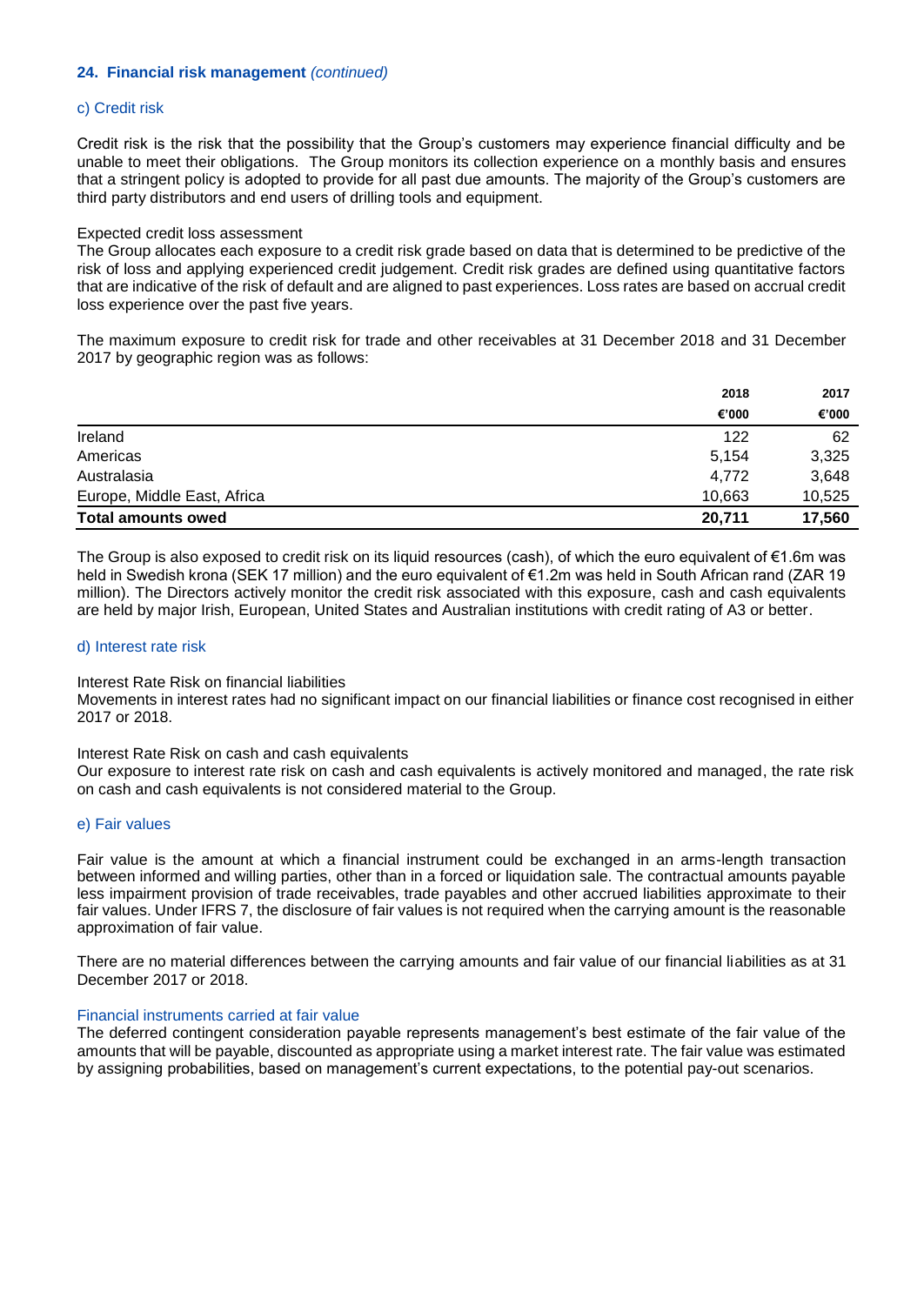## 24. Financial risk management *(continued)*

### c) Credit risk

Credit risk is the risk that the possibility that the Group's customers may experience financial difficulty and be unable to meet their obligations. The Group monitors its collection experience on a monthly basis and ensures that a stringent policy is adopted to provide for all past due amounts. The majority of the Group's customers are third party distributors and end users of drilling tools and equipment.

Expected credit loss assessment
The Group allocates each exposure to a credit risk grade based on data that is determined to be predictive of the risk of loss and applying experienced credit judgement. Credit risk grades are defined using quantitative factors that are indicative of the risk of default and are aligned to past experiences. Loss rates are based on accrual credit loss experience over the past five years.

The maximum exposure to credit risk for trade and other receivables at 31 December 2018 and 31 December 2017 by geographic region was as follows:

| | 2018 | 2017 |
|---|---|---|
| | €'000 | €'000 |
| Ireland | 122 | 62 |
| Americas | 5,154 | 3,325 |
| Australasia | 4,772 | 3,648 |
| Europe, Middle East, Africa | 10,663 | 10,525 |
| **Total amounts owed** | **20,711** | **17,560** |

The Group is also exposed to credit risk on its liquid resources (cash), of which the euro equivalent of €1.6m was held in Swedish krona (SEK 17 million) and the euro equivalent of €1.2m was held in South African rand (ZAR 19 million). The Directors actively monitor the credit risk associated with this exposure, cash and cash equivalents are held by major Irish, European, United States and Australian institutions with credit rating of A3 or better.

### d) Interest rate risk

Interest Rate Risk on financial liabilities
Movements in interest rates had no significant impact on our financial liabilities or finance cost recognised in either 2017 or 2018.

Interest Rate Risk on cash and cash equivalents
Our exposure to interest rate risk on cash and cash equivalents is actively monitored and managed, the rate risk on cash and cash equivalents is not considered material to the Group.

### e) Fair values

Fair value is the amount at which a financial instrument could be exchanged in an arms-length transaction between informed and willing parties, other than in a forced or liquidation sale. The contractual amounts payable less impairment provision of trade receivables, trade payables and other accrued liabilities approximate to their fair values. Under IFRS 7, the disclosure of fair values is not required when the carrying amount is the reasonable approximation of fair value.

There are no material differences between the carrying amounts and fair value of our financial liabilities as at 31 December 2017 or 2018.

#### Financial instruments carried at fair value

The deferred contingent consideration payable represents management's best estimate of the fair value of the amounts that will be payable, discounted as appropriate using a market interest rate. The fair value was estimated by assigning probabilities, based on management's current expectations, to the potential pay-out scenarios.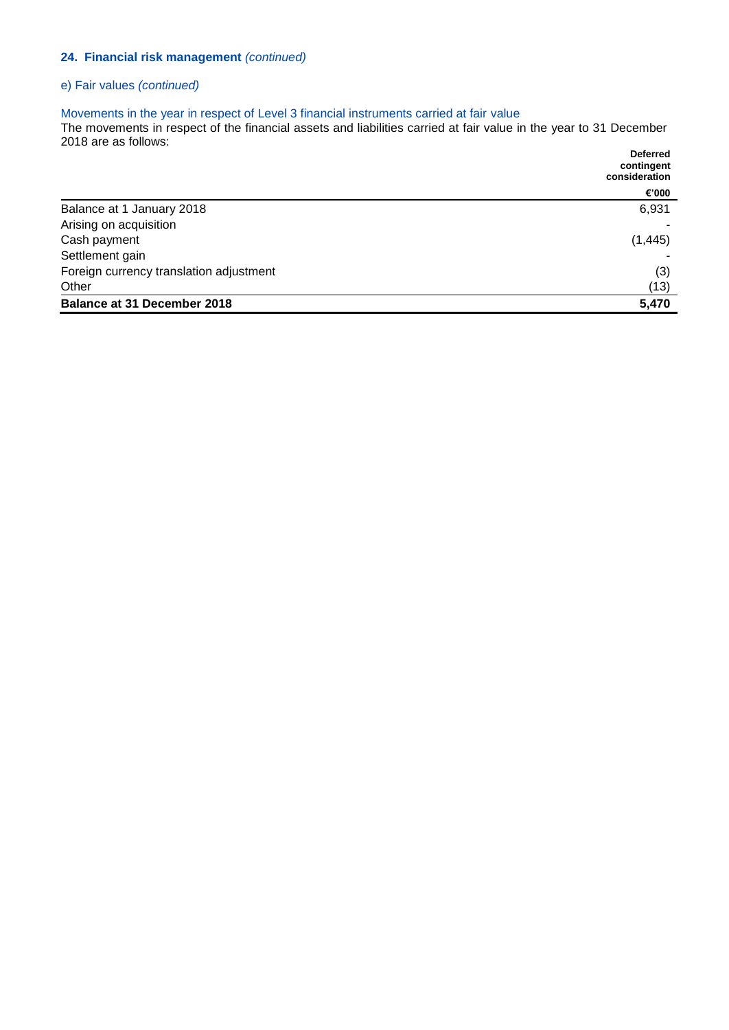## 24. Financial risk management *(continued)*

### e) Fair values *(continued)*

#### Movements in the year in respect of Level 3 financial instruments carried at fair value

The movements in respect of the financial assets and liabilities carried at fair value in the year to 31 December 2018 are as follows:

| | Deferred contingent consideration |
|---|---|
| | €'000 |
| Balance at 1 January 2018 | 6,931 |
| Arising on acquisition | - |
| Cash payment | (1,445) |
| Settlement gain | - |
| Foreign currency translation adjustment | (3) |
| Other | (13) |
| **Balance at 31 December 2018** | **5,470** |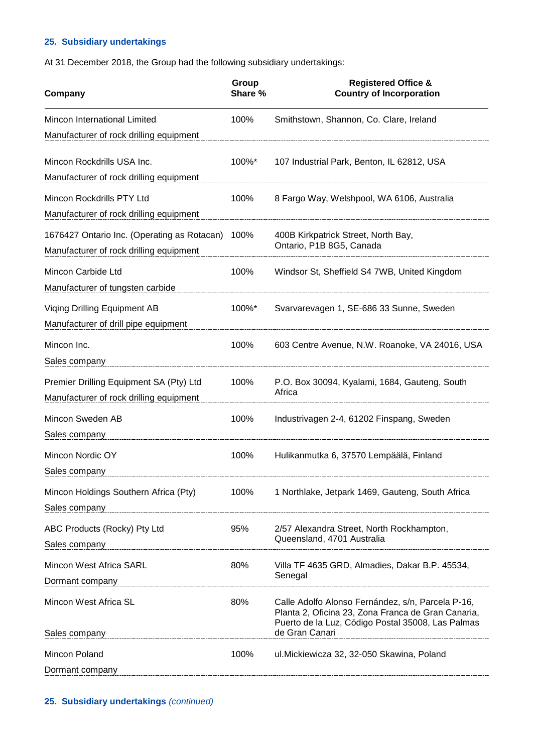## 25. Subsidiary undertakings

At 31 December 2018, the Group had the following subsidiary undertakings:

| Company | Group Share % | Registered Office & Country of Incorporation |
|---|---|---|
| Mincon International Limited<br>Manufacturer of rock drilling equipment | 100% | Smithstown, Shannon, Co. Clare, Ireland |
| Mincon Rockdrills USA Inc.<br>Manufacturer of rock drilling equipment | 100%* | 107 Industrial Park, Benton, IL 62812, USA |
| Mincon Rockdrills PTY Ltd<br>Manufacturer of rock drilling equipment | 100% | 8 Fargo Way, Welshpool, WA 6106, Australia |
| 1676427 Ontario Inc. (Operating as Rotacan)<br>Manufacturer of rock drilling equipment | 100% | 400B Kirkpatrick Street, North Bay, Ontario, P1B 8G5, Canada |
| Mincon Carbide Ltd<br>Manufacturer of tungsten carbide | 100% | Windsor St, Sheffield S4 7WB, United Kingdom |
| Viqing Drilling Equipment AB<br>Manufacturer of drill pipe equipment | 100%* | Svarvarevagen 1, SE-686 33 Sunne, Sweden |
| Mincon Inc.<br>Sales company | 100% | 603 Centre Avenue, N.W. Roanoke, VA 24016, USA |
| Premier Drilling Equipment SA (Pty) Ltd<br>Manufacturer of rock drilling equipment | 100% | P.O. Box 30094, Kyalami, 1684, Gauteng, South Africa |
| Mincon Sweden AB<br>Sales company | 100% | Industrivagen 2-4, 61202 Finspang, Sweden |
| Mincon Nordic OY<br>Sales company | 100% | Hulikanmutka 6, 37570 Lempäälä, Finland |
| Mincon Holdings Southern Africa (Pty)<br>Sales company | 100% | 1 Northlake, Jetpark 1469, Gauteng, South Africa |
| ABC Products (Rocky) Pty Ltd<br>Sales company | 95% | 2/57 Alexandra Street, North Rockhampton, Queensland, 4701 Australia |
| Mincon West Africa SARL<br>Dormant company | 80% | Villa TF 4635 GRD, Almadies, Dakar B.P. 45534, Senegal |
| Mincon West Africa SL<br>Sales company | 80% | Calle Adolfo Alonso Fernández, s/n, Parcela P-16, Planta 2, Oficina 23, Zona Franca de Gran Canaria, Puerto de la Luz, Código Postal 35008, Las Palmas de Gran Canari |
| Mincon Poland<br>Dormant company | 100% | ul.Mickiewicza 32, 32-050 Skawina, Poland |

## 25. Subsidiary undertakings *(continued)*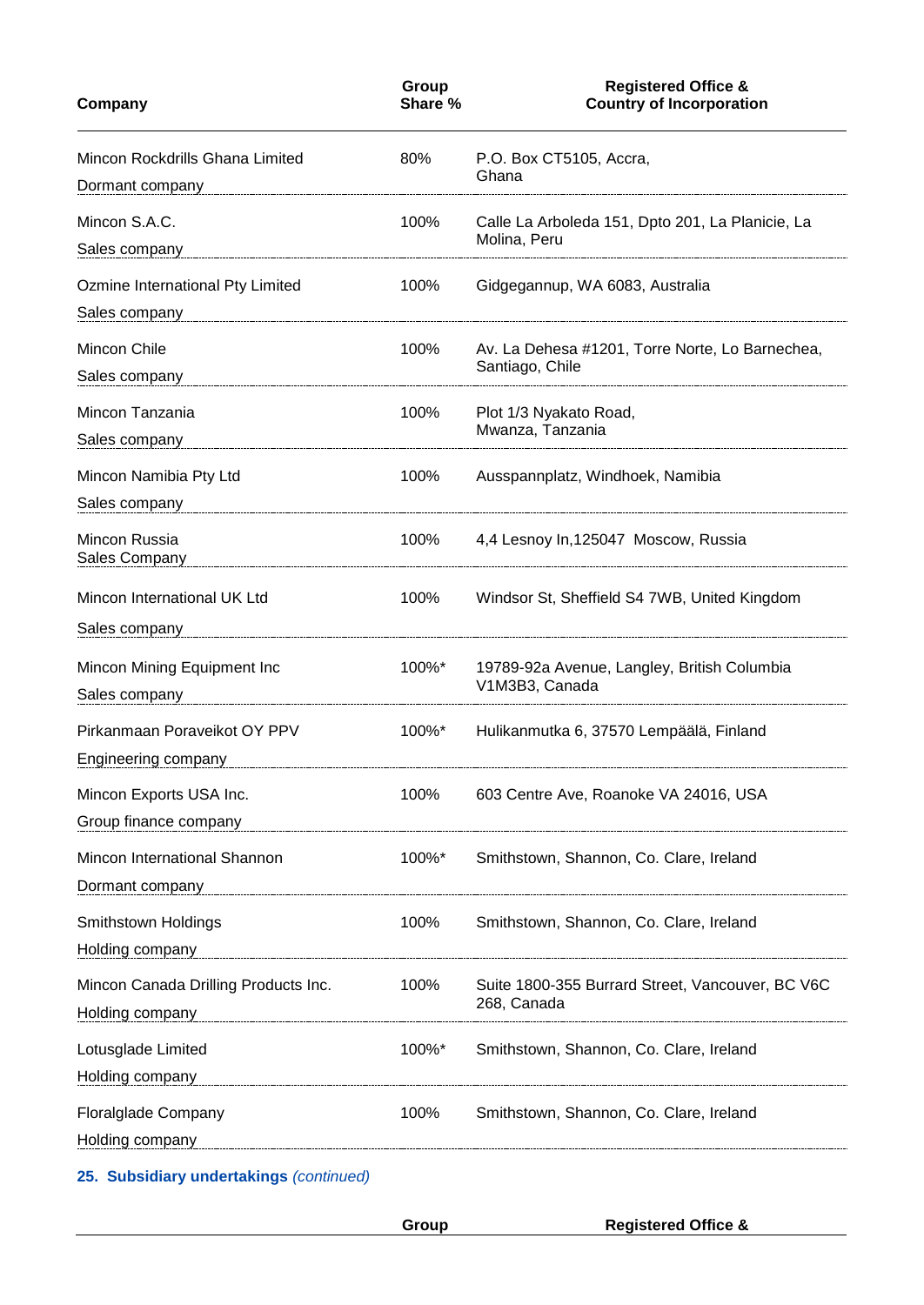| Company | Group Share % | Registered Office & Country of Incorporation |
|---|---|---|
| Mincon Rockdrills Ghana Limited<br>Dormant company | 80% | P.O. Box CT5105, Accra, Ghana |
| Mincon S.A.C.<br>Sales company | 100% | Calle La Arboleda 151, Dpto 201, La Planicie, La Molina, Peru |
| Ozmine International Pty Limited<br>Sales company | 100% | Gidgegannup, WA 6083, Australia |
| Mincon Chile<br>Sales company | 100% | Av. La Dehesa #1201, Torre Norte, Lo Barnechea, Santiago, Chile |
| Mincon Tanzania<br>Sales company | 100% | Plot 1/3 Nyakato Road, Mwanza, Tanzania |
| Mincon Namibia Pty Ltd<br>Sales company | 100% | Ausspannplatz, Windhoek, Namibia |
| Mincon Russia<br>Sales Company | 100% | 4,4 Lesnoy In,125047 Moscow, Russia |
| Mincon International UK Ltd<br>Sales company | 100% | Windsor St, Sheffield S4 7WB, United Kingdom |
| Mincon Mining Equipment Inc<br>Sales company | 100%* | 19789-92a Avenue, Langley, British Columbia V1M3B3, Canada |
| Pirkanmaan Poraveikot OY PPV<br>Engineering company | 100%* | Hulikanmutka 6, 37570 Lempäälä, Finland |
| Mincon Exports USA Inc.<br>Group finance company | 100% | 603 Centre Ave, Roanoke VA 24016, USA |
| Mincon International Shannon<br>Dormant company | 100%* | Smithstown, Shannon, Co. Clare, Ireland |
| Smithstown Holdings<br>Holding company | 100% | Smithstown, Shannon, Co. Clare, Ireland |
| Mincon Canada Drilling Products Inc.<br>Holding company | 100% | Suite 1800-355 Burrard Street, Vancouver, BC V6C 268, Canada |
| Lotusglade Limited<br>Holding company | 100%* | Smithstown, Shannon, Co. Clare, Ireland |
| Floralglade Company<br>Holding company | 100% | Smithstown, Shannon, Co. Clare, Ireland |

## 25. Subsidiary undertakings *(continued)*

| | Group | Registered Office & |
|---|---|---|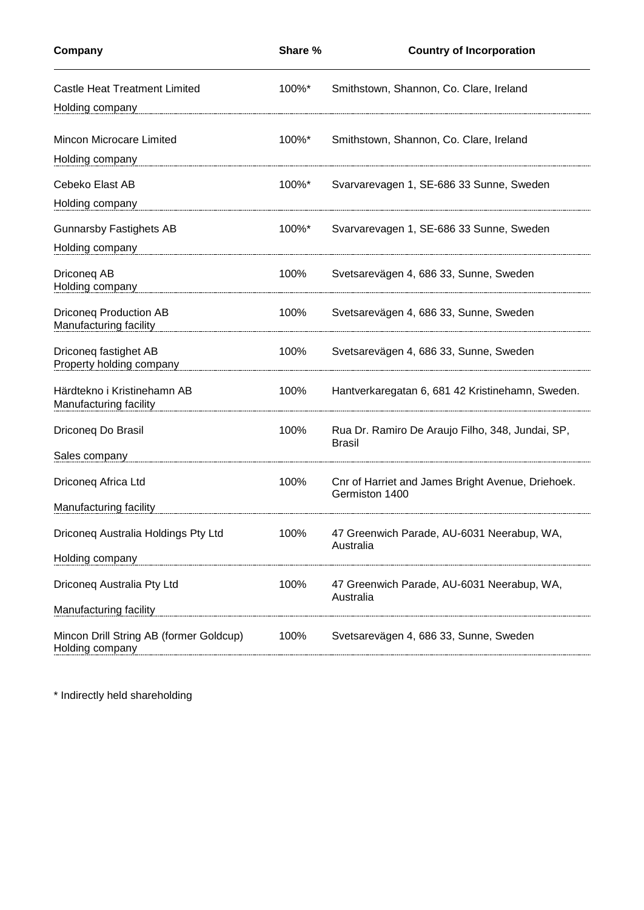| Company | Share % | Country of Incorporation |
|---|---|---|
| Castle Heat Treatment Limited<br>Holding company | 100%* | Smithstown, Shannon, Co. Clare, Ireland |
| Mincon Microcare Limited<br>Holding company | 100%* | Smithstown, Shannon, Co. Clare, Ireland |
| Cebeko Elast AB<br>Holding company | 100%* | Svarvarevagen 1, SE-686 33 Sunne, Sweden |
| Gunnarsby Fastighets AB<br>Holding company | 100%* | Svarvarevagen 1, SE-686 33 Sunne, Sweden |
| Driconeq AB<br>Holding company | 100% | Svetsarevägen 4, 686 33, Sunne, Sweden |
| Driconeq Production AB<br>Manufacturing facility | 100% | Svetsarevägen 4, 686 33, Sunne, Sweden |
| Driconeq fastighet AB<br>Property holding company | 100% | Svetsarevägen 4, 686 33, Sunne, Sweden |
| Härdtekno i Kristinehamn AB<br>Manufacturing facility | 100% | Hantverkaregatan 6, 681 42 Kristinehamn, Sweden. |
| Driconeq Do Brasil<br>Sales company | 100% | Rua Dr. Ramiro De Araujo Filho, 348, Jundai, SP, Brasil |
| Driconeq Africa Ltd<br>Manufacturing facility | 100% | Cnr of Harriet and James Bright Avenue, Driehoek. Germiston 1400 |
| Driconeq Australia Holdings Pty Ltd<br>Holding company | 100% | 47 Greenwich Parade, AU-6031 Neerabup, WA, Australia |
| Driconeq Australia Pty Ltd<br>Manufacturing facility | 100% | 47 Greenwich Parade, AU-6031 Neerabup, WA, Australia |
| Mincon Drill String AB (former Goldcup)<br>Holding company | 100% | Svetsarevägen 4, 686 33, Sunne, Sweden |

\* Indirectly held shareholding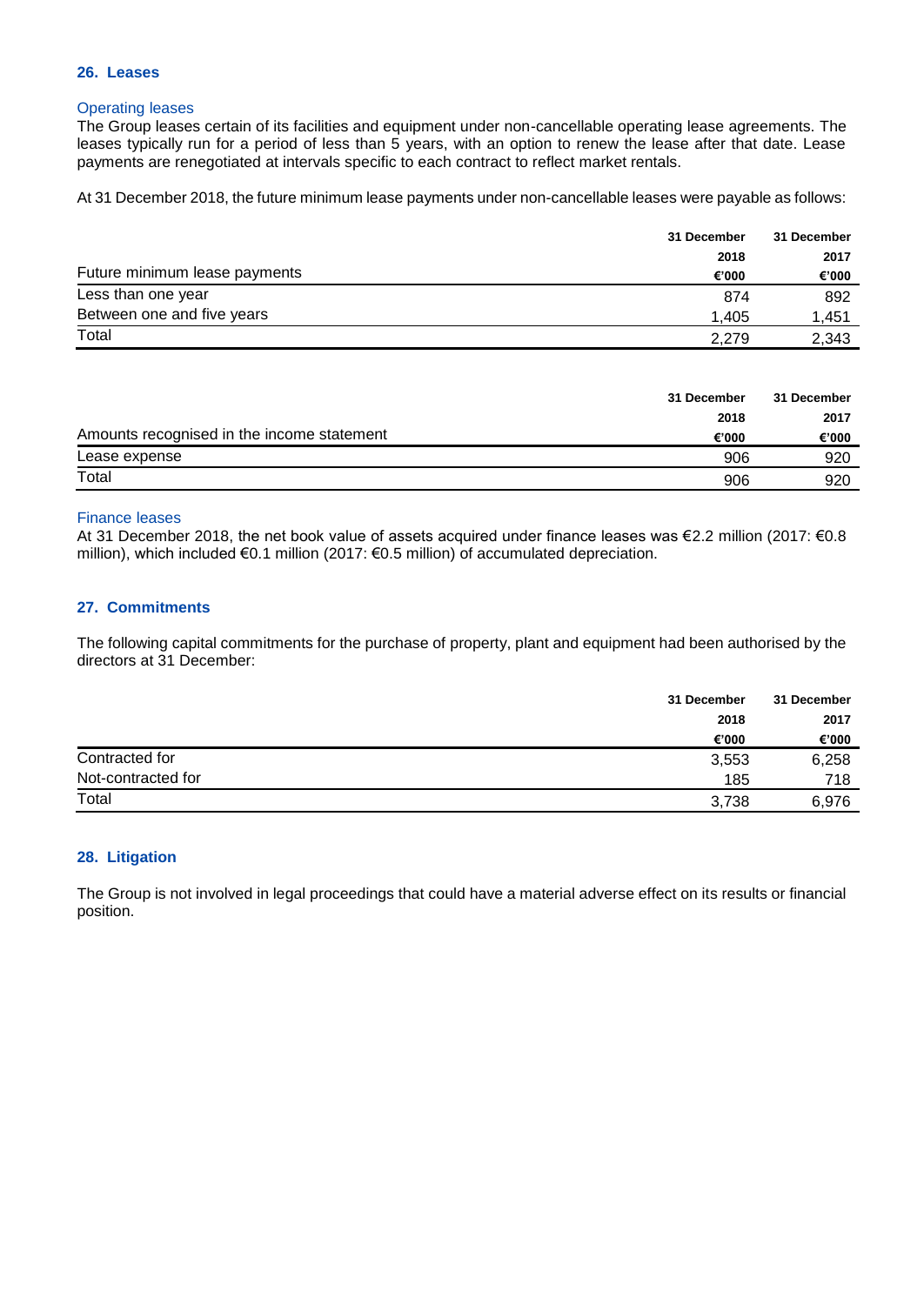## 26. Leases

### Operating leases

The Group leases certain of its facilities and equipment under non-cancellable operating lease agreements. The leases typically run for a period of less than 5 years, with an option to renew the lease after that date. Lease payments are renegotiated at intervals specific to each contract to reflect market rentals.

At 31 December 2018, the future minimum lease payments under non-cancellable leases were payable as follows:

| Future minimum lease payments | 31 December 2018 €'000 | 31 December 2017 €'000 |
|---|---|---|
| Less than one year | 874 | 892 |
| Between one and five years | 1,405 | 1,451 |
| Total | 2,279 | 2,343 |

| Amounts recognised in the income statement | 31 December 2018 €'000 | 31 December 2017 €'000 |
|---|---|---|
| Lease expense | 906 | 920 |
| Total | 906 | 920 |

### Finance leases

At 31 December 2018, the net book value of assets acquired under finance leases was €2.2 million (2017: €0.8 million), which included €0.1 million (2017: €0.5 million) of accumulated depreciation.

## 27. Commitments

The following capital commitments for the purchase of property, plant and equipment had been authorised by the directors at 31 December:

| | 31 December 2018 €'000 | 31 December 2017 €'000 |
|---|---|---|
| Contracted for | 3,553 | 6,258 |
| Not-contracted for | 185 | 718 |
| Total | 3,738 | 6,976 |

## 28. Litigation

The Group is not involved in legal proceedings that could have a material adverse effect on its results or financial position.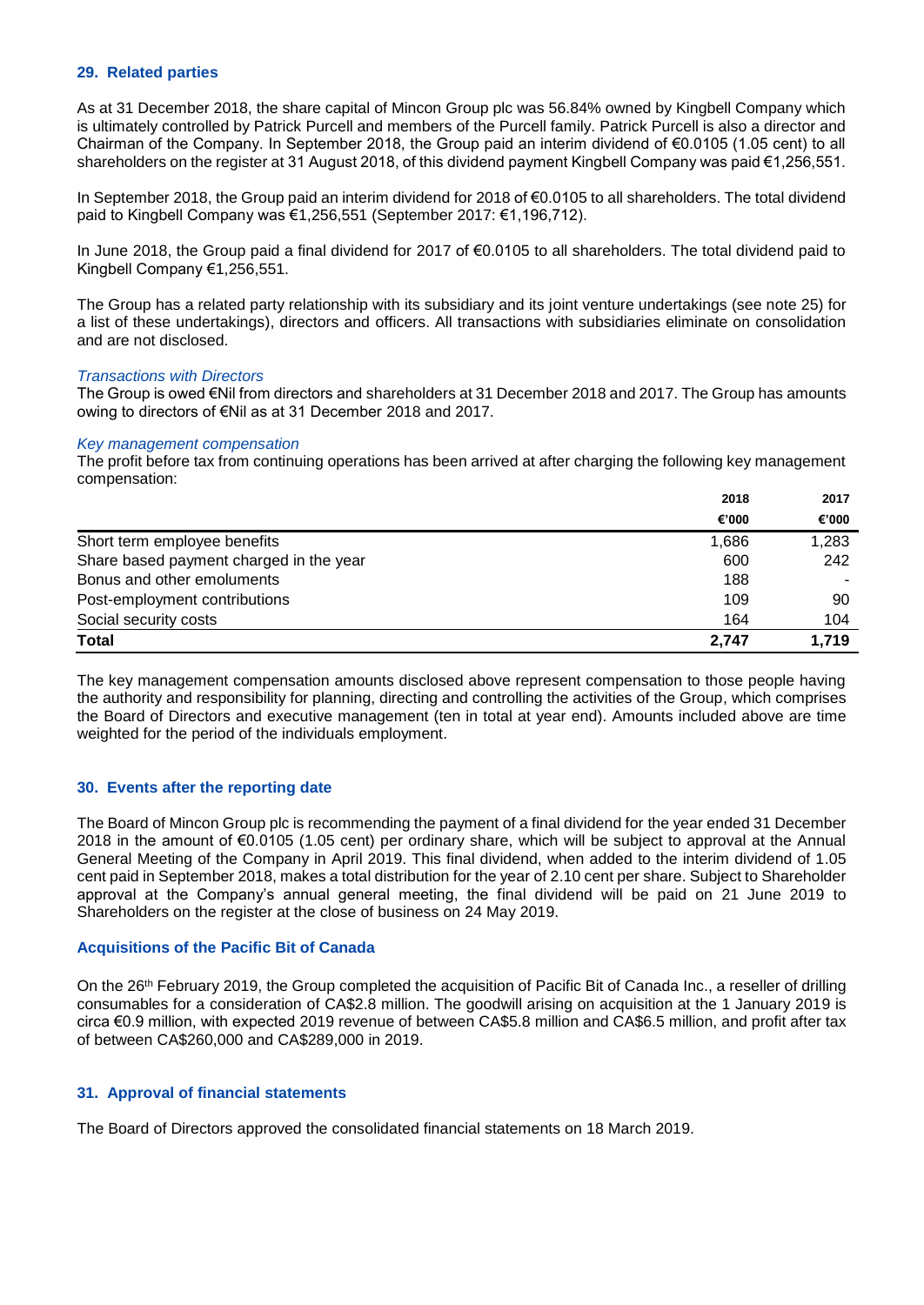## 29. Related parties

As at 31 December 2018, the share capital of Mincon Group plc was 56.84% owned by Kingbell Company which is ultimately controlled by Patrick Purcell and members of the Purcell family. Patrick Purcell is also a director and Chairman of the Company. In September 2018, the Group paid an interim dividend of €0.0105 (1.05 cent) to all shareholders on the register at 31 August 2018, of this dividend payment Kingbell Company was paid €1,256,551.

In September 2018, the Group paid an interim dividend for 2018 of €0.0105 to all shareholders. The total dividend paid to Kingbell Company was €1,256,551 (September 2017: €1,196,712).

In June 2018, the Group paid a final dividend for 2017 of €0.0105 to all shareholders. The total dividend paid to Kingbell Company €1,256,551.

The Group has a related party relationship with its subsidiary and its joint venture undertakings (see note 25) for a list of these undertakings), directors and officers. All transactions with subsidiaries eliminate on consolidation and are not disclosed.

*Transactions with Directors*

The Group is owed €Nil from directors and shareholders at 31 December 2018 and 2017. The Group has amounts owing to directors of €Nil as at 31 December 2018 and 2017.

*Key management compensation*

The profit before tax from continuing operations has been arrived at after charging the following key management compensation:

| | 2018 | 2017 |
|---|---|---|
| | €'000 | €'000 |
| Short term employee benefits | 1,686 | 1,283 |
| Share based payment charged in the year | 600 | 242 |
| Bonus and other emoluments | 188 | - |
| Post-employment contributions | 109 | 90 |
| Social security costs | 164 | 104 |
| **Total** | **2,747** | **1,719** |

The key management compensation amounts disclosed above represent compensation to those people having the authority and responsibility for planning, directing and controlling the activities of the Group, which comprises the Board of Directors and executive management (ten in total at year end). Amounts included above are time weighted for the period of the individuals employment.

## 30. Events after the reporting date

The Board of Mincon Group plc is recommending the payment of a final dividend for the year ended 31 December 2018 in the amount of €0.0105 (1.05 cent) per ordinary share, which will be subject to approval at the Annual General Meeting of the Company in April 2019. This final dividend, when added to the interim dividend of 1.05 cent paid in September 2018, makes a total distribution for the year of 2.10 cent per share. Subject to Shareholder approval at the Company's annual general meeting, the final dividend will be paid on 21 June 2019 to Shareholders on the register at the close of business on 24 May 2019.

### Acquisitions of the Pacific Bit of Canada

On the 26th February 2019, the Group completed the acquisition of Pacific Bit of Canada Inc., a reseller of drilling consumables for a consideration of CA$2.8 million. The goodwill arising on acquisition at the 1 January 2019 is circa €0.9 million, with expected 2019 revenue of between CA$5.8 million and CA$6.5 million, and profit after tax of between CA$260,000 and CA$289,000 in 2019.

## 31. Approval of financial statements

The Board of Directors approved the consolidated financial statements on 18 March 2019.